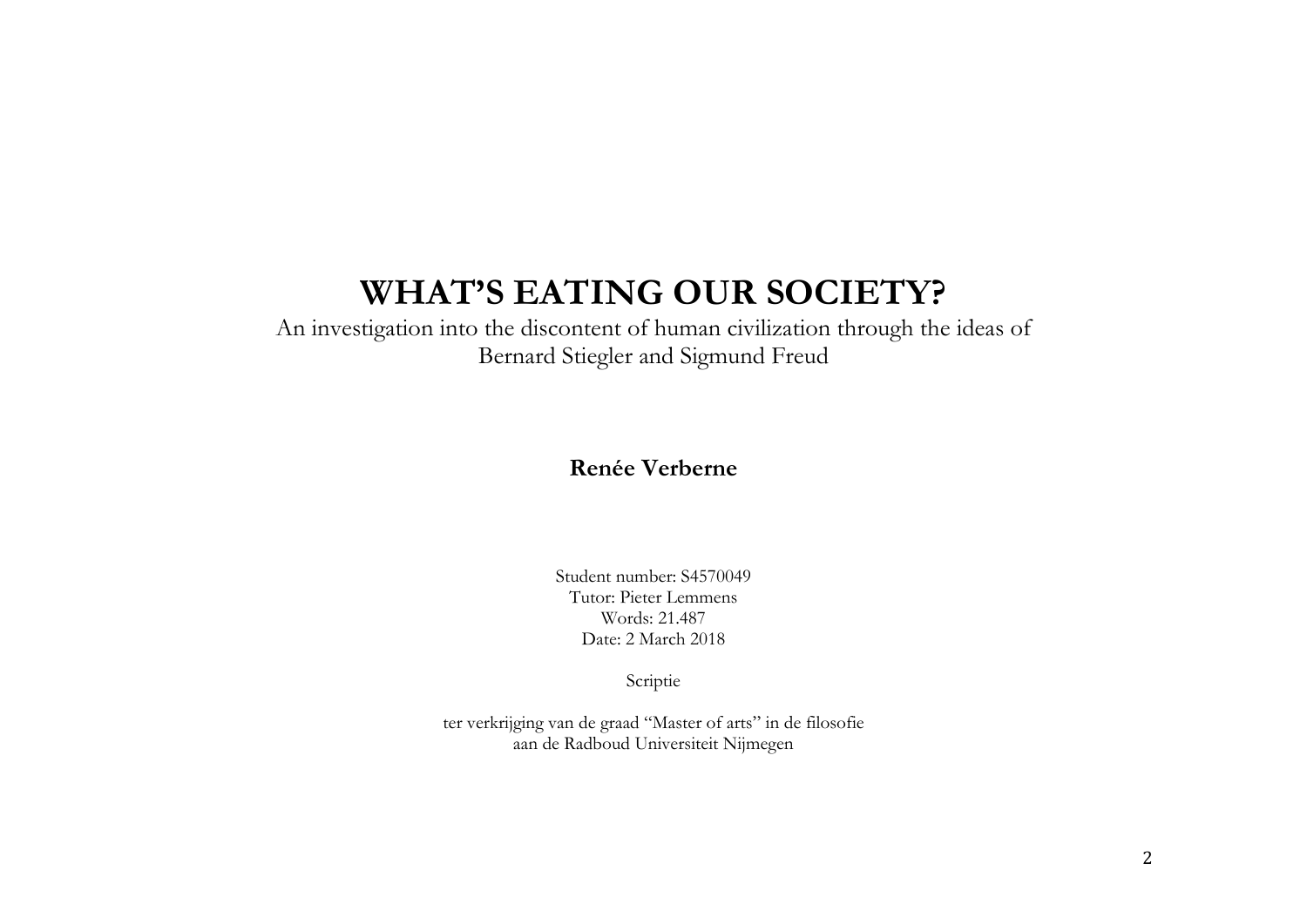# WHAT'S EATING OUR SOCIETY?

An investigation into the discontent of human civilization through the ideas of Bernard Stiegler and Sigmund Freud

**Renée Verberne**

Student number: S4570049
Tutor: Pieter Lemmens
Words: 21.487
Date: 2 March 2018

Scriptie

ter verkrijging van de graad "Master of arts" in de filosofie
aan de Radboud Universiteit Nijmegen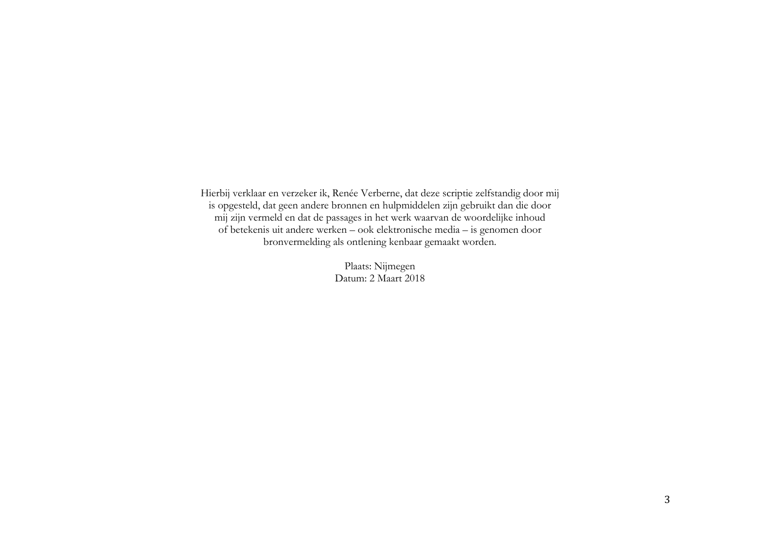Hierbij verklaar en verzeker ik, Renée Verberne, dat deze scriptie zelfstandig door mij is opgesteld, dat geen andere bronnen en hulpmiddelen zijn gebruikt dan die door mij zijn vermeld en dat de passages in het werk waarvan de woordelijke inhoud of betekenis uit andere werken – ook elektronische media – is genomen door bronvermelding als ontlening kenbaar gemaakt worden.

Plaats: Nijmegen
Datum: 2 Maart 2018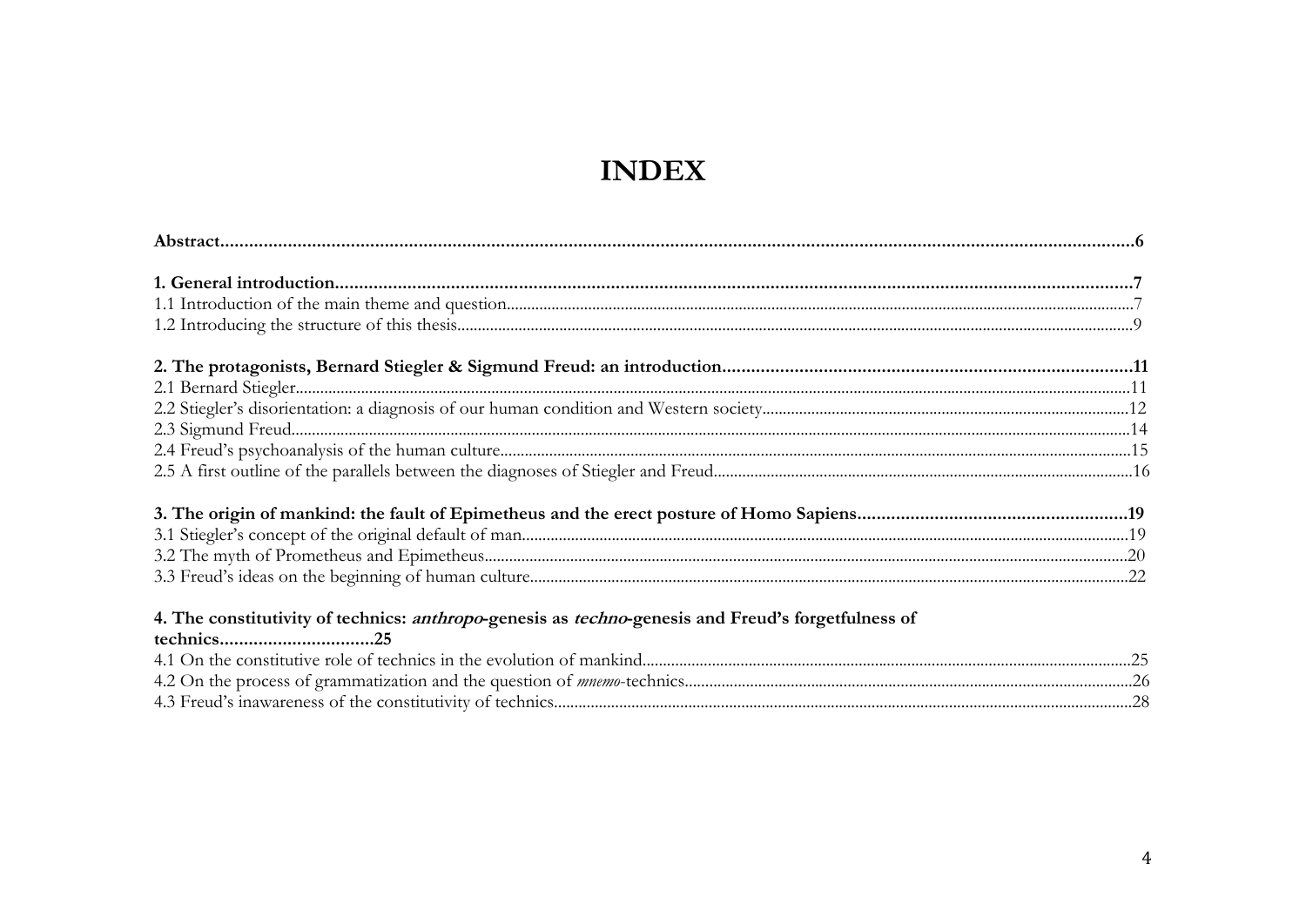# INDEX

**Abstract..........6**

**1. General introduction..........7**

1.1 Introduction of the main theme and question..........7

1.2 Introducing the structure of this thesis..........9

**2. The protagonists, Bernard Stiegler & Sigmund Freud: an introduction..........11**

2.1 Bernard Stiegler..........11

2.2 Stiegler's disorientation: a diagnosis of our human condition and Western society..........12

2.3 Sigmund Freud..........14

2.4 Freud's psychoanalysis of the human culture..........15

2.5 A first outline of the parallels between the diagnoses of Stiegler and Freud..........16

**3. The origin of mankind: the fault of Epimetheus and the erect posture of Homo Sapiens..........19**

3.1 Stiegler's concept of the original default of man..........19

3.2 The myth of Prometheus and Epimetheus..........20

3.3 Freud's ideas on the beginning of human culture..........22

**4. The constitutivity of technics: *anthropo*-genesis as *techno*-genesis and Freud's forgetfulness of technics..........25**

4.1 On the constitutive role of technics in the evolution of mankind..........25

4.2 On the process of grammatization and the question of *mnemo*-technics..........26

4.3 Freud's inawareness of the constitutivity of technics..........28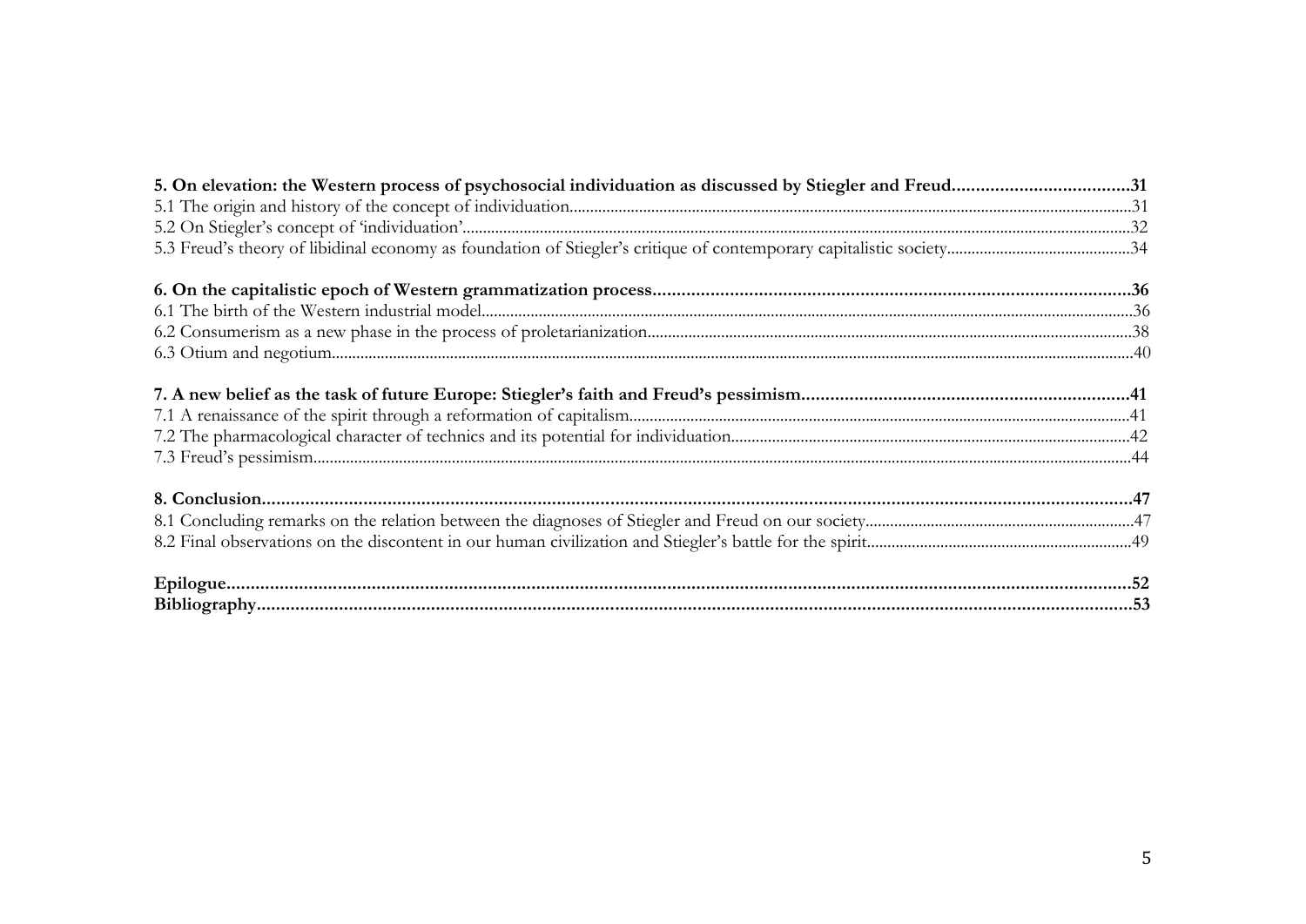**5. On elevation: the Western process of psychosocial individuation as discussed by Stiegler and Freud....................................31**
5.1 The origin and history of the concept of individuation........................................................................................................................31
5.2 On Stiegler's concept of 'individuation'...................................................................................................................................................32
5.3 Freud's theory of libidinal economy as foundation of Stiegler's critique of contemporary capitalistic society............................................34

**6. On the capitalistic epoch of Western grammatization process...................................................................................................36**
6.1 The birth of the Western industrial model...............................................................................................................................................36
6.2 Consumerism as a new phase in the process of proletarianization.......................................................................................................38
6.3 Otium and negotium...................................................................................................................................................................................40

**7. A new belief as the task of future Europe: Stiegler's faith and Freud's pessimism...................................................................41**
7.1 A renaissance of the spirit through a reformation of capitalism..........................................................................................................41
7.2 The pharmacological character of technics and its potential for individuation.................................................................................42
7.3 Freud's pessimism.......................................................................................................................................................................................44

**8. Conclusion.........................................................................................................................................................................................47**
8.1 Concluding remarks on the relation between the diagnoses of Stiegler and Freud on our society.................................................................47
8.2 Final observations on the discontent in our human civilization and Stiegler's battle for the spirit................................................................49

**Epilogue.............................................................................................................................................................................................52**
**Bibliography.......................................................................................................................................................................................53**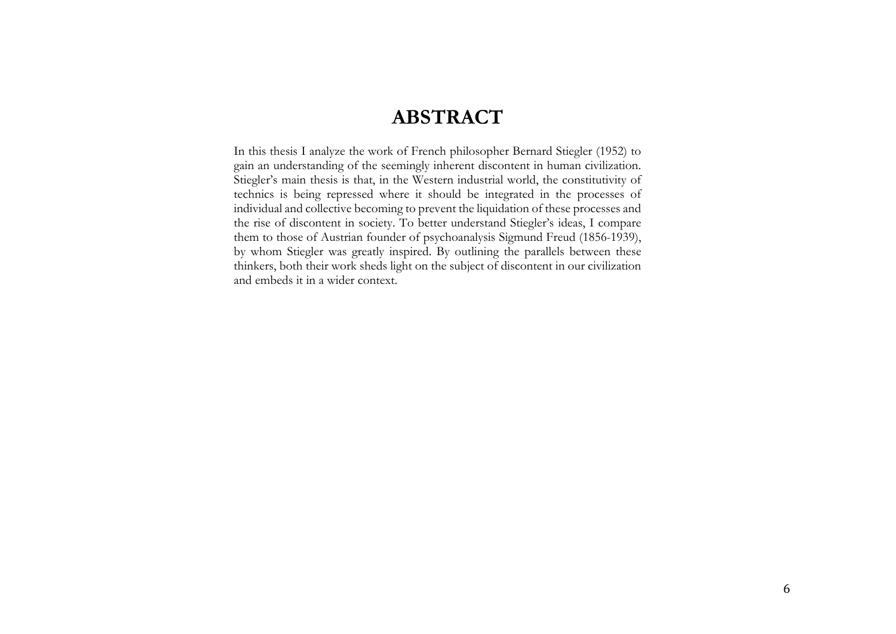# ABSTRACT

In this thesis I analyze the work of French philosopher Bernard Stiegler (1952) to gain an understanding of the seemingly inherent discontent in human civilization. Stiegler's main thesis is that, in the Western industrial world, the constitutivity of technics is being repressed where it should be integrated in the processes of individual and collective becoming to prevent the liquidation of these processes and the rise of discontent in society. To better understand Stiegler's ideas, I compare them to those of Austrian founder of psychoanalysis Sigmund Freud (1856-1939), by whom Stiegler was greatly inspired. By outlining the parallels between these thinkers, both their work sheds light on the subject of discontent in our civilization and embeds it in a wider context.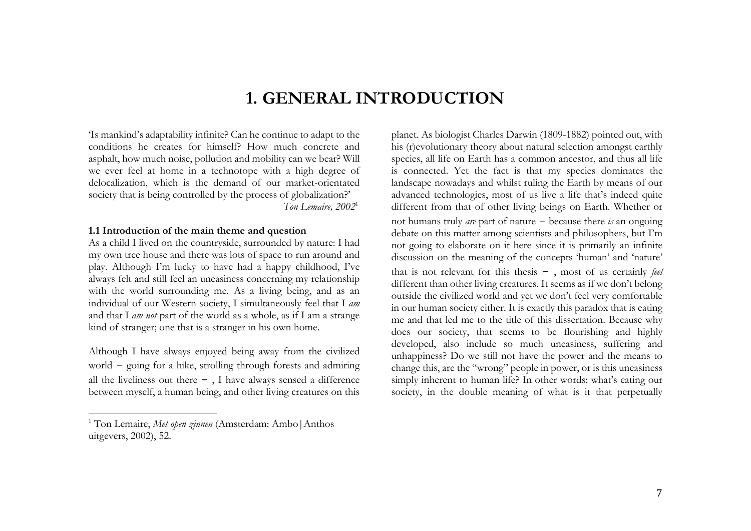# 1. GENERAL INTRODUCTION

'Is mankind's adaptability infinite? Can he continue to adapt to the conditions he creates for himself? How much concrete and asphalt, how much noise, pollution and mobility can we bear? Will we ever feel at home in a technotope with a high degree of delocalization, which is the demand of our market-orientated society that is being controlled by the process of globalization?'

*Ton Lemaire, 2002*[1]

### 1.1 Introduction of the main theme and question

As a child I lived on the countryside, surrounded by nature: I had my own tree house and there was lots of space to run around and play. Although I'm lucky to have had a happy childhood, I've always felt and still feel an uneasiness concerning my relationship with the world surrounding me. As a living being, and as an individual of our Western society, I simultaneously feel that I *am* and that I *am not* part of the world as a whole, as if I am a strange kind of stranger; one that is a stranger in his own home.

Although I have always enjoyed being away from the civilized world − going for a hike, strolling through forests and admiring all the liveliness out there − , I have always sensed a difference between myself, a human being, and other living creatures on this planet. As biologist Charles Darwin (1809-1882) pointed out, with his (r)evolutionary theory about natural selection amongst earthly species, all life on Earth has a common ancestor, and thus all life is connected. Yet the fact is that my species dominates the landscape nowadays and whilst ruling the Earth by means of our advanced technologies, most of us live a life that's indeed quite different from that of other living beings on Earth. Whether or not humans truly *are* part of nature − because there *is* an ongoing debate on this matter among scientists and philosophers, but I'm not going to elaborate on it here since it is primarily an infinite discussion on the meaning of the concepts 'human' and 'nature' that is not relevant for this thesis − , most of us certainly *feel* different than other living creatures. It seems as if we don't belong outside the civilized world and yet we don't feel very comfortable in our human society either. It is exactly this paradox that is eating me and that led me to the title of this dissertation. Because why does our society, that seems to be flourishing and highly developed, also include so much uneasiness, suffering and unhappiness? Do we still not have the power and the means to change this, are the "wrong" people in power, or is this uneasiness simply inherent to human life? In other words: what's eating our society, in the double meaning of what is it that perpetually

[1] Ton Lemaire, *Met open zinnen* (Amsterdam: Ambo|Anthos uitgevers, 2002), 52.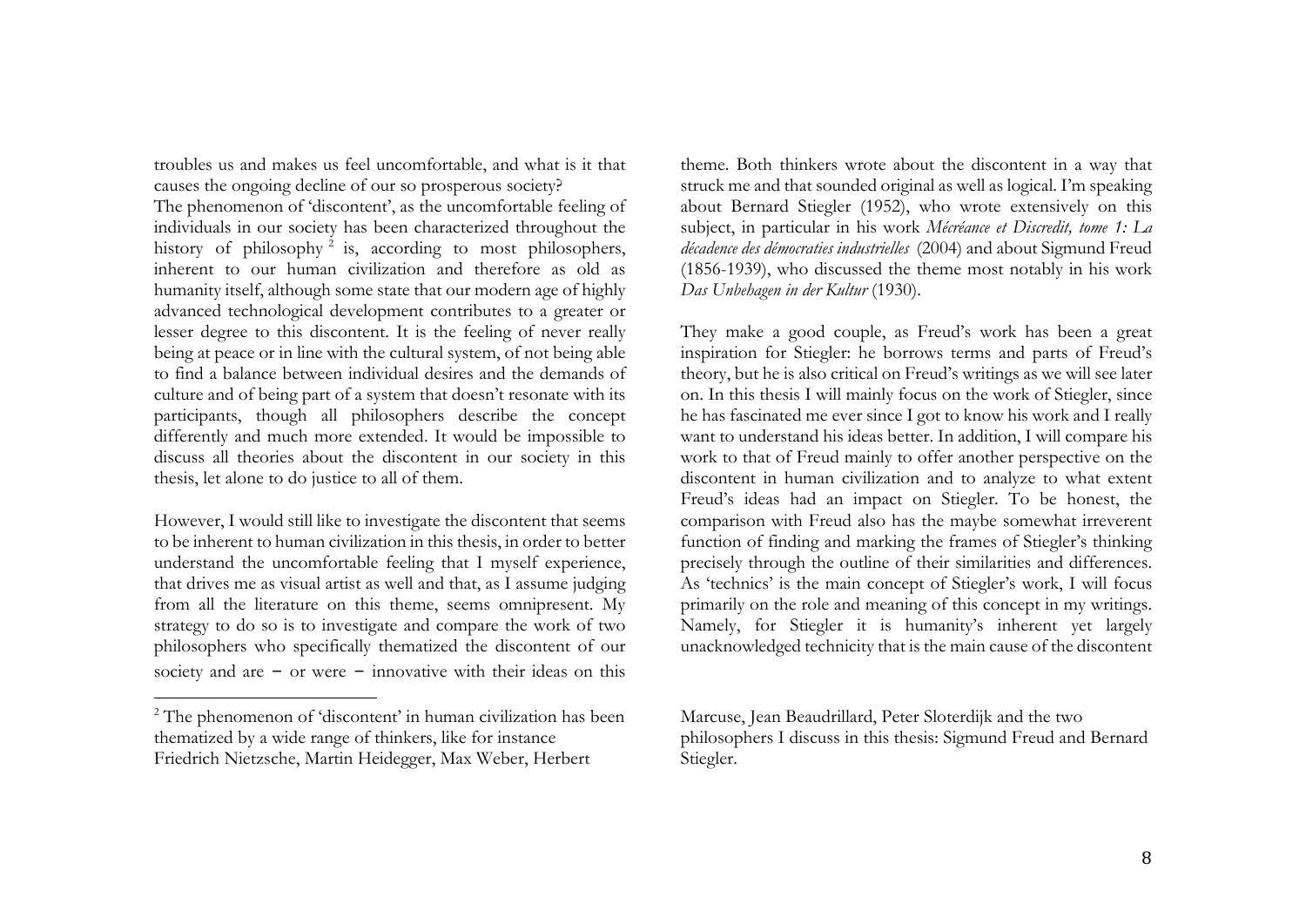troubles us and makes us feel uncomfortable, and what is it that causes the ongoing decline of our so prosperous society?

The phenomenon of 'discontent', as the uncomfortable feeling of individuals in our society has been characterized throughout the history of philosophy [2] is, according to most philosophers, inherent to our human civilization and therefore as old as humanity itself, although some state that our modern age of highly advanced technological development contributes to a greater or lesser degree to this discontent. It is the feeling of never really being at peace or in line with the cultural system, of not being able to find a balance between individual desires and the demands of culture and of being part of a system that doesn't resonate with its participants, though all philosophers describe the concept differently and much more extended. It would be impossible to discuss all theories about the discontent in our society in this thesis, let alone to do justice to all of them.

However, I would still like to investigate the discontent that seems to be inherent to human civilization in this thesis, in order to better understand the uncomfortable feeling that I myself experience, that drives me as visual artist as well and that, as I assume judging from all the literature on this theme, seems omnipresent. My strategy to do so is to investigate and compare the work of two philosophers who specifically thematized the discontent of our society and are – or were – innovative with their ideas on this theme. Both thinkers wrote about the discontent in a way that struck me and that sounded original as well as logical. I'm speaking about Bernard Stiegler (1952), who wrote extensively on this subject, in particular in his work *Mécréance et Discredit, tome 1: La décadence des démocraties industrielles* (2004) and about Sigmund Freud (1856-1939), who discussed the theme most notably in his work *Das Unbehagen in der Kultur* (1930).

They make a good couple, as Freud's work has been a great inspiration for Stiegler: he borrows terms and parts of Freud's theory, but he is also critical on Freud's writings as we will see later on. In this thesis I will mainly focus on the work of Stiegler, since he has fascinated me ever since I got to know his work and I really want to understand his ideas better. In addition, I will compare his work to that of Freud mainly to offer another perspective on the discontent in human civilization and to analyze to what extent Freud's ideas had an impact on Stiegler. To be honest, the comparison with Freud also has the maybe somewhat irreverent function of finding and marking the frames of Stiegler's thinking precisely through the outline of their similarities and differences. As 'technics' is the main concept of Stiegler's work, I will focus primarily on the role and meaning of this concept in my writings. Namely, for Stiegler it is humanity's inherent yet largely unacknowledged technicity that is the main cause of the discontent

[2] The phenomenon of 'discontent' in human civilization has been thematized by a wide range of thinkers, like for instance Friedrich Nietzsche, Martin Heidegger, Max Weber, Herbert Marcuse, Jean Beaudrillard, Peter Sloterdijk and the two philosophers I discuss in this thesis: Sigmund Freud and Bernard Stiegler.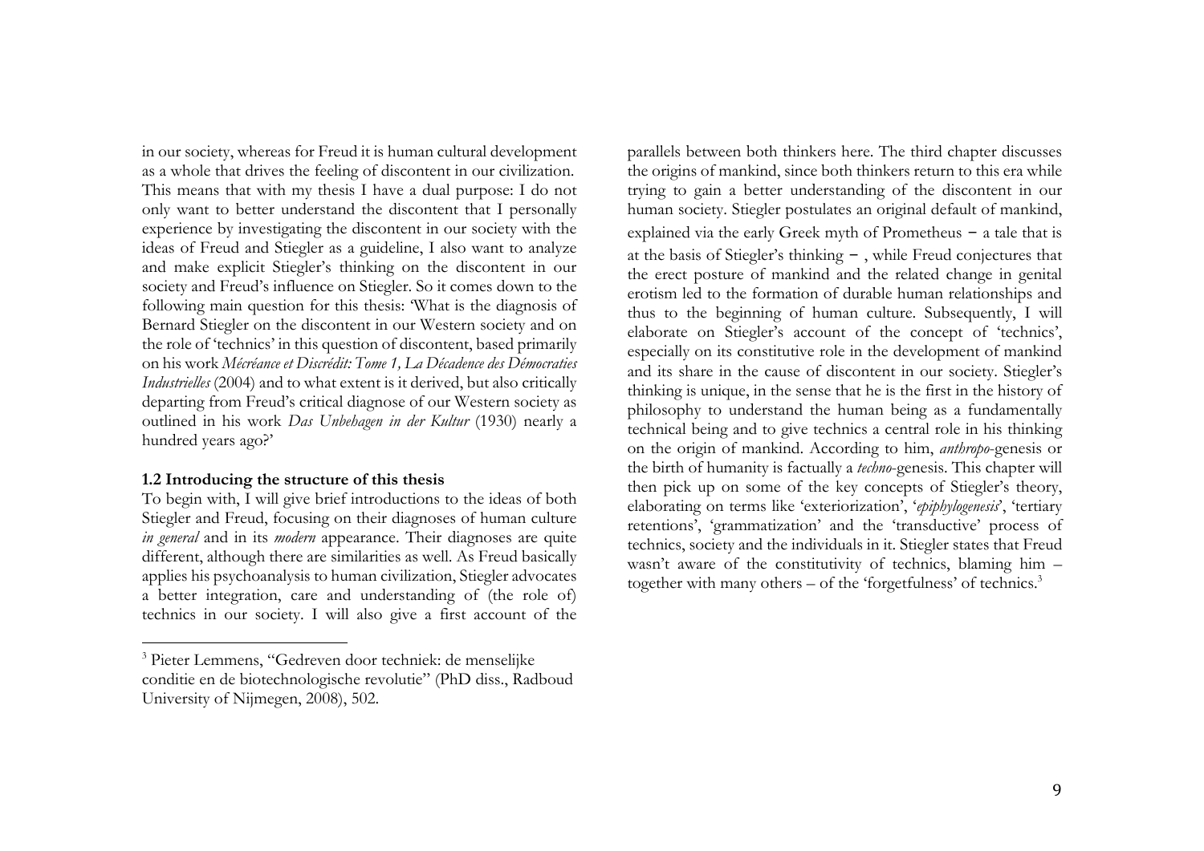in our society, whereas for Freud it is human cultural development as a whole that drives the feeling of discontent in our civilization. This means that with my thesis I have a dual purpose: I do not only want to better understand the discontent that I personally experience by investigating the discontent in our society with the ideas of Freud and Stiegler as a guideline, I also want to analyze and make explicit Stiegler's thinking on the discontent in our society and Freud's influence on Stiegler. So it comes down to the following main question for this thesis: 'What is the diagnosis of Bernard Stiegler on the discontent in our Western society and on the role of 'technics' in this question of discontent, based primarily on his work *Mécréance et Discrédit: Tome 1, La Décadence des Démocraties Industrielles* (2004) and to what extent is it derived, but also critically departing from Freud's critical diagnose of our Western society as outlined in his work *Das Unbehagen in der Kultur* (1930) nearly a hundred years ago?'

### 1.2 Introducing the structure of this thesis

To begin with, I will give brief introductions to the ideas of both Stiegler and Freud, focusing on their diagnoses of human culture *in general* and in its *modern* appearance. Their diagnoses are quite different, although there are similarities as well. As Freud basically applies his psychoanalysis to human civilization, Stiegler advocates a better integration, care and understanding of (the role of) technics in our society. I will also give a first account of the parallels between both thinkers here. The third chapter discusses the origins of mankind, since both thinkers return to this era while trying to gain a better understanding of the discontent in our human society. Stiegler postulates an original default of mankind, explained via the early Greek myth of Prometheus − a tale that is at the basis of Stiegler's thinking − , while Freud conjectures that the erect posture of mankind and the related change in genital erotism led to the formation of durable human relationships and thus to the beginning of human culture. Subsequently, I will elaborate on Stiegler's account of the concept of 'technics', especially on its constitutive role in the development of mankind and its share in the cause of discontent in our society. Stiegler's thinking is unique, in the sense that he is the first in the history of philosophy to understand the human being as a fundamentally technical being and to give technics a central role in his thinking on the origin of mankind. According to him, *anthropo*-genesis or the birth of humanity is factually a *techno*-genesis. This chapter will then pick up on some of the key concepts of Stiegler's theory, elaborating on terms like 'exteriorization', '*epiphylogenesis*', 'tertiary retentions', 'grammatization' and the 'transductive' process of technics, society and the individuals in it. Stiegler states that Freud wasn't aware of the constitutivity of technics, blaming him – together with many others – of the 'forgetfulness' of technics.[3]

---

[3] Pieter Lemmens, "Gedreven door techniek: de menselijke conditie en de biotechnologische revolutie" (PhD diss., Radboud University of Nijmegen, 2008), 502.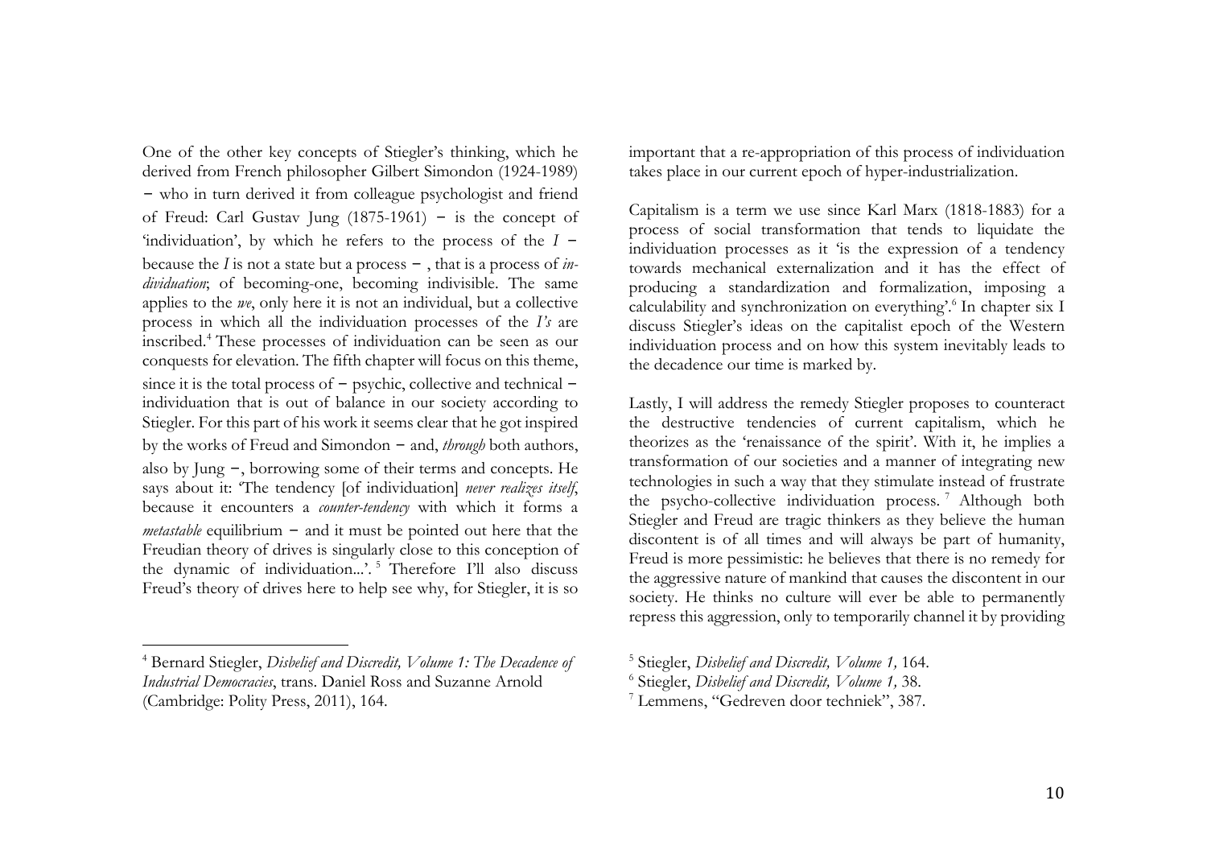One of the other key concepts of Stiegler's thinking, which he derived from French philosopher Gilbert Simondon (1924-1989) − who in turn derived it from colleague psychologist and friend of Freud: Carl Gustav Jung (1875-1961) − is the concept of 'individuation', by which he refers to the process of the *I* − because the *I* is not a state but a process − , that is a process of *in-dividuation*; of becoming-one, becoming indivisible. The same applies to the *we*, only here it is not an individual, but a collective process in which all the individuation processes of the *I's* are inscribed.[4] These processes of individuation can be seen as our conquests for elevation. The fifth chapter will focus on this theme, since it is the total process of − psychic, collective and technical − individuation that is out of balance in our society according to Stiegler. For this part of his work it seems clear that he got inspired by the works of Freud and Simondon − and, *through* both authors, also by Jung −, borrowing some of their terms and concepts. He says about it: 'The tendency [of individuation] *never realizes itself*, because it encounters a *counter-tendency* with which it forms a *metastable* equilibrium − and it must be pointed out here that the Freudian theory of drives is singularly close to this conception of the dynamic of individuation...'.[5] Therefore I'll also discuss Freud's theory of drives here to help see why, for Stiegler, it is so important that a re-appropriation of this process of individuation takes place in our current epoch of hyper-industrialization.

Capitalism is a term we use since Karl Marx (1818-1883) for a process of social transformation that tends to liquidate the individuation processes as it 'is the expression of a tendency towards mechanical externalization and it has the effect of producing a standardization and formalization, imposing a calculability and synchronization on everything'.[6] In chapter six I discuss Stiegler's ideas on the capitalist epoch of the Western individuation process and on how this system inevitably leads to the decadence our time is marked by.

Lastly, I will address the remedy Stiegler proposes to counteract the destructive tendencies of current capitalism, which he theorizes as the 'renaissance of the spirit'. With it, he implies a transformation of our societies and a manner of integrating new technologies in such a way that they stimulate instead of frustrate the psycho-collective individuation process.[7] Although both Stiegler and Freud are tragic thinkers as they believe the human discontent is of all times and will always be part of humanity, Freud is more pessimistic: he believes that there is no remedy for the aggressive nature of mankind that causes the discontent in our society. He thinks no culture will ever be able to permanently repress this aggression, only to temporarily channel it by providing

---

[4] Bernard Stiegler, *Disbelief and Discredit, Volume 1: The Decadence of Industrial Democracies*, trans. Daniel Ross and Suzanne Arnold (Cambridge: Polity Press, 2011), 164.

[5] Stiegler, *Disbelief and Discredit, Volume 1,* 164.

[6] Stiegler, *Disbelief and Discredit, Volume 1,* 38.

[7] Lemmens, "Gedreven door techniek", 387.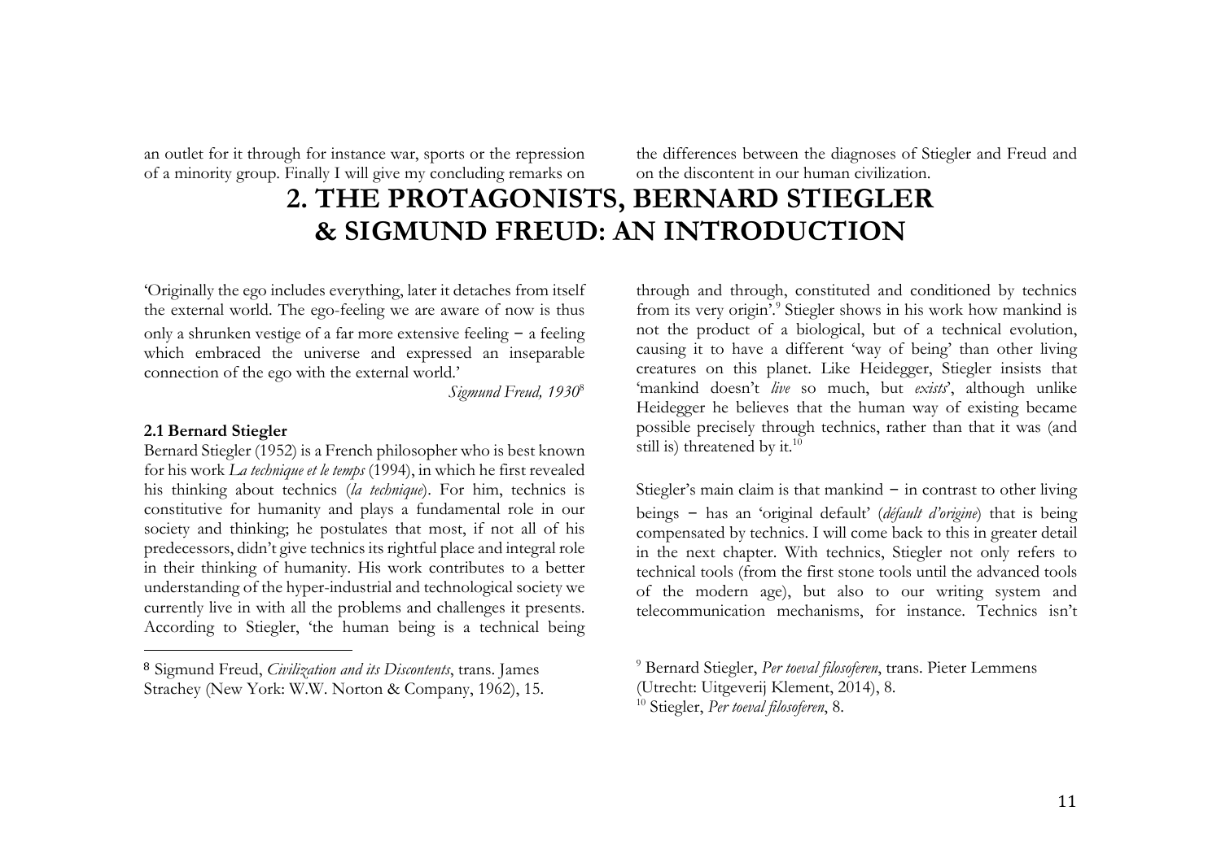an outlet for it through for instance war, sports or the repression of a minority group. Finally I will give my concluding remarks on the differences between the diagnoses of Stiegler and Freud and on the discontent in our human civilization.

# 2. THE PROTAGONISTS, BERNARD STIEGLER & SIGMUND FREUD: AN INTRODUCTION

'Originally the ego includes everything, later it detaches from itself the external world. The ego-feeling we are aware of now is thus only a shrunken vestige of a far more extensive feeling – a feeling which embraced the universe and expressed an inseparable connection of the ego with the external world.'

*Sigmund Freud, 1930*[8]

### 2.1 Bernard Stiegler

Bernard Stiegler (1952) is a French philosopher who is best known for his work *La technique et le temps* (1994), in which he first revealed his thinking about technics (*la technique*). For him, technics is constitutive for humanity and plays a fundamental role in our society and thinking; he postulates that most, if not all of his predecessors, didn't give technics its rightful place and integral role in their thinking of humanity. His work contributes to a better understanding of the hyper-industrial and technological society we currently live in with all the problems and challenges it presents. According to Stiegler, 'the human being is a technical being through and through, constituted and conditioned by technics from its very origin'.[9] Stiegler shows in his work how mankind is not the product of a biological, but of a technical evolution, causing it to have a different 'way of being' than other living creatures on this planet. Like Heidegger, Stiegler insists that 'mankind doesn't *live* so much, but *exists*', although unlike Heidegger he believes that the human way of existing became possible precisely through technics, rather than that it was (and still is) threatened by it.[10]

Stiegler's main claim is that mankind – in contrast to other living beings – has an 'original default' (*défault d'origine*) that is being compensated by technics. I will come back to this in greater detail in the next chapter. With technics, Stiegler not only refers to technical tools (from the first stone tools until the advanced tools of the modern age), but also to our writing system and telecommunication mechanisms, for instance. Technics isn't

---

[8] Sigmund Freud, *Civilization and its Discontents*, trans. James Strachey (New York: W.W. Norton & Company, 1962), 15.

[9] Bernard Stiegler, *Per toeval filosoferen*, trans. Pieter Lemmens (Utrecht: Uitgeverij Klement, 2014), 8.

[10] Stiegler, *Per toeval filosoferen*, 8.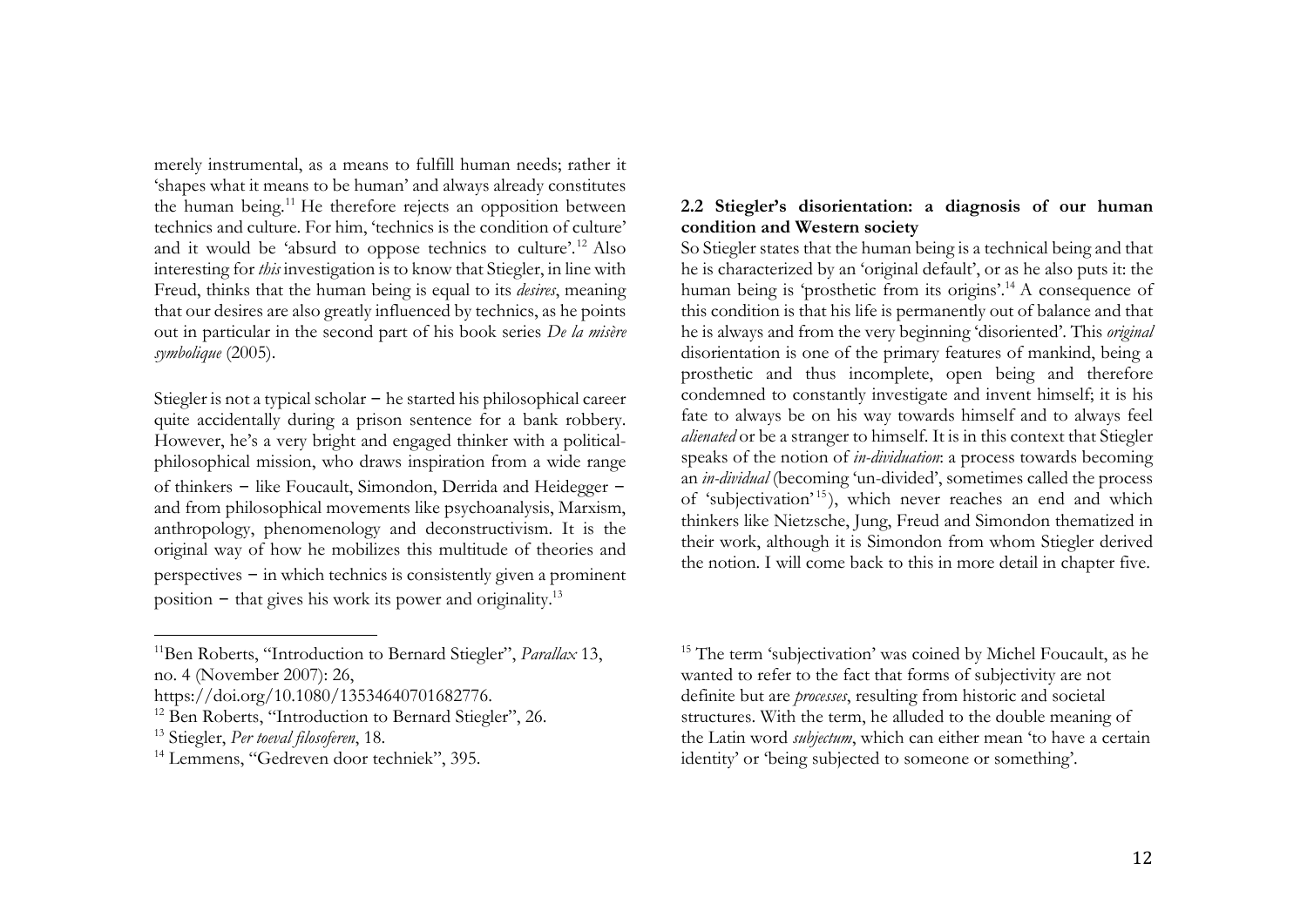merely instrumental, as a means to fulfill human needs; rather it 'shapes what it means to be human' and always already constitutes the human being.[11] He therefore rejects an opposition between technics and culture. For him, 'technics is the condition of culture' and it would be 'absurd to oppose technics to culture'.[12] Also interesting for *this* investigation is to know that Stiegler, in line with Freud, thinks that the human being is equal to its *desires*, meaning that our desires are also greatly influenced by technics, as he points out in particular in the second part of his book series *De la misère symbolique* (2005).

Stiegler is not a typical scholar – he started his philosophical career quite accidentally during a prison sentence for a bank robbery. However, he's a very bright and engaged thinker with a political-philosophical mission, who draws inspiration from a wide range of thinkers – like Foucault, Simondon, Derrida and Heidegger – and from philosophical movements like psychoanalysis, Marxism, anthropology, phenomenology and deconstructivism. It is the original way of how he mobilizes this multitude of theories and perspectives – in which technics is consistently given a prominent position – that gives his work its power and originality.[13]

### 2.2 Stiegler's disorientation: a diagnosis of our human condition and Western society

So Stiegler states that the human being is a technical being and that he is characterized by an 'original default', or as he also puts it: the human being is 'prosthetic from its origins'.[14] A consequence of this condition is that his life is permanently out of balance and that he is always and from the very beginning 'disoriented'. This *original* disorientation is one of the primary features of mankind, being a prosthetic and thus incomplete, open being and therefore condemned to constantly investigate and invent himself; it is his fate to always be on his way towards himself and to always feel *alienated* or be a stranger to himself. It is in this context that Stiegler speaks of the notion of *in-dividuation*: a process towards becoming an *in-dividual* (becoming 'un-divided', sometimes called the process of 'subjectivation'[15]), which never reaches an end and which thinkers like Nietzsche, Jung, Freud and Simondon thematized in their work, although it is Simondon from whom Stiegler derived the notion. I will come back to this in more detail in chapter five.

---

[11] Ben Roberts, "Introduction to Bernard Stiegler", *Parallax* 13, no. 4 (November 2007): 26, https://doi.org/10.1080/13534640701682776.

[12] Ben Roberts, "Introduction to Bernard Stiegler", 26.

[13] Stiegler, *Per toeval filosoferen*, 18.

[14] Lemmens, "Gedreven door techniek", 395.

[15] The term 'subjectivation' was coined by Michel Foucault, as he wanted to refer to the fact that forms of subjectivity are not definite but are *processes*, resulting from historic and societal structures. With the term, he alluded to the double meaning of the Latin word *subjectum*, which can either mean 'to have a certain identity' or 'being subjected to someone or something'.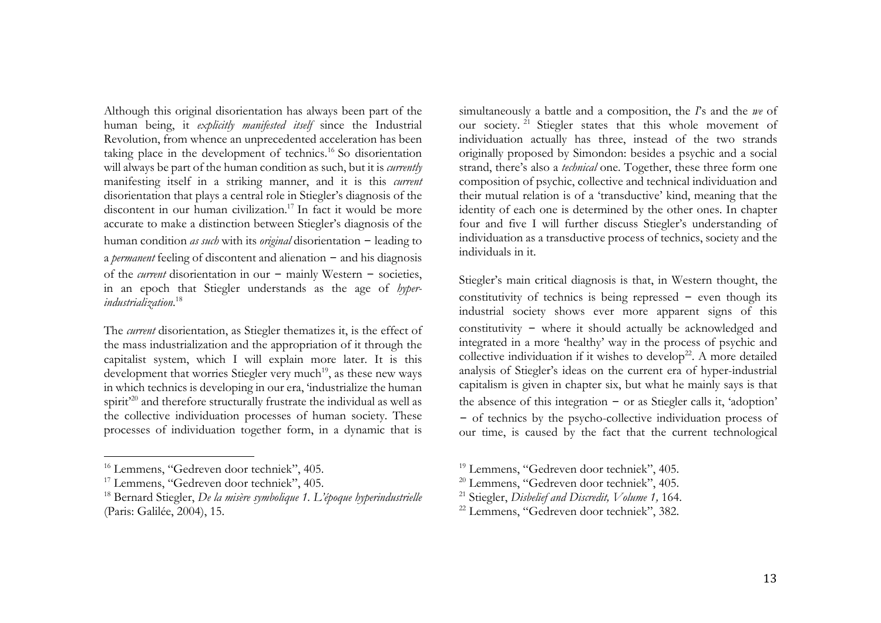Although this original disorientation has always been part of the human being, it *explicitly manifested itself* since the Industrial Revolution, from whence an unprecedented acceleration has been taking place in the development of technics.[16] So disorientation will always be part of the human condition as such, but it is *currently* manifesting itself in a striking manner, and it is this *current* disorientation that plays a central role in Stiegler's diagnosis of the discontent in our human civilization.[17] In fact it would be more accurate to make a distinction between Stiegler's diagnosis of the human condition *as such* with its *original* disorientation – leading to a *permanent* feeling of discontent and alienation – and his diagnosis of the *current* disorientation in our – mainly Western – societies, in an epoch that Stiegler understands as the age of *hyper-industrialization*.[18]

The *current* disorientation, as Stiegler thematizes it, is the effect of the mass industrialization and the appropriation of it through the capitalist system, which I will explain more later. It is this development that worries Stiegler very much[19], as these new ways in which technics is developing in our era, 'industrialize the human spirit'[20] and therefore structurally frustrate the individual as well as the collective individuation processes of human society. These processes of individuation together form, in a dynamic that is simultaneously a battle and a composition, the *I*'s and the *we* of our society.[21] Stiegler states that this whole movement of individuation actually has three, instead of the two strands originally proposed by Simondon: besides a psychic and a social strand, there's also a *technical* one. Together, these three form one composition of psychic, collective and technical individuation and their mutual relation is of a 'transductive' kind, meaning that the identity of each one is determined by the other ones. In chapter four and five I will further discuss Stiegler's understanding of individuation as a transductive process of technics, society and the individuals in it.

Stiegler's main critical diagnosis is that, in Western thought, the constitutivity of technics is being repressed – even though its industrial society shows ever more apparent signs of this constitutivity – where it should actually be acknowledged and integrated in a more 'healthy' way in the process of psychic and collective individuation if it wishes to develop[22]. A more detailed analysis of Stiegler's ideas on the current era of hyper-industrial capitalism is given in chapter six, but what he mainly says is that the absence of this integration – or as Stiegler calls it, 'adoption' – of technics by the psycho-collective individuation process of our time, is caused by the fact that the current technological

---

[16] Lemmens, "Gedreven door techniek", 405.

[17] Lemmens, "Gedreven door techniek", 405.

[18] Bernard Stiegler, *De la misère symbolique 1. L'époque hyperindustrielle* (Paris: Galilée, 2004), 15.

[19] Lemmens, "Gedreven door techniek", 405.

[20] Lemmens, "Gedreven door techniek", 405.

[21] Stiegler, *Disbelief and Discredit, Volume 1,* 164.

[22] Lemmens, "Gedreven door techniek", 382.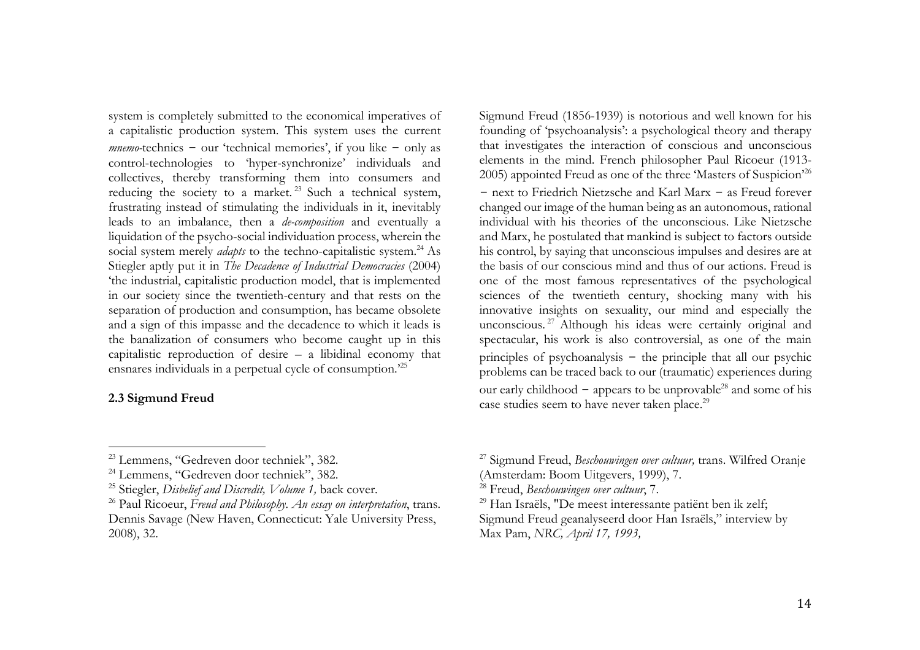system is completely submitted to the economical imperatives of a capitalistic production system. This system uses the current *mnemo*-technics – our 'technical memories', if you like – only as control-technologies to 'hyper-synchronize' individuals and collectives, thereby transforming them into consumers and reducing the society to a market.[23] Such a technical system, frustrating instead of stimulating the individuals in it, inevitably leads to an imbalance, then a *de-composition* and eventually a liquidation of the psycho-social individuation process, wherein the social system merely *adapts* to the techno-capitalistic system.[24] As Stiegler aptly put it in *The Decadence of Industrial Democracies* (2004) 'the industrial, capitalistic production model, that is implemented in our society since the twentieth-century and that rests on the separation of production and consumption, has became obsolete and a sign of this impasse and the decadence to which it leads is the banalization of consumers who become caught up in this capitalistic reproduction of desire – a libidinal economy that ensnares individuals in a perpetual cycle of consumption.'[25]

### 2.3 Sigmund Freud

Sigmund Freud (1856-1939) is notorious and well known for his founding of 'psychoanalysis': a psychological theory and therapy that investigates the interaction of conscious and unconscious elements in the mind. French philosopher Paul Ricoeur (1913-2005) appointed Freud as one of the three 'Masters of Suspicion'[26] – next to Friedrich Nietzsche and Karl Marx – as Freud forever changed our image of the human being as an autonomous, rational individual with his theories of the unconscious. Like Nietzsche and Marx, he postulated that mankind is subject to factors outside his control, by saying that unconscious impulses and desires are at the basis of our conscious mind and thus of our actions. Freud is one of the most famous representatives of the psychological sciences of the twentieth century, shocking many with his innovative insights on sexuality, our mind and especially the unconscious.[27] Although his ideas were certainly original and spectacular, his work is also controversial, as one of the main principles of psychoanalysis – the principle that all our psychic problems can be traced back to our (traumatic) experiences during our early childhood – appears to be unprovable[28] and some of his case studies seem to have never taken place.[29]

---

[23] Lemmens, "Gedreven door techniek", 382.

[24] Lemmens, "Gedreven door techniek", 382.

[25] Stiegler, *Disbelief and Discredit, Volume 1,* back cover.

[26] Paul Ricoeur, *Freud and Philosophy. An essay on interpretation*, trans. Dennis Savage (New Haven, Connecticut: Yale University Press, 2008), 32.

[27] Sigmund Freud, *Beschouwingen over cultuur,* trans. Wilfred Oranje (Amsterdam: Boom Uitgevers, 1999), 7.

[28] Freud, *Beschouwingen over cultuur*, 7.

[29] Han Israëls, "De meest interessante patiënt ben ik zelf; Sigmund Freud geanalyseerd door Han Israëls," interview by Max Pam, *NRC, April 17, 1993,*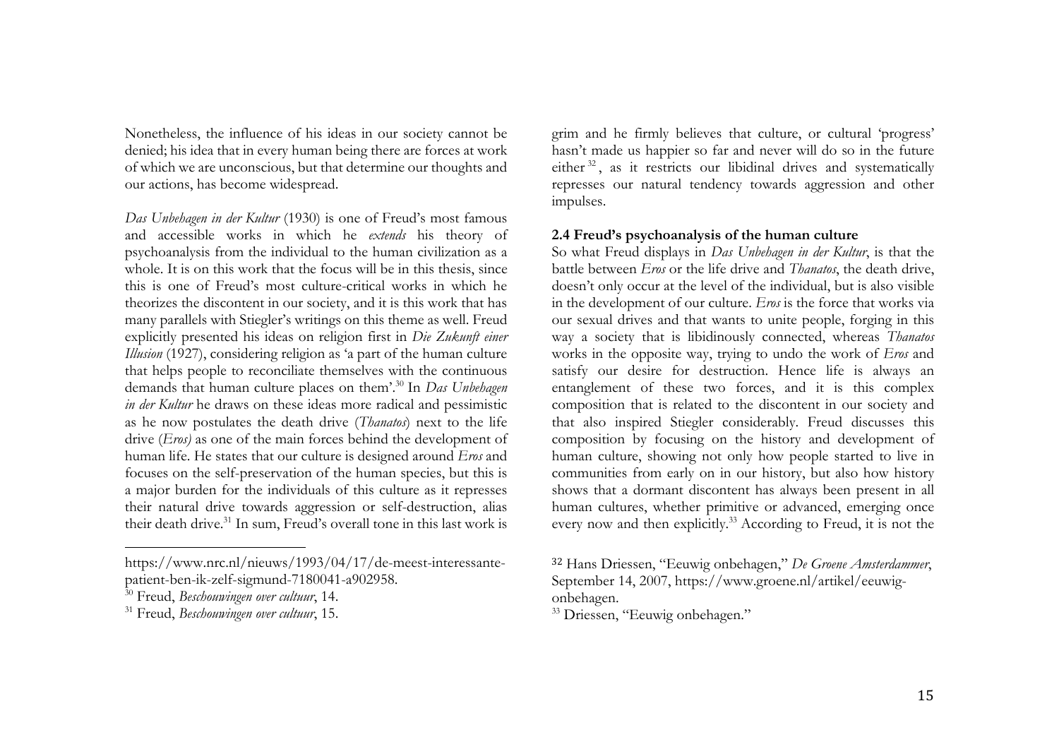Nonetheless, the influence of his ideas in our society cannot be denied; his idea that in every human being there are forces at work of which we are unconscious, but that determine our thoughts and our actions, has become widespread.

*Das Unbehagen in der Kultur* (1930) is one of Freud's most famous and accessible works in which he *extends* his theory of psychoanalysis from the individual to the human civilization as a whole. It is on this work that the focus will be in this thesis, since this is one of Freud's most culture-critical works in which he theorizes the discontent in our society, and it is this work that has many parallels with Stiegler's writings on this theme as well. Freud explicitly presented his ideas on religion first in *Die Zukunft einer Illusion* (1927), considering religion as 'a part of the human culture that helps people to reconciliate themselves with the continuous demands that human culture places on them'.[30] In *Das Unbehagen in der Kultur* he draws on these ideas more radical and pessimistic as he now postulates the death drive (*Thanatos*) next to the life drive (*Eros)* as one of the main forces behind the development of human life. He states that our culture is designed around *Eros* and focuses on the self-preservation of the human species, but this is a major burden for the individuals of this culture as it represses their natural drive towards aggression or self-destruction, alias their death drive.[31] In sum, Freud's overall tone in this last work is grim and he firmly believes that culture, or cultural 'progress' hasn't made us happier so far and never will do so in the future either [32], as it restricts our libidinal drives and systematically represses our natural tendency towards aggression and other impulses.

### 2.4 Freud's psychoanalysis of the human culture

So what Freud displays in *Das Unbehagen in der Kultur*, is that the battle between *Eros* or the life drive and *Thanatos*, the death drive, doesn't only occur at the level of the individual, but is also visible in the development of our culture. *Eros* is the force that works via our sexual drives and that wants to unite people, forging in this way a society that is libidinously connected, whereas *Thanatos* works in the opposite way, trying to undo the work of *Eros* and satisfy our desire for destruction. Hence life is always an entanglement of these two forces, and it is this complex composition that is related to the discontent in our society and that also inspired Stiegler considerably. Freud discusses this composition by focusing on the history and development of human culture, showing not only how people started to live in communities from early on in our history, but also how history shows that a dormant discontent has always been present in all human cultures, whether primitive or advanced, emerging once every now and then explicitly.[33] According to Freud, it is not the

---

https://www.nrc.nl/nieuws/1993/04/17/de-meest-interessante-patient-ben-ik-zelf-sigmund-7180041-a902958.

[30] Freud, *Beschouwingen over cultuur*, 14.

[31] Freud, *Beschouwingen over cultuur*, 15.

[32] Hans Driessen, "Eeuwig onbehagen," *De Groene Amsterdammer*, September 14, 2007, https://www.groene.nl/artikel/eeuwig-onbehagen.

[33] Driessen, "Eeuwig onbehagen."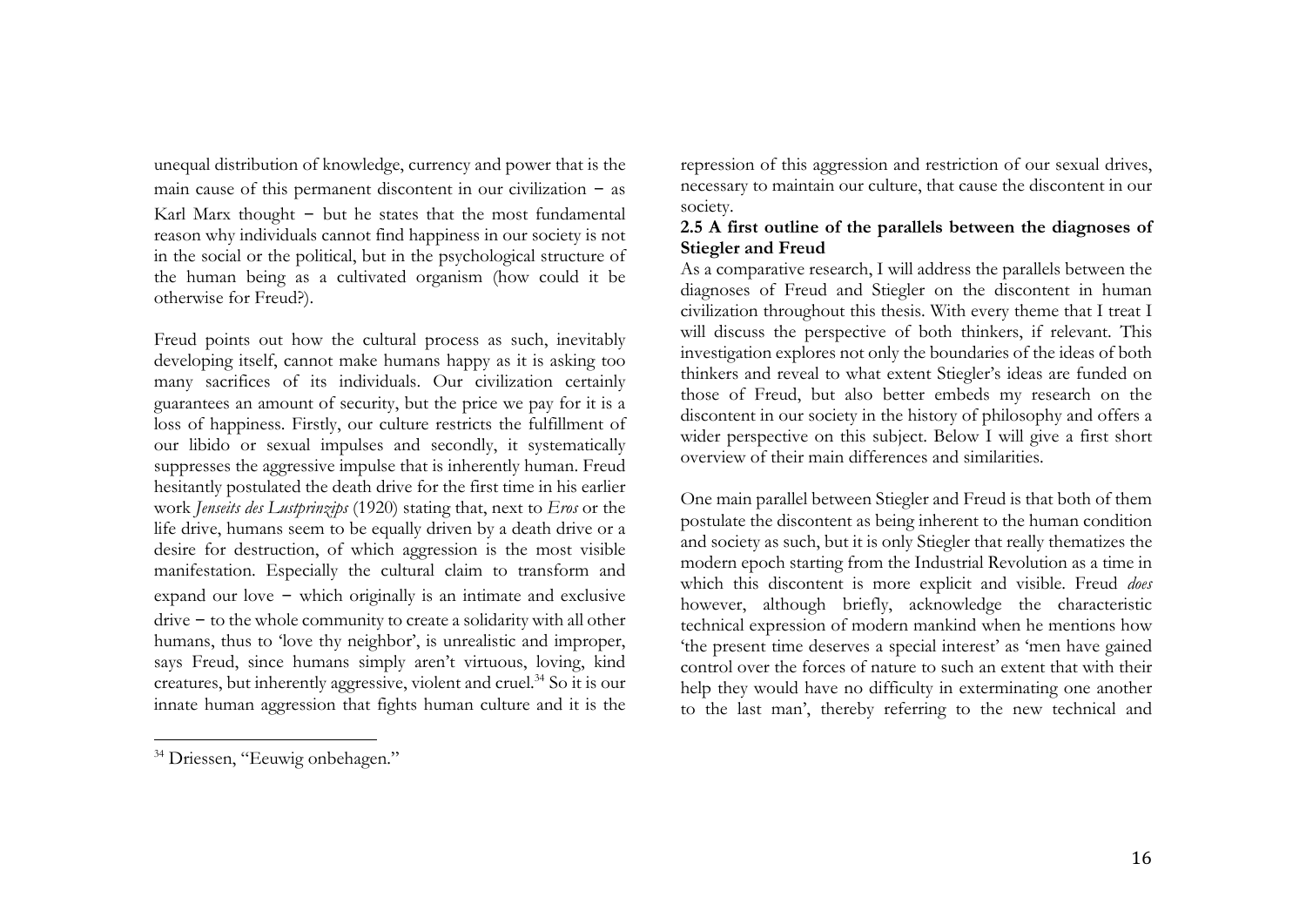unequal distribution of knowledge, currency and power that is the main cause of this permanent discontent in our civilization – as Karl Marx thought – but he states that the most fundamental reason why individuals cannot find happiness in our society is not in the social or the political, but in the psychological structure of the human being as a cultivated organism (how could it be otherwise for Freud?).

Freud points out how the cultural process as such, inevitably developing itself, cannot make humans happy as it is asking too many sacrifices of its individuals. Our civilization certainly guarantees an amount of security, but the price we pay for it is a loss of happiness. Firstly, our culture restricts the fulfillment of our libido or sexual impulses and secondly, it systematically suppresses the aggressive impulse that is inherently human. Freud hesitantly postulated the death drive for the first time in his earlier work *Jenseits des Lustprinzips* (1920) stating that, next to *Eros* or the life drive, humans seem to be equally driven by a death drive or a desire for destruction, of which aggression is the most visible manifestation. Especially the cultural claim to transform and expand our love – which originally is an intimate and exclusive drive – to the whole community to create a solidarity with all other humans, thus to 'love thy neighbor', is unrealistic and improper, says Freud, since humans simply aren't virtuous, loving, kind creatures, but inherently aggressive, violent and cruel.[34] So it is our innate human aggression that fights human culture and it is the repression of this aggression and restriction of our sexual drives, necessary to maintain our culture, that cause the discontent in our society.

### 2.5 A first outline of the parallels between the diagnoses of Stiegler and Freud

As a comparative research, I will address the parallels between the diagnoses of Freud and Stiegler on the discontent in human civilization throughout this thesis. With every theme that I treat I will discuss the perspective of both thinkers, if relevant. This investigation explores not only the boundaries of the ideas of both thinkers and reveal to what extent Stiegler's ideas are funded on those of Freud, but also better embeds my research on the discontent in our society in the history of philosophy and offers a wider perspective on this subject. Below I will give a first short overview of their main differences and similarities.

One main parallel between Stiegler and Freud is that both of them postulate the discontent as being inherent to the human condition and society as such, but it is only Stiegler that really thematizes the modern epoch starting from the Industrial Revolution as a time in which this discontent is more explicit and visible. Freud *does* however, although briefly, acknowledge the characteristic technical expression of modern mankind when he mentions how 'the present time deserves a special interest' as 'men have gained control over the forces of nature to such an extent that with their help they would have no difficulty in exterminating one another to the last man', thereby referring to the new technical and

---

[34] Driessen, "Eeuwig onbehagen."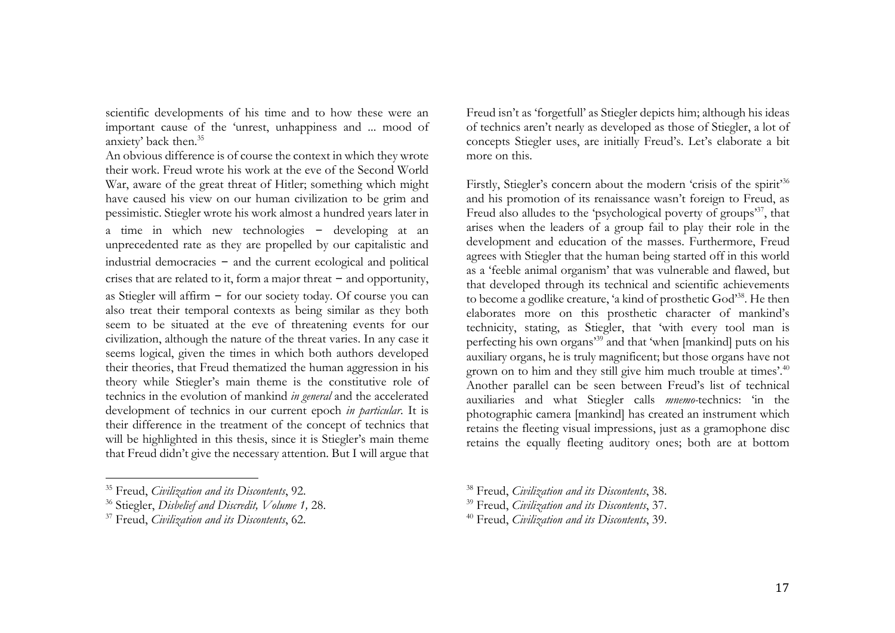scientific developments of his time and to how these were an important cause of the 'unrest, unhappiness and ... mood of anxiety' back then.[35]

An obvious difference is of course the context in which they wrote their work. Freud wrote his work at the eve of the Second World War, aware of the great threat of Hitler; something which might have caused his view on our human civilization to be grim and pessimistic. Stiegler wrote his work almost a hundred years later in a time in which new technologies − developing at an unprecedented rate as they are propelled by our capitalistic and industrial democracies − and the current ecological and political crises that are related to it, form a major threat − and opportunity, as Stiegler will affirm − for our society today. Of course you can also treat their temporal contexts as being similar as they both seem to be situated at the eve of threatening events for our civilization, although the nature of the threat varies. In any case it seems logical, given the times in which both authors developed their theories, that Freud thematized the human aggression in his theory while Stiegler's main theme is the constitutive role of technics in the evolution of mankind *in general* and the accelerated development of technics in our current epoch *in particular*. It is their difference in the treatment of the concept of technics that will be highlighted in this thesis, since it is Stiegler's main theme that Freud didn't give the necessary attention. But I will argue that Freud isn't as 'forgetfull' as Stiegler depicts him; although his ideas of technics aren't nearly as developed as those of Stiegler, a lot of concepts Stiegler uses, are initially Freud's. Let's elaborate a bit more on this.

Firstly, Stiegler's concern about the modern 'crisis of the spirit'[36] and his promotion of its renaissance wasn't foreign to Freud, as Freud also alludes to the 'psychological poverty of groups'[37], that arises when the leaders of a group fail to play their role in the development and education of the masses. Furthermore, Freud agrees with Stiegler that the human being started off in this world as a 'feeble animal organism' that was vulnerable and flawed, but that developed through its technical and scientific achievements to become a godlike creature, 'a kind of prosthetic God'[38]. He then elaborates more on this prosthetic character of mankind's technicity, stating, as Stiegler, that 'with every tool man is perfecting his own organs'[39] and that 'when [mankind] puts on his auxiliary organs, he is truly magnificent; but those organs have not grown on to him and they still give him much trouble at times'.[40] Another parallel can be seen between Freud's list of technical auxiliaries and what Stiegler calls *mnemo*-technics: 'in the photographic camera [mankind] has created an instrument which retains the fleeting visual impressions, just as a gramophone disc retains the equally fleeting auditory ones; both are at bottom

[35] Freud, *Civilization and its Discontents*, 92.

[36] Stiegler, *Disbelief and Discredit, Volume 1,* 28.

[37] Freud, *Civilization and its Discontents*, 62.

[38] Freud, *Civilization and its Discontents*, 38.

[39] Freud, *Civilization and its Discontents*, 37.

[40] Freud, *Civilization and its Discontents*, 39.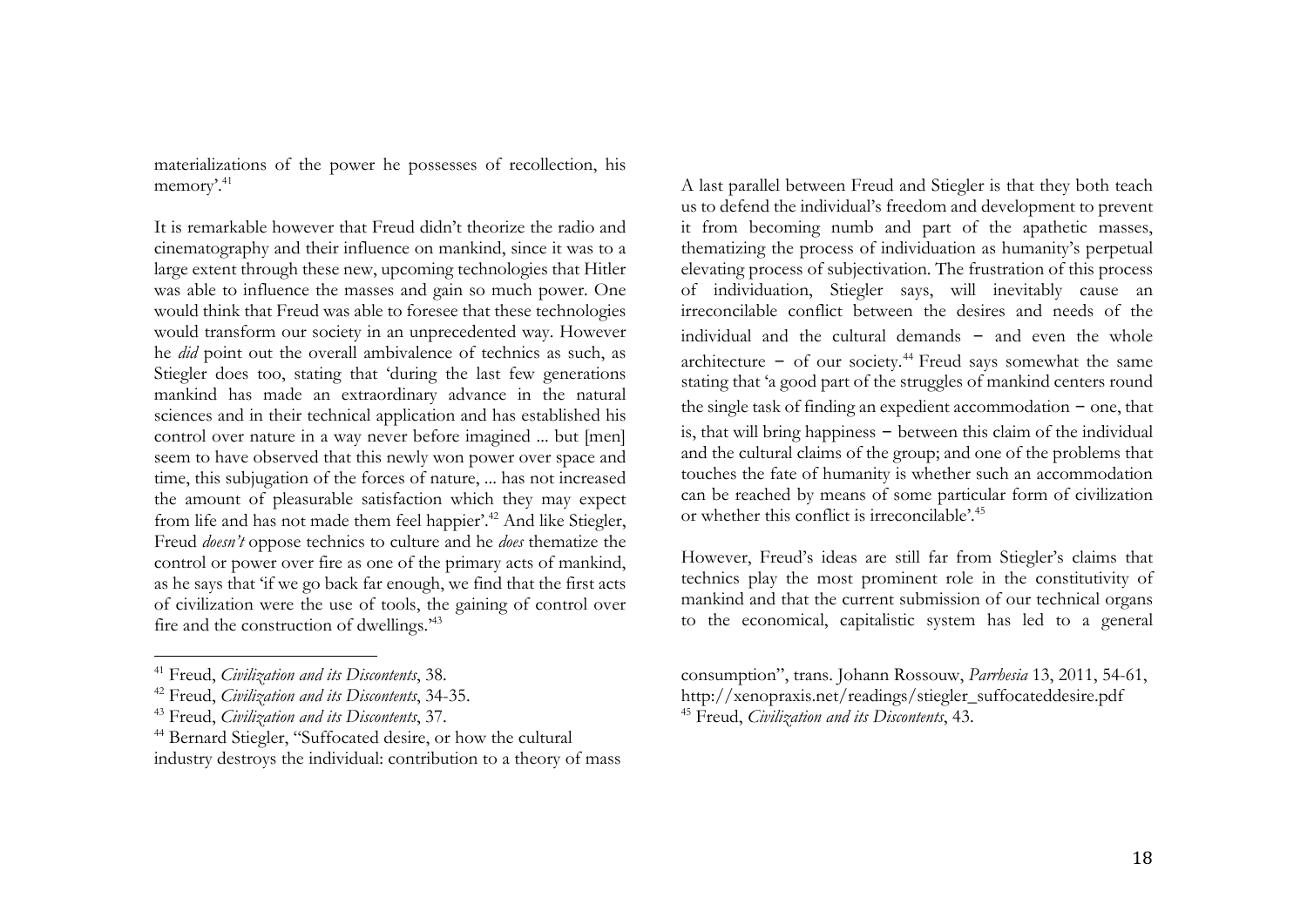materializations of the power he possesses of recollection, his memory'.[41]

It is remarkable however that Freud didn't theorize the radio and cinematography and their influence on mankind, since it was to a large extent through these new, upcoming technologies that Hitler was able to influence the masses and gain so much power. One would think that Freud was able to foresee that these technologies would transform our society in an unprecedented way. However he *did* point out the overall ambivalence of technics as such, as Stiegler does too, stating that 'during the last few generations mankind has made an extraordinary advance in the natural sciences and in their technical application and has established his control over nature in a way never before imagined ... but [men] seem to have observed that this newly won power over space and time, this subjugation of the forces of nature, ... has not increased the amount of pleasurable satisfaction which they may expect from life and has not made them feel happier'.[42] And like Stiegler, Freud *doesn't* oppose technics to culture and he *does* thematize the control or power over fire as one of the primary acts of mankind, as he says that 'if we go back far enough, we find that the first acts of civilization were the use of tools, the gaining of control over fire and the construction of dwellings.'[43]

A last parallel between Freud and Stiegler is that they both teach us to defend the individual's freedom and development to prevent it from becoming numb and part of the apathetic masses, thematizing the process of individuation as humanity's perpetual elevating process of subjectivation. The frustration of this process of individuation, Stiegler says, will inevitably cause an irreconcilable conflict between the desires and needs of the individual and the cultural demands – and even the whole architecture – of our society.[44] Freud says somewhat the same stating that 'a good part of the struggles of mankind centers round the single task of finding an expedient accommodation – one, that is, that will bring happiness – between this claim of the individual and the cultural claims of the group; and one of the problems that touches the fate of humanity is whether such an accommodation can be reached by means of some particular form of civilization or whether this conflict is irreconcilable'.[45]

However, Freud's ideas are still far from Stiegler's claims that technics play the most prominent role in the constitutivity of mankind and that the current submission of our technical organs to the economical, capitalistic system has led to a general

---

[41] Freud, *Civilization and its Discontents*, 38.

[42] Freud, *Civilization and its Discontents*, 34-35.

[43] Freud, *Civilization and its Discontents*, 37.

[44] Bernard Stiegler, "Suffocated desire, or how the cultural industry destroys the individual: contribution to a theory of mass consumption", trans. Johann Rossouw, *Parrhesia* 13, 2011, 54-61, http://xenopraxis.net/readings/stiegler_suffocateddesire.pdf

[45] Freud, *Civilization and its Discontents*, 43.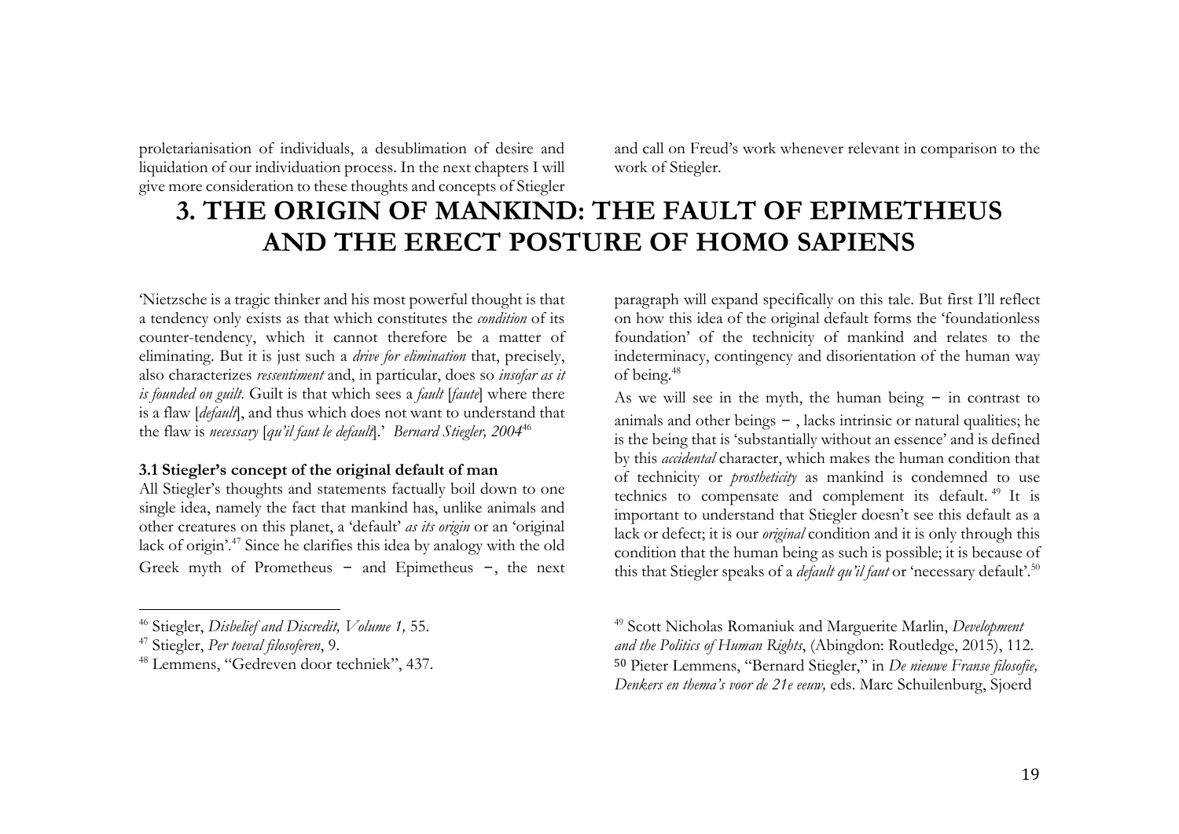proletarianisation of individuals, a desublimation of desire and liquidation of our individuation process. In the next chapters I will give more consideration to these thoughts and concepts of Stiegler and call on Freud's work whenever relevant in comparison to the work of Stiegler.

# 3. THE ORIGIN OF MANKIND: THE FAULT OF EPIMETHEUS AND THE ERECT POSTURE OF HOMO SAPIENS

'Nietzsche is a tragic thinker and his most powerful thought is that a tendency only exists as that which constitutes the *condition* of its counter-tendency, which it cannot therefore be a matter of eliminating. But it is just such a *drive for elimination* that, precisely, also characterizes *ressentiment* and, in particular, does so *insofar as it is founded on guilt.* Guilt is that which sees a *fault* [*faute*] where there is a flaw [*default*], and thus which does not want to understand that the flaw is *necessary* [*qu'il faut le default*].' *Bernard Stiegler, 2004*[46]

### 3.1 Stiegler's concept of the original default of man

All Stiegler's thoughts and statements factually boil down to one single idea, namely the fact that mankind has, unlike animals and other creatures on this planet, a 'default' *as its origin* or an 'original lack of origin'.[47] Since he clarifies this idea by analogy with the old Greek myth of Prometheus – and Epimetheus –, the next paragraph will expand specifically on this tale. But first I'll reflect on how this idea of the original default forms the 'foundationless foundation' of the technicity of mankind and relates to the indeterminacy, contingency and disorientation of the human way of being.[48]

As we will see in the myth, the human being – in contrast to animals and other beings – , lacks intrinsic or natural qualities; he is the being that is 'substantially without an essence' and is defined by this *accidental* character, which makes the human condition that of technicity or *prostheticity* as mankind is condemned to use technics to compensate and complement its default.[49] It is important to understand that Stiegler doesn't see this default as a lack or defect; it is our *original* condition and it is only through this condition that the human being as such is possible; it is because of this that Stiegler speaks of a *default qu'il faut* or 'necessary default'.[50]

---

[46] Stiegler, *Disbelief and Discredit, Volume 1,* 55.

[47] Stiegler, *Per toeval filosoferen*, 9.

[48] Lemmens, "Gedreven door techniek", 437.

[49] Scott Nicholas Romaniuk and Marguerite Marlin, *Development and the Politics of Human Rights*, (Abingdon: Routledge, 2015), 112.

[50] Pieter Lemmens, "Bernard Stiegler," in *De nieuwe Franse filosofie, Denkers en thema's voor de 21e eeuw,* eds. Marc Schuilenburg, Sjoerd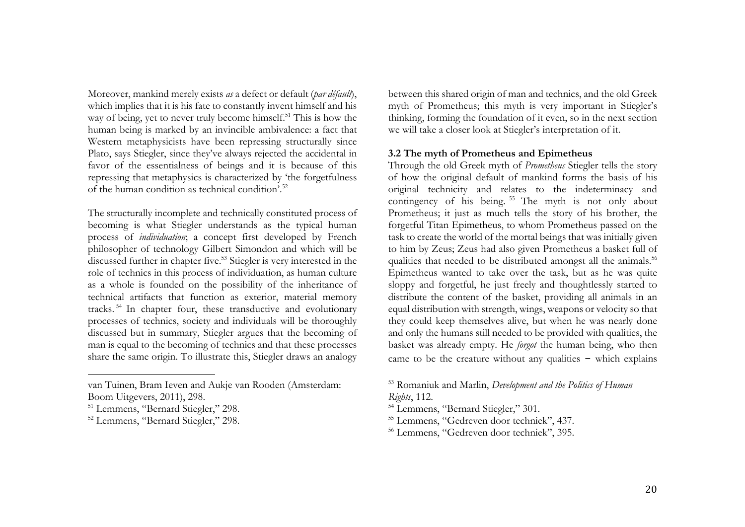Moreover, mankind merely exists *as* a defect or default (*par défault*), which implies that it is his fate to constantly invent himself and his way of being, yet to never truly become himself.[51] This is how the human being is marked by an invincible ambivalence: a fact that Western metaphysicists have been repressing structurally since Plato, says Stiegler, since they've always rejected the accidental in favor of the essentialness of beings and it is because of this repressing that metaphysics is characterized by 'the forgetfulness of the human condition as technical condition'.[52]

The structurally incomplete and technically constituted process of becoming is what Stiegler understands as the typical human process of *individuation*; a concept first developed by French philosopher of technology Gilbert Simondon and which will be discussed further in chapter five.[53] Stiegler is very interested in the role of technics in this process of individuation, as human culture as a whole is founded on the possibility of the inheritance of technical artifacts that function as exterior, material memory tracks.[54] In chapter four, these transductive and evolutionary processes of technics, society and individuals will be thoroughly discussed but in summary, Stiegler argues that the becoming of man is equal to the becoming of technics and that these processes share the same origin. To illustrate this, Stiegler draws an analogy between this shared origin of man and technics, and the old Greek myth of Prometheus; this myth is very important in Stiegler's thinking, forming the foundation of it even, so in the next section we will take a closer look at Stiegler's interpretation of it.

### 3.2 The myth of Prometheus and Epimetheus

Through the old Greek myth of *Prometheus* Stiegler tells the story of how the original default of mankind forms the basis of his original technicity and relates to the indeterminacy and contingency of his being.[55] The myth is not only about Prometheus; it just as much tells the story of his brother, the forgetful Titan Epimetheus, to whom Prometheus passed on the task to create the world of the mortal beings that was initially given to him by Zeus; Zeus had also given Prometheus a basket full of qualities that needed to be distributed amongst all the animals.[56] Epimetheus wanted to take over the task, but as he was quite sloppy and forgetful, he just freely and thoughtlessly started to distribute the content of the basket, providing all animals in an equal distribution with strength, wings, weapons or velocity so that they could keep themselves alive, but when he was nearly done and only the humans still needed to be provided with qualities, the basket was already empty. He *forgot* the human being, who then came to be the creature without any qualities – which explains

---

van Tuinen, Bram Ieven and Aukje van Rooden (Amsterdam: Boom Uitgevers, 2011), 298.

[51] Lemmens, "Bernard Stiegler," 298.

[52] Lemmens, "Bernard Stiegler," 298.

[53] Romaniuk and Marlin, *Development and the Politics of Human Rights*, 112.

[54] Lemmens, "Bernard Stiegler," 301.

[55] Lemmens, "Gedreven door techniek", 437.

[56] Lemmens, "Gedreven door techniek", 395.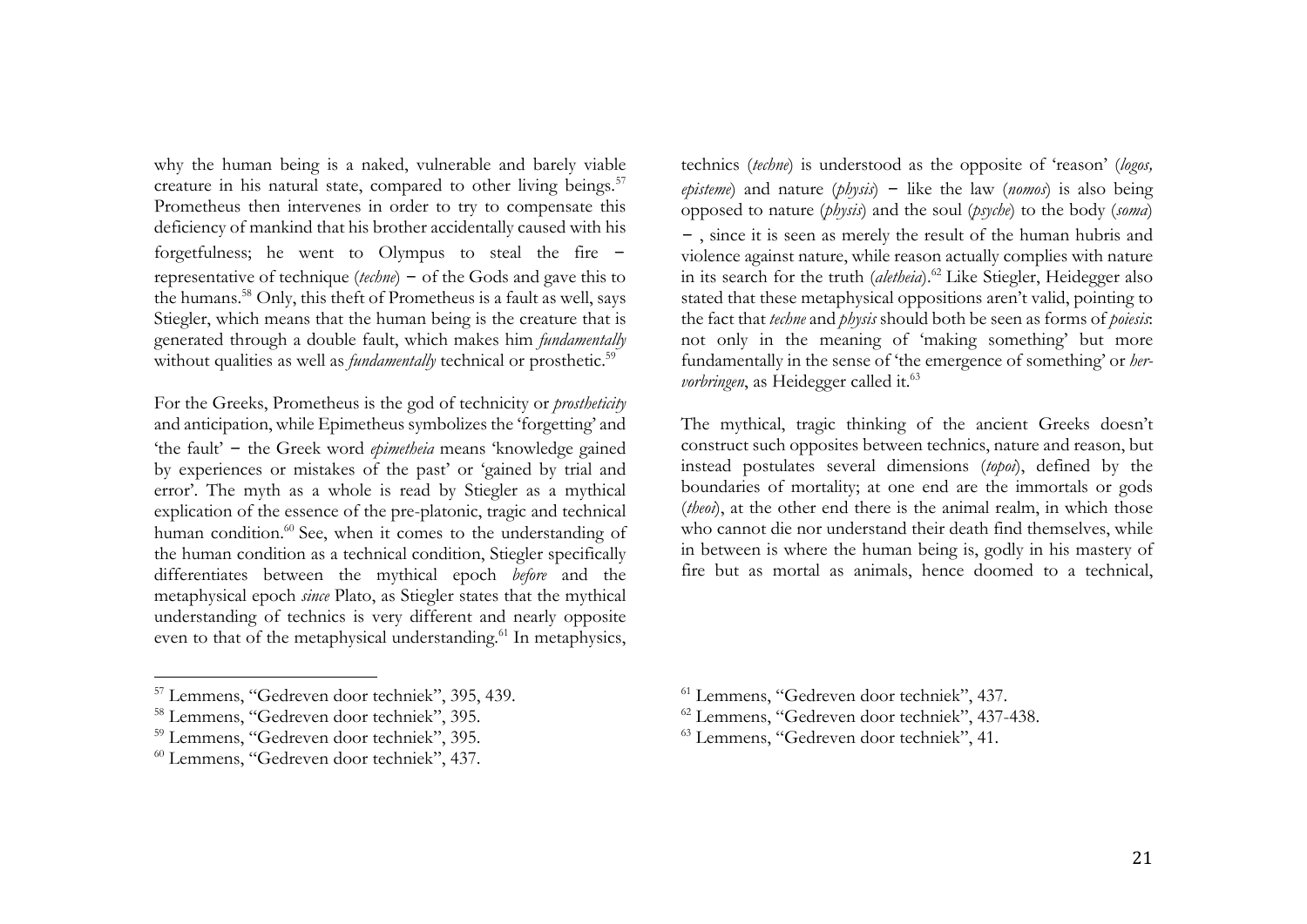why the human being is a naked, vulnerable and barely viable creature in his natural state, compared to other living beings.[57] Prometheus then intervenes in order to try to compensate this deficiency of mankind that his brother accidentally caused with his forgetfulness; he went to Olympus to steal the fire – representative of technique (*techne*) – of the Gods and gave this to the humans.[58] Only, this theft of Prometheus is a fault as well, says Stiegler, which means that the human being is the creature that is generated through a double fault, which makes him *fundamentally* without qualities as well as *fundamentally* technical or prosthetic.[59]

For the Greeks, Prometheus is the god of technicity or *prostheticity* and anticipation, while Epimetheus symbolizes the 'forgetting' and 'the fault' – the Greek word *epimetheia* means 'knowledge gained by experiences or mistakes of the past' or 'gained by trial and error'. The myth as a whole is read by Stiegler as a mythical explication of the essence of the pre-platonic, tragic and technical human condition.[60] See, when it comes to the understanding of the human condition as a technical condition, Stiegler specifically differentiates between the mythical epoch *before* and the metaphysical epoch *since* Plato, as Stiegler states that the mythical understanding of technics is very different and nearly opposite even to that of the metaphysical understanding.[61] In metaphysics, technics (*techne*) is understood as the opposite of 'reason' (*logos, episteme*) and nature (*physis*) – like the law (*nomos*) is also being opposed to nature (*physis*) and the soul (*psyche*) to the body (*soma*) – , since it is seen as merely the result of the human hubris and violence against nature, while reason actually complies with nature in its search for the truth (*aletheia*).[62] Like Stiegler, Heidegger also stated that these metaphysical oppositions aren't valid, pointing to the fact that *techne* and *physis* should both be seen as forms of *poiesis*: not only in the meaning of 'making something' but more fundamentally in the sense of 'the emergence of something' or *her-vorbringen*, as Heidegger called it.[63]

The mythical, tragic thinking of the ancient Greeks doesn't construct such opposites between technics, nature and reason, but instead postulates several dimensions (*topoi*), defined by the boundaries of mortality; at one end are the immortals or gods (*theoi*), at the other end there is the animal realm, in which those who cannot die nor understand their death find themselves, while in between is where the human being is, godly in his mastery of fire but as mortal as animals, hence doomed to a technical,

---

[57] Lemmens, "Gedreven door techniek", 395, 439.

[58] Lemmens, "Gedreven door techniek", 395.

[59] Lemmens, "Gedreven door techniek", 395.

[60] Lemmens, "Gedreven door techniek", 437.

[61] Lemmens, "Gedreven door techniek", 437.

[62] Lemmens, "Gedreven door techniek", 437-438.

[63] Lemmens, "Gedreven door techniek", 41.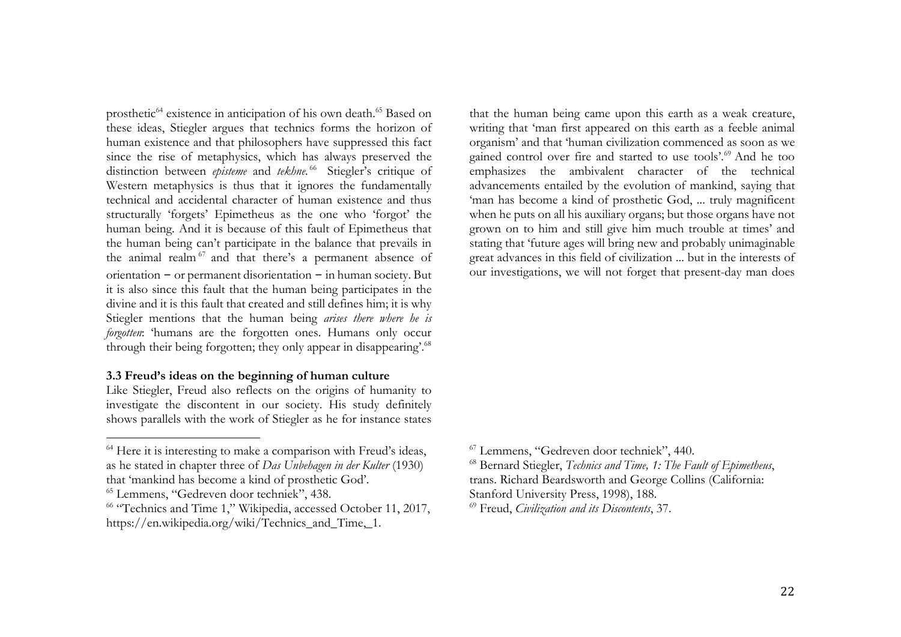prosthetic[64] existence in anticipation of his own death.[65] Based on these ideas, Stiegler argues that technics forms the horizon of human existence and that philosophers have suppressed this fact since the rise of metaphysics, which has always preserved the distinction between *episteme* and *tekhne.*[66] Stiegler's critique of Western metaphysics is thus that it ignores the fundamentally technical and accidental character of human existence and thus structurally 'forgets' Epimetheus as the one who 'forgot' the human being. And it is because of this fault of Epimetheus that the human being can't participate in the balance that prevails in the animal realm[67] and that there's a permanent absence of orientation – or permanent disorientation – in human society. But it is also since this fault that the human being participates in the divine and it is this fault that created and still defines him; it is why Stiegler mentions that the human being *arises there where he is forgotten*: 'humans are the forgotten ones. Humans only occur through their being forgotten; they only appear in disappearing'.[68]

### 3.3 Freud's ideas on the beginning of human culture

Like Stiegler, Freud also reflects on the origins of humanity to investigate the discontent in our society. His study definitely shows parallels with the work of Stiegler as he for instance states that the human being came upon this earth as a weak creature, writing that 'man first appeared on this earth as a feeble animal organism' and that 'human civilization commenced as soon as we gained control over fire and started to use tools'.[69] And he too emphasizes the ambivalent character of the technical advancements entailed by the evolution of mankind, saying that 'man has become a kind of prosthetic God, ... truly magnificent when he puts on all his auxiliary organs; but those organs have not grown on to him and still give him much trouble at times' and stating that 'future ages will bring new and probably unimaginable great advances in this field of civilization ... but in the interests of our investigations, we will not forget that present-day man does

---

[64] Here it is interesting to make a comparison with Freud's ideas, as he stated in chapter three of *Das Unbehagen in der Kulter* (1930) that 'mankind has become a kind of prosthetic God'.

[65] Lemmens, "Gedreven door techniek", 438.

[66] "Technics and Time 1," Wikipedia, accessed October 11, 2017, https://en.wikipedia.org/wiki/Technics_and_Time,_1.

[67] Lemmens, "Gedreven door techniek", 440.

[68] Bernard Stiegler, *Technics and Time, 1: The Fault of Epimetheus*, trans. Richard Beardsworth and George Collins (California: Stanford University Press, 1998), 188.

[69] Freud, *Civilization and its Discontents*, 37.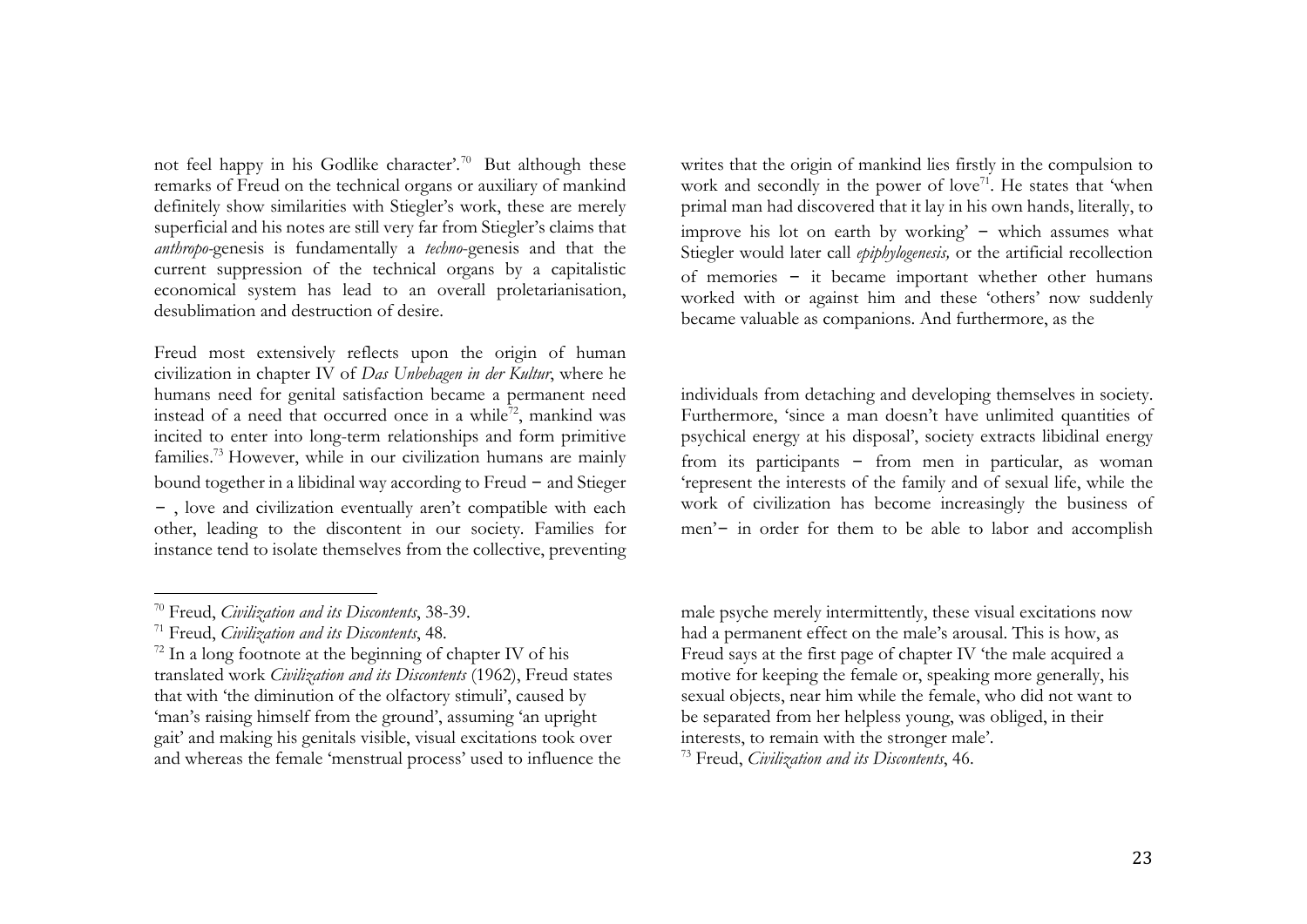not feel happy in his Godlike character'.[70] But although these remarks of Freud on the technical organs or auxiliary of mankind definitely show similarities with Stiegler's work, these are merely superficial and his notes are still very far from Stiegler's claims that *anthropo*-genesis is fundamentally a *techno*-genesis and that the current suppression of the technical organs by a capitalistic economical system has lead to an overall proletarianisation, desublimation and destruction of desire.

Freud most extensively reflects upon the origin of human civilization in chapter IV of *Das Unbehagen in der Kultur*, where he writes that the origin of mankind lies firstly in the compulsion to work and secondly in the power of love[71]. He states that 'when primal man had discovered that it lay in his own hands, literally, to improve his lot on earth by working' – which assumes what Stiegler would later call *epiphylogenesis,* or the artificial recollection of memories – it became important whether other humans worked with or against him and these 'others' now suddenly became valuable as companions. And furthermore, as the humans need for genital satisfaction became a permanent need instead of a need that occurred once in a while[72], mankind was incited to enter into long-term relationships and form primitive families.[73] However, while in our civilization humans are mainly bound together in a libidinal way according to Freud – and Stieger – , love and civilization eventually aren't compatible with each other, leading to the discontent in our society. Families for instance tend to isolate themselves from the collective, preventing individuals from detaching and developing themselves in society. Furthermore, 'since a man doesn't have unlimited quantities of psychical energy at his disposal', society extracts libidinal energy from its participants – from men in particular, as woman 'represent the interests of the family and of sexual life, while the work of civilization has become increasingly the business of men'– in order for them to be able to labor and accomplish

---

[70] Freud, *Civilization and its Discontents*, 38-39.

[71] Freud, *Civilization and its Discontents*, 48.

[72] In a long footnote at the beginning of chapter IV of his translated work *Civilization and its Discontents* (1962), Freud states that with 'the diminution of the olfactory stimuli', caused by 'man's raising himself from the ground', assuming 'an upright gait' and making his genitals visible, visual excitations took over and whereas the female 'menstrual process' used to influence the male psyche merely intermittently, these visual excitations now had a permanent effect on the male's arousal. This is how, as Freud says at the first page of chapter IV 'the male acquired a motive for keeping the female or, speaking more generally, his sexual objects, near him while the female, who did not want to be separated from her helpless young, was obliged, in their interests, to remain with the stronger male'.

[73] Freud, *Civilization and its Discontents*, 46.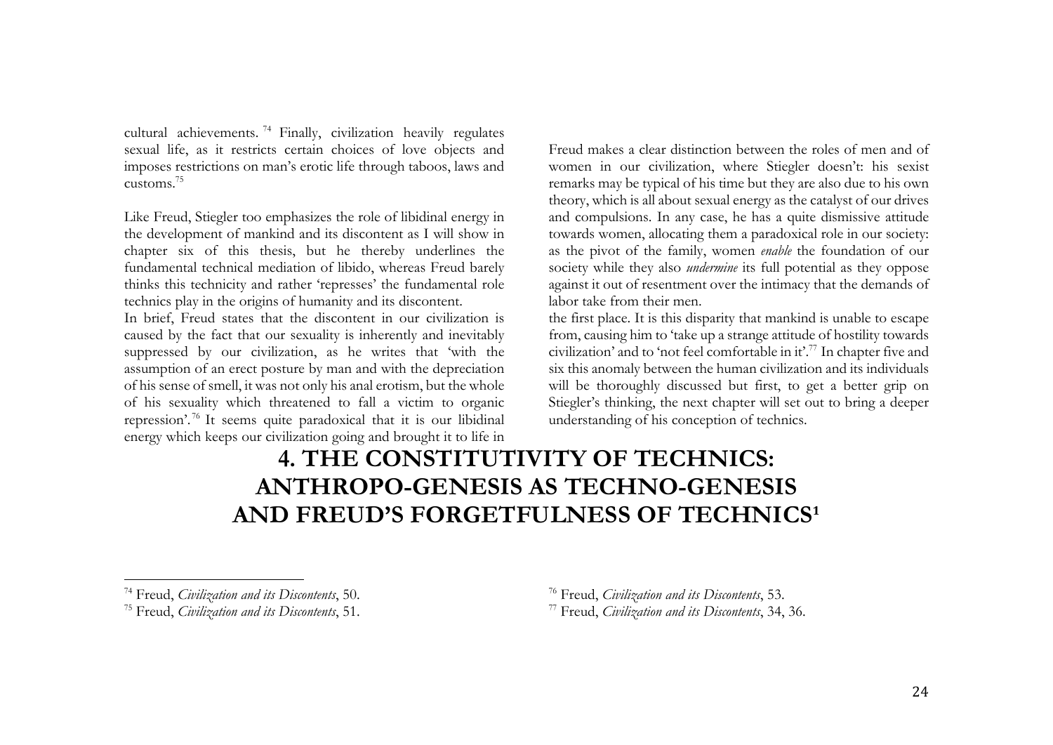cultural achievements.[74] Finally, civilization heavily regulates sexual life, as it restricts certain choices of love objects and imposes restrictions on man's erotic life through taboos, laws and customs.[75]

Like Freud, Stiegler too emphasizes the role of libidinal energy in the development of mankind and its discontent as I will show in chapter six of this thesis, but he thereby underlines the fundamental technical mediation of libido, whereas Freud barely thinks this technicity and rather 'represses' the fundamental role technics play in the origins of humanity and its discontent.

In brief, Freud states that the discontent in our civilization is caused by the fact that our sexuality is inherently and inevitably suppressed by our civilization, as he writes that 'with the assumption of an erect posture by man and with the depreciation of his sense of smell, it was not only his anal erotism, but the whole of his sexuality which threatened to fall a victim to organic repression'.[76] It seems quite paradoxical that it is our libidinal energy which keeps our civilization going and brought it to life in

Freud makes a clear distinction between the roles of men and of women in our civilization, where Stiegler doesn't: his sexist remarks may be typical of his time but they are also due to his own theory, which is all about sexual energy as the catalyst of our drives and compulsions. In any case, he has a quite dismissive attitude towards women, allocating them a paradoxical role in our society: as the pivot of the family, women *enable* the foundation of our society while they also *undermine* its full potential as they oppose against it out of resentment over the intimacy that the demands of labor take from their men.

the first place. It is this disparity that mankind is unable to escape from, causing him to 'take up a strange attitude of hostility towards civilization' and to 'not feel comfortable in it'.[77] In chapter five and six this anomaly between the human civilization and its individuals will be thoroughly discussed but first, to get a better grip on Stiegler's thinking, the next chapter will set out to bring a deeper understanding of his conception of technics.

# 4. THE CONSTITUTIVITY OF TECHNICS: ANTHROPO-GENESIS AS TECHNO-GENESIS AND FREUD'S FORGETFULNESS OF TECHNICS[1]

---

[74] Freud, *Civilization and its Discontents*, 50.

[75] Freud, *Civilization and its Discontents*, 51.

[76] Freud, *Civilization and its Discontents*, 53.

[77] Freud, *Civilization and its Discontents*, 34, 36.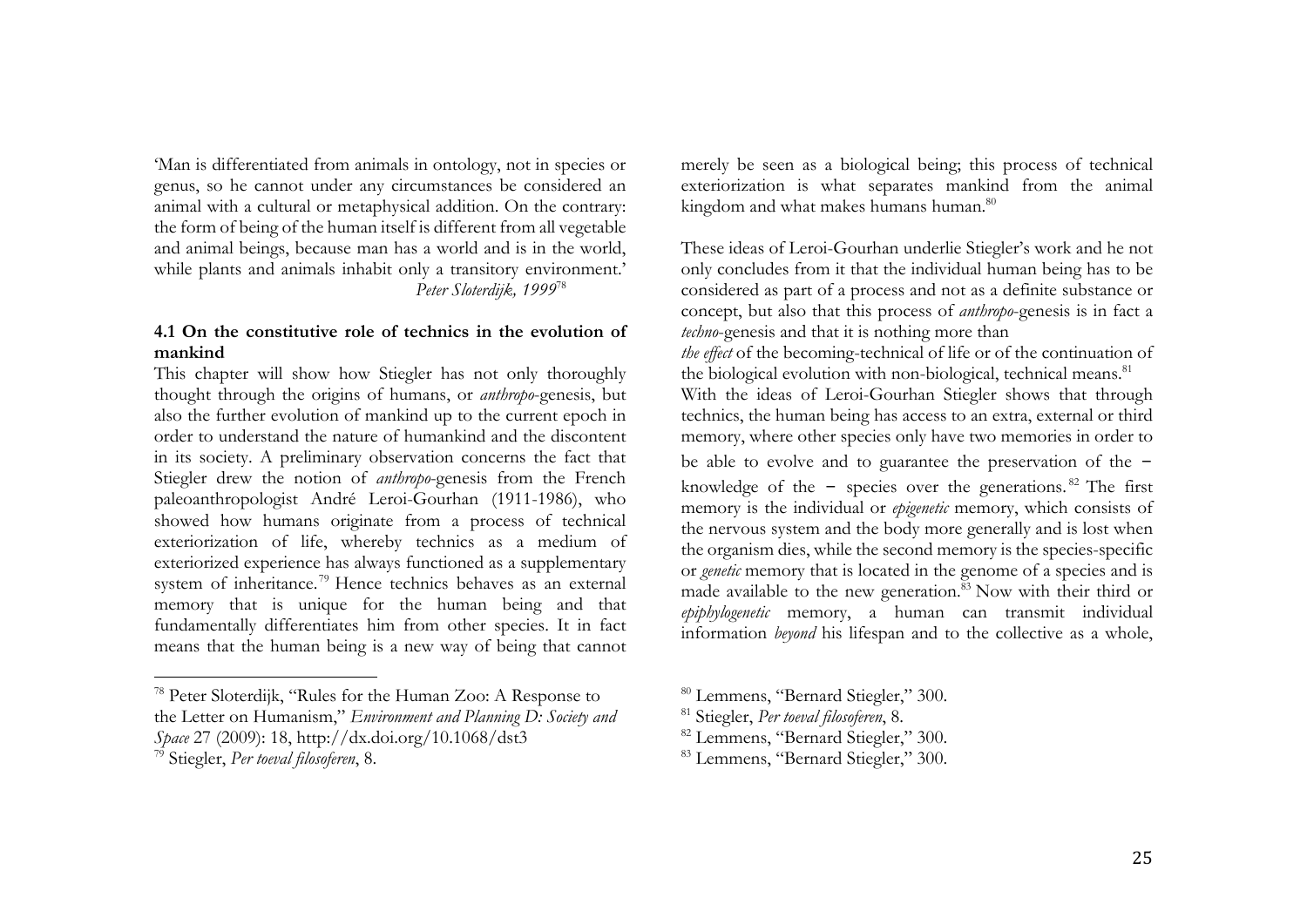'Man is differentiated from animals in ontology, not in species or genus, so he cannot under any circumstances be considered an animal with a cultural or metaphysical addition. On the contrary: the form of being of the human itself is different from all vegetable and animal beings, because man has a world and is in the world, while plants and animals inhabit only a transitory environment.'
*Peter Sloterdijk, 1999*[78]

### 4.1 On the constitutive role of technics in the evolution of mankind

This chapter will show how Stiegler has not only thoroughly thought through the origins of humans, or *anthropo*-genesis, but also the further evolution of mankind up to the current epoch in order to understand the nature of humankind and the discontent in its society. A preliminary observation concerns the fact that Stiegler drew the notion of *anthropo*-genesis from the French paleoanthropologist André Leroi-Gourhan (1911-1986), who showed how humans originate from a process of technical exteriorization of life, whereby technics as a medium of exteriorized experience has always functioned as a supplementary system of inheritance.[79] Hence technics behaves as an external memory that is unique for the human being and that fundamentally differentiates him from other species. It in fact means that the human being is a new way of being that cannot merely be seen as a biological being; this process of technical exteriorization is what separates mankind from the animal kingdom and what makes humans human.[80]

These ideas of Leroi-Gourhan underlie Stiegler's work and he not only concludes from it that the individual human being has to be considered as part of a process and not as a definite substance or concept, but also that this process of *anthropo*-genesis is in fact a *techno*-genesis and that it is nothing more than

*the effect* of the becoming-technical of life or of the continuation of the biological evolution with non-biological, technical means.[81]

With the ideas of Leroi-Gourhan Stiegler shows that through technics, the human being has access to an extra, external or third memory, where other species only have two memories in order to be able to evolve and to guarantee the preservation of the – knowledge of the – species over the generations.[82] The first memory is the individual or *epigenetic* memory, which consists of the nervous system and the body more generally and is lost when the organism dies, while the second memory is the species-specific or *genetic* memory that is located in the genome of a species and is made available to the new generation.[83] Now with their third or *epiphylogenetic* memory, a human can transmit individual information *beyond* his lifespan and to the collective as a whole,

---

[78] Peter Sloterdijk, "Rules for the Human Zoo: A Response to the Letter on Humanism," *Environment and Planning D: Society and Space* 27 (2009): 18, http://dx.doi.org/10.1068/dst3

[79] Stiegler, *Per toeval filosoferen*, 8.

[80] Lemmens, "Bernard Stiegler," 300.

[81] Stiegler, *Per toeval filosoferen*, 8.

[82] Lemmens, "Bernard Stiegler," 300.

[83] Lemmens, "Bernard Stiegler," 300.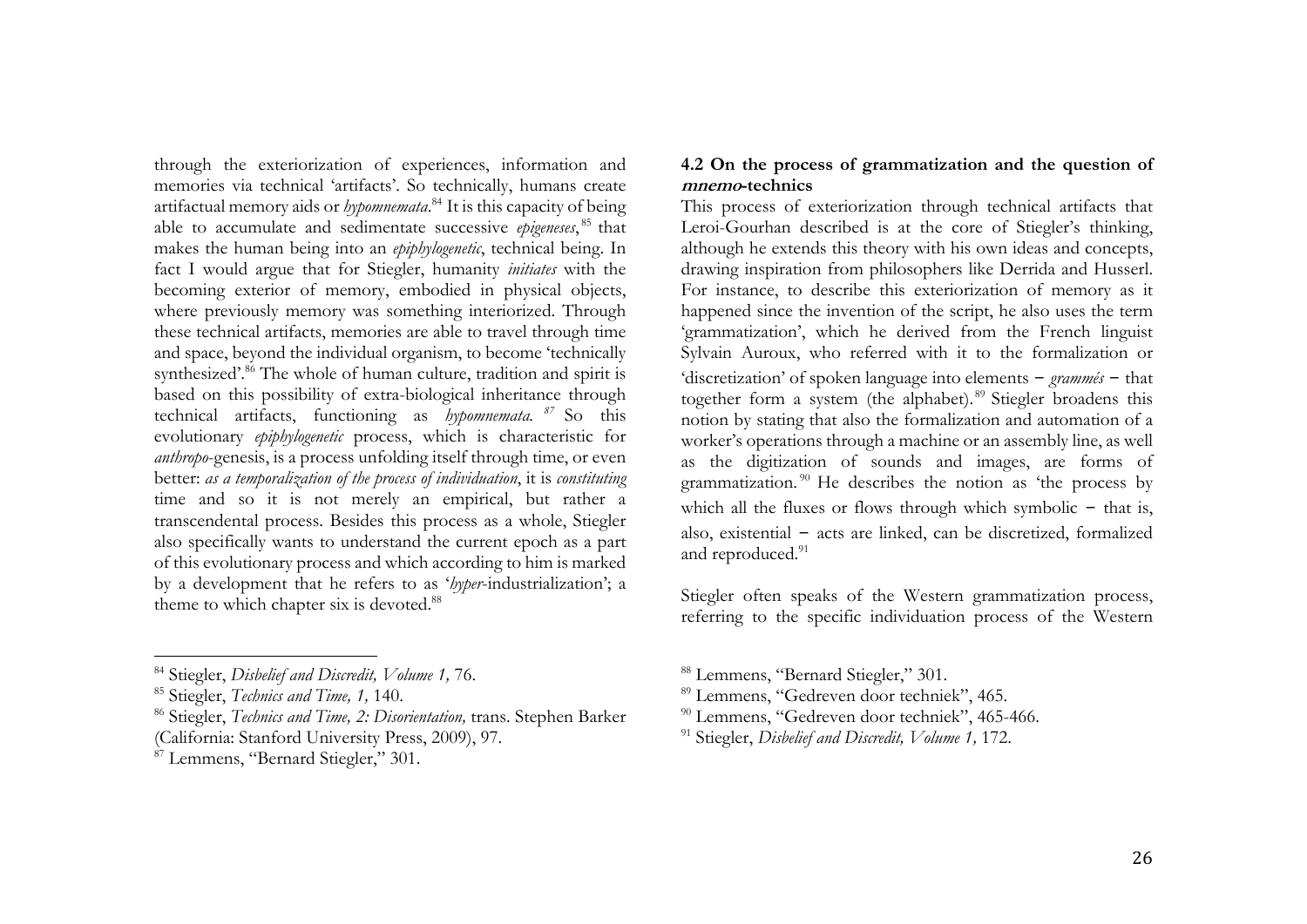through the exteriorization of experiences, information and memories via technical 'artifacts'. So technically, humans create artifactual memory aids or *hypomnemata*.[84] It is this capacity of being able to accumulate and sedimentate successive *epigeneses*,[85] that makes the human being into an *epiphylogenetic*, technical being. In fact I would argue that for Stiegler, humanity *initiates* with the becoming exterior of memory, embodied in physical objects, where previously memory was something interiorized. Through these technical artifacts, memories are able to travel through time and space, beyond the individual organism, to become 'technically synthesized'.[86] The whole of human culture, tradition and spirit is based on this possibility of extra-biological inheritance through technical artifacts, functioning as *hypomnemata*.[87] So this evolutionary *epiphylogenetic* process, which is characteristic for *anthropo*-genesis, is a process unfolding itself through time, or even better: *as a temporalization of the process of individuation*, it is *constituting* time and so it is not merely an empirical, but rather a transcendental process. Besides this process as a whole, Stiegler also specifically wants to understand the current epoch as a part of this evolutionary process and which according to him is marked by a development that he refers to as '*hyper*-industrialization'; a theme to which chapter six is devoted.[88]

### 4.2 On the process of grammatization and the question of *mnemo*-technics

This process of exteriorization through technical artifacts that Leroi-Gourhan described is at the core of Stiegler's thinking, although he extends this theory with his own ideas and concepts, drawing inspiration from philosophers like Derrida and Husserl. For instance, to describe this exteriorization of memory as it happened since the invention of the script, he also uses the term 'grammatization', which he derived from the French linguist Sylvain Auroux, who referred with it to the formalization or 'discretization' of spoken language into elements – *grammés* – that together form a system (the alphabet).[89] Stiegler broadens this notion by stating that also the formalization and automation of a worker's operations through a machine or an assembly line, as well as the digitization of sounds and images, are forms of grammatization.[90] He describes the notion as 'the process by which all the fluxes or flows through which symbolic – that is, also, existential – acts are linked, can be discretized, formalized and reproduced.[91]

Stiegler often speaks of the Western grammatization process, referring to the specific individuation process of the Western

---

[84] Stiegler, *Disbelief and Discredit, Volume 1,* 76.

[85] Stiegler, *Technics and Time, 1,* 140.

[86] Stiegler, *Technics and Time, 2: Disorientation,* trans. Stephen Barker (California: Stanford University Press, 2009), 97.

[87] Lemmens, "Bernard Stiegler," 301.

[88] Lemmens, "Bernard Stiegler," 301.

[89] Lemmens, "Gedreven door techniek", 465.

[90] Lemmens, "Gedreven door techniek", 465-466.

[91] Stiegler, *Disbelief and Discredit, Volume 1,* 172.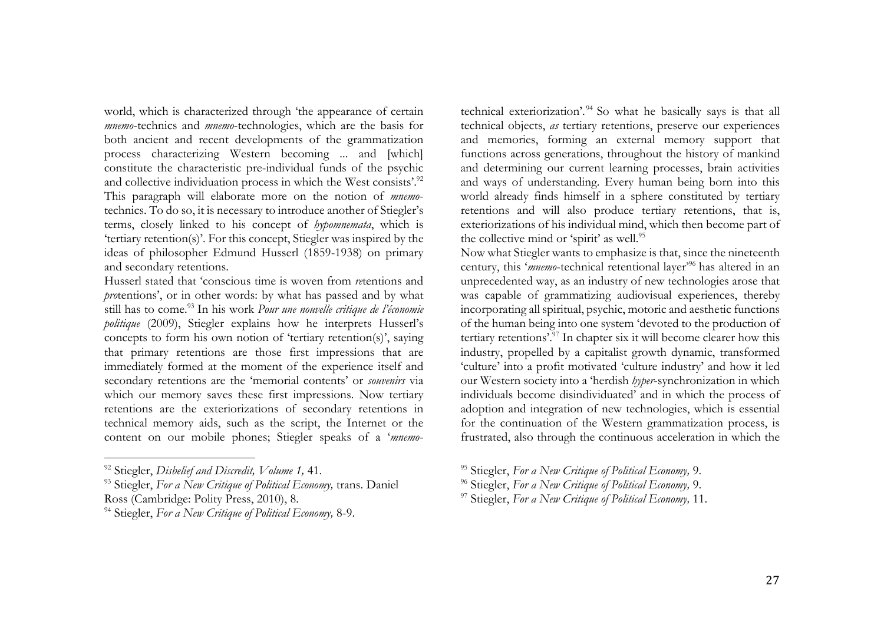world, which is characterized through 'the appearance of certain *mnemo*-technics and *mnemo*-technologies, which are the basis for both ancient and recent developments of the grammatization process characterizing Western becoming ... and [which] constitute the characteristic pre-individual funds of the psychic and collective individuation process in which the West consists'.[92] This paragraph will elaborate more on the notion of *mnemo*-technics. To do so, it is necessary to introduce another of Stiegler's terms, closely linked to his concept of *hypomnemata*, which is 'tertiary retention(s)'. For this concept, Stiegler was inspired by the ideas of philosopher Edmund Husserl (1859-1938) on primary and secondary retentions.

Husserl stated that 'conscious time is woven from *re*tentions and *pro*tentions', or in other words: by what has passed and by what still has to come.[93] In his work *Pour une nouvelle critique de l'économie politique* (2009), Stiegler explains how he interprets Husserl's concepts to form his own notion of 'tertiary retention(s)', saying that primary retentions are those first impressions that are immediately formed at the moment of the experience itself and secondary retentions are the 'memorial contents' or *souvenirs* via which our memory saves these first impressions. Now tertiary retentions are the exteriorizations of secondary retentions in technical memory aids, such as the script, the Internet or the content on our mobile phones; Stiegler speaks of a '*mnemo*-technical exteriorization'.[94] So what he basically says is that all technical objects, *as* tertiary retentions, preserve our experiences and memories, forming an external memory support that functions across generations, throughout the history of mankind and determining our current learning processes, brain activities and ways of understanding. Every human being born into this world already finds himself in a sphere constituted by tertiary retentions and will also produce tertiary retentions, that is, exteriorizations of his individual mind, which then become part of the collective mind or 'spirit' as well.[95]

Now what Stiegler wants to emphasize is that, since the nineteenth century, this '*mnemo*-technical retentional layer'[96] has altered in an unprecedented way, as an industry of new technologies arose that was capable of grammatizing audiovisual experiences, thereby incorporating all spiritual, psychic, motoric and aesthetic functions of the human being into one system 'devoted to the production of tertiary retentions'.[97] In chapter six it will become clearer how this industry, propelled by a capitalist growth dynamic, transformed 'culture' into a profit motivated 'culture industry' and how it led our Western society into a 'herdish *hyper*-synchronization in which individuals become disindividuated' and in which the process of adoption and integration of new technologies, which is essential for the continuation of the Western grammatization process, is frustrated, also through the continuous acceleration in which the

---

[92] Stiegler, *Disbelief and Discredit, Volume 1,* 41.

[93] Stiegler, *For a New Critique of Political Economy,* trans. Daniel Ross (Cambridge: Polity Press, 2010), 8.

[94] Stiegler, *For a New Critique of Political Economy,* 8-9.

[95] Stiegler, *For a New Critique of Political Economy,* 9.

[96] Stiegler, *For a New Critique of Political Economy,* 9.

[97] Stiegler, *For a New Critique of Political Economy,* 11.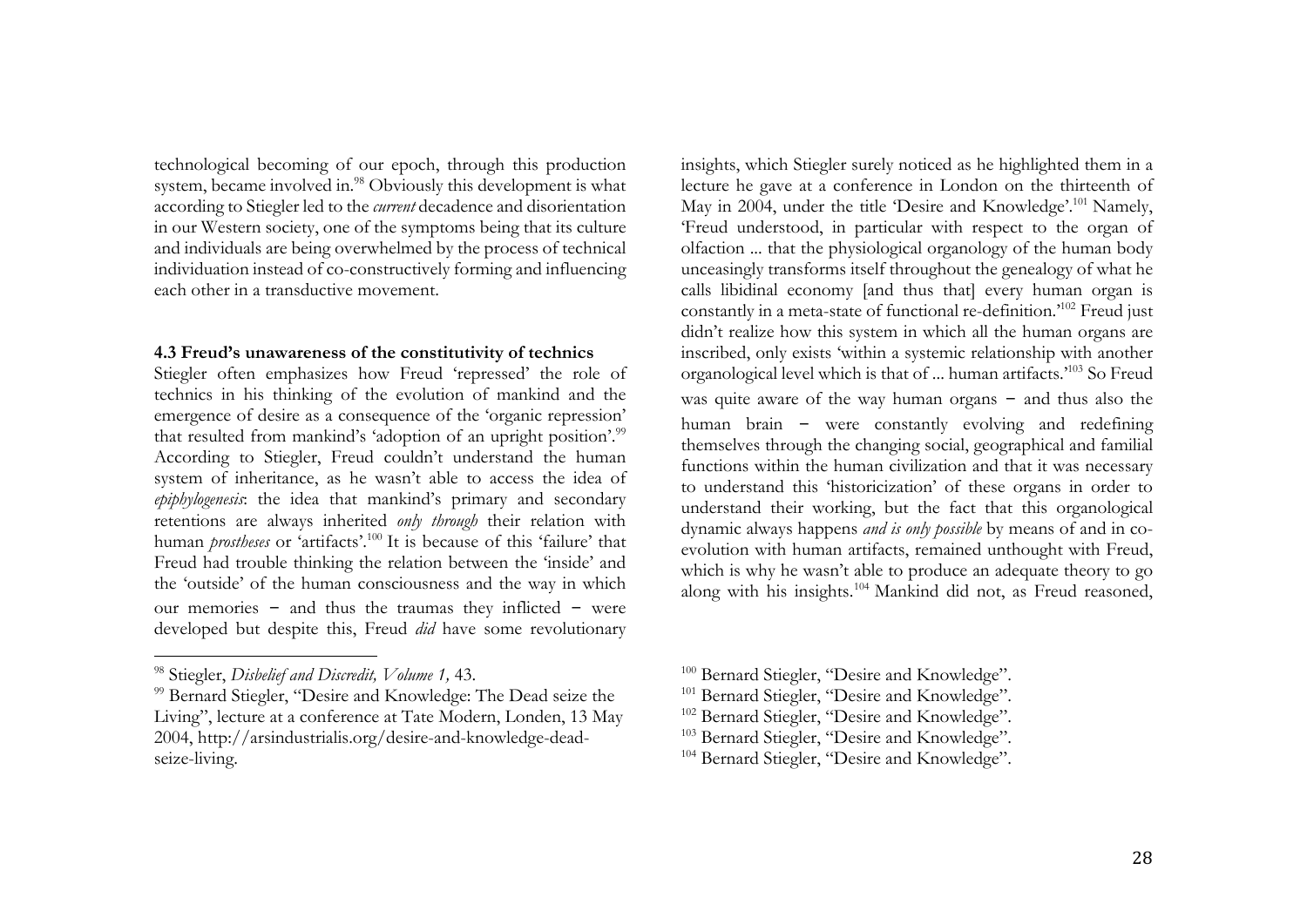technological becoming of our epoch, through this production system, became involved in.[98] Obviously this development is what according to Stiegler led to the *current* decadence and disorientation in our Western society, one of the symptoms being that its culture and individuals are being overwhelmed by the process of technical individuation instead of co-constructively forming and influencing each other in a transductive movement.

### 4.3 Freud's unawareness of the constitutivity of technics

Stiegler often emphasizes how Freud 'repressed' the role of technics in his thinking of the evolution of mankind and the emergence of desire as a consequence of the 'organic repression' that resulted from mankind's 'adoption of an upright position'.[99] According to Stiegler, Freud couldn't understand the human system of inheritance, as he wasn't able to access the idea of *epiphylogenesis*: the idea that mankind's primary and secondary retentions are always inherited *only through* their relation with human *prostheses* or 'artifacts'.[100] It is because of this 'failure' that Freud had trouble thinking the relation between the 'inside' and the 'outside' of the human consciousness and the way in which our memories – and thus the traumas they inflicted – were developed but despite this, Freud *did* have some revolutionary insights, which Stiegler surely noticed as he highlighted them in a lecture he gave at a conference in London on the thirteenth of May in 2004, under the title 'Desire and Knowledge'.[101] Namely, 'Freud understood, in particular with respect to the organ of olfaction ... that the physiological organology of the human body unceasingly transforms itself throughout the genealogy of what he calls libidinal economy [and thus that] every human organ is constantly in a meta-state of functional re-definition.'[102] Freud just didn't realize how this system in which all the human organs are inscribed, only exists 'within a systemic relationship with another organological level which is that of ... human artifacts.'[103] So Freud was quite aware of the way human organs – and thus also the human brain – were constantly evolving and redefining themselves through the changing social, geographical and familial functions within the human civilization and that it was necessary to understand this 'historicization' of these organs in order to understand their working, but the fact that this organological dynamic always happens *and is only possible* by means of and in co-evolution with human artifacts, remained unthought with Freud, which is why he wasn't able to produce an adequate theory to go along with his insights.[104] Mankind did not, as Freud reasoned,

---

[98] Stiegler, *Disbelief and Discredit, Volume 1,* 43.

[99] Bernard Stiegler, "Desire and Knowledge: The Dead seize the Living", lecture at a conference at Tate Modern, Londen, 13 May 2004, http://arsindustrialis.org/desire-and-knowledge-dead-seize-living.

[100] Bernard Stiegler, "Desire and Knowledge".

[101] Bernard Stiegler, "Desire and Knowledge".

[102] Bernard Stiegler, "Desire and Knowledge".

[103] Bernard Stiegler, "Desire and Knowledge".

[104] Bernard Stiegler, "Desire and Knowledge".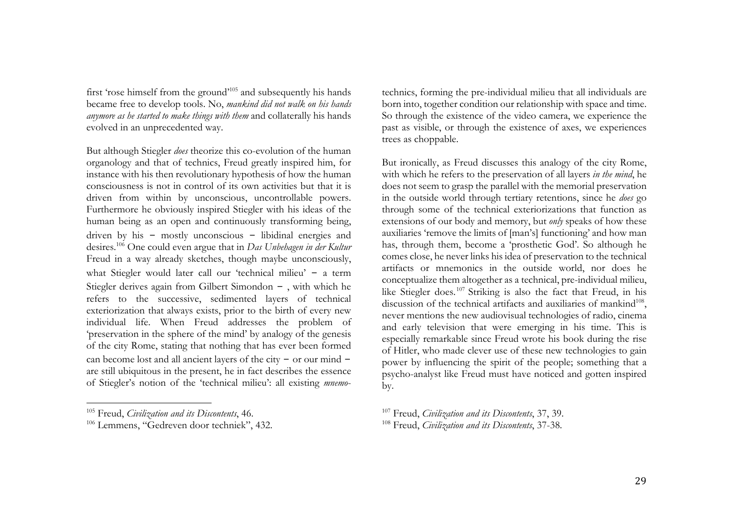first 'rose himself from the ground'[105] and subsequently his hands became free to develop tools. No, *mankind did not walk on his hands anymore as he started to make things with them* and collaterally his hands evolved in an unprecedented way.

But although Stiegler *does* theorize this co-evolution of the human organology and that of technics, Freud greatly inspired him, for instance with his then revolutionary hypothesis of how the human consciousness is not in control of its own activities but that it is driven from within by unconscious, uncontrollable powers. Furthermore he obviously inspired Stiegler with his ideas of the human being as an open and continuously transforming being, driven by his – mostly unconscious – libidinal energies and desires.[106] One could even argue that in *Das Unbehagen in der Kultur* Freud in a way already sketches, though maybe unconsciously, what Stiegler would later call our 'technical milieu' – a term Stiegler derives again from Gilbert Simondon – , with which he refers to the successive, sedimented layers of technical exteriorization that always exists, prior to the birth of every new individual life. When Freud addresses the problem of 'preservation in the sphere of the mind' by analogy of the genesis of the city Rome, stating that nothing that has ever been formed can become lost and all ancient layers of the city – or our mind – are still ubiquitous in the present, he in fact describes the essence of Stiegler's notion of the 'technical milieu': all existing *mnemo*-technics, forming the pre-individual milieu that all individuals are born into, together condition our relationship with space and time. So through the existence of the video camera, we experience the past as visible, or through the existence of axes, we experiences trees as choppable.

But ironically, as Freud discusses this analogy of the city Rome, with which he refers to the preservation of all layers *in the mind*, he does not seem to grasp the parallel with the memorial preservation in the outside world through tertiary retentions, since he *does* go through some of the technical exteriorizations that function as extensions of our body and memory, but *only* speaks of how these auxiliaries 'remove the limits of [man's] functioning' and how man has, through them, become a 'prosthetic God'. So although he comes close, he never links his idea of preservation to the technical artifacts or mnemonics in the outside world, nor does he conceptualize them altogether as a technical, pre-individual milieu, like Stiegler does.[107] Striking is also the fact that Freud, in his discussion of the technical artifacts and auxiliaries of mankind[108], never mentions the new audiovisual technologies of radio, cinema and early television that were emerging in his time. This is especially remarkable since Freud wrote his book during the rise of Hitler, who made clever use of these new technologies to gain power by influencing the spirit of the people; something that a psycho-analyst like Freud must have noticed and gotten inspired by.

---

[105] Freud, *Civilization and its Discontents*, 46.

[106] Lemmens, "Gedreven door techniek", 432.

[107] Freud, *Civilization and its Discontents*, 37, 39.

[108] Freud, *Civilization and its Discontents*, 37-38.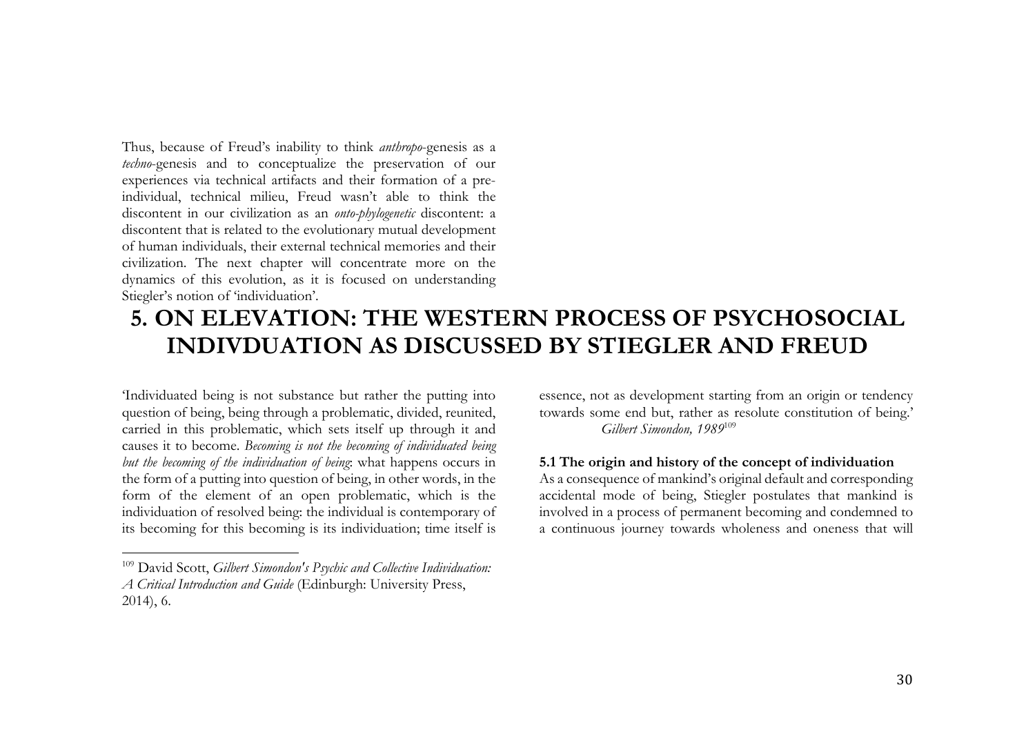Thus, because of Freud's inability to think *anthropo*-genesis as a *techno*-genesis and to conceptualize the preservation of our experiences via technical artifacts and their formation of a pre-individual, technical milieu, Freud wasn't able to think the discontent in our civilization as an *onto-phylogenetic* discontent: a discontent that is related to the evolutionary mutual development of human individuals, their external technical memories and their civilization. The next chapter will concentrate more on the dynamics of this evolution, as it is focused on understanding Stiegler's notion of 'individuation'.

# 5. ON ELEVATION: THE WESTERN PROCESS OF PSYCHOSOCIAL INDIVDUATION AS DISCUSSED BY STIEGLER AND FREUD

'Individuated being is not substance but rather the putting into question of being, being through a problematic, divided, reunited, carried in this problematic, which sets itself up through it and causes it to become. *Becoming is not the becoming of individuated being but the becoming of the individuation of being*: what happens occurs in the form of a putting into question of being, in other words, in the form of the element of an open problematic, which is the individuation of resolved being: the individual is contemporary of its becoming for this becoming is its individuation; time itself is essence, not as development starting from an origin or tendency towards some end but, rather as resolute constitution of being.'

*Gilbert Simondon, 1989*[109]

**5.1 The origin and history of the concept of individuation**

As a consequence of mankind's original default and corresponding accidental mode of being, Stiegler postulates that mankind is involved in a process of permanent becoming and condemned to a continuous journey towards wholeness and oneness that will

---

[109] David Scott, *Gilbert Simondon's Psychic and Collective Individuation: A Critical Introduction and Guide* (Edinburgh: University Press, 2014), 6.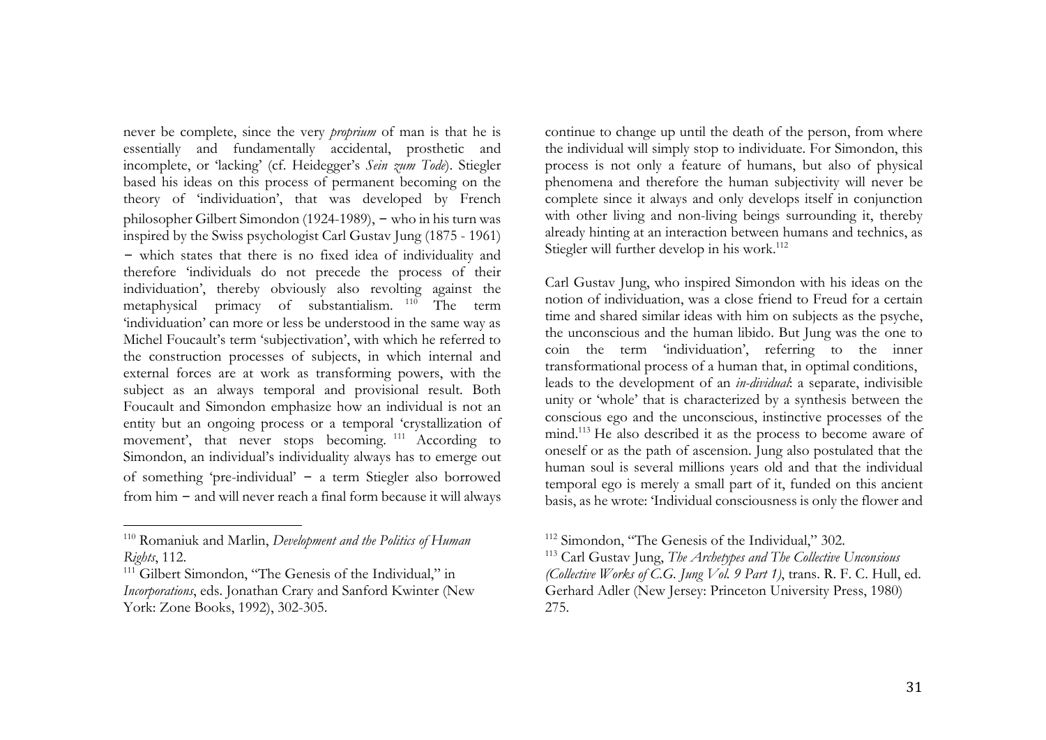never be complete, since the very *proprium* of man is that he is essentially and fundamentally accidental, prosthetic and incomplete, or 'lacking' (cf. Heidegger's *Sein zum Tode*). Stiegler based his ideas on this process of permanent becoming on the theory of 'individuation', that was developed by French philosopher Gilbert Simondon (1924-1989), − who in his turn was inspired by the Swiss psychologist Carl Gustav Jung (1875 - 1961) − which states that there is no fixed idea of individuality and therefore 'individuals do not precede the process of their individuation', thereby obviously also revolting against the metaphysical primacy of substantialism.[110] The term 'individuation' can more or less be understood in the same way as Michel Foucault's term 'subjectivation', with which he referred to the construction processes of subjects, in which internal and external forces are at work as transforming powers, with the subject as an always temporal and provisional result. Both Foucault and Simondon emphasize how an individual is not an entity but an ongoing process or a temporal 'crystallization of movement', that never stops becoming.[111] According to Simondon, an individual's individuality always has to emerge out of something 'pre-individual' − a term Stiegler also borrowed from him − and will never reach a final form because it will always continue to change up until the death of the person, from where the individual will simply stop to individuate. For Simondon, this process is not only a feature of humans, but also of physical phenomena and therefore the human subjectivity will never be complete since it always and only develops itself in conjunction with other living and non-living beings surrounding it, thereby already hinting at an interaction between humans and technics, as Stiegler will further develop in his work.[112]

Carl Gustav Jung, who inspired Simondon with his ideas on the notion of individuation, was a close friend to Freud for a certain time and shared similar ideas with him on subjects as the psyche, the unconscious and the human libido. But Jung was the one to coin the term 'individuation', referring to the inner transformational process of a human that, in optimal conditions, leads to the development of an *in-dividual*: a separate, indivisible unity or 'whole' that is characterized by a synthesis between the conscious ego and the unconscious, instinctive processes of the mind.[113] He also described it as the process to become aware of oneself or as the path of ascension. Jung also postulated that the human soul is several millions years old and that the individual temporal ego is merely a small part of it, funded on this ancient basis, as he wrote: 'Individual consciousness is only the flower and

---

[110] Romaniuk and Marlin, *Development and the Politics of Human Rights*, 112.

[111] Gilbert Simondon, "The Genesis of the Individual," in *Incorporations*, eds. Jonathan Crary and Sanford Kwinter (New York: Zone Books, 1992), 302-305.

[112] Simondon, "The Genesis of the Individual," 302.

[113] Carl Gustav Jung, *The Archetypes and The Collective Unconsious (Collective Works of C.G. Jung Vol. 9 Part 1)*, trans. R. F. C. Hull, ed. Gerhard Adler (New Jersey: Princeton University Press, 1980) 275.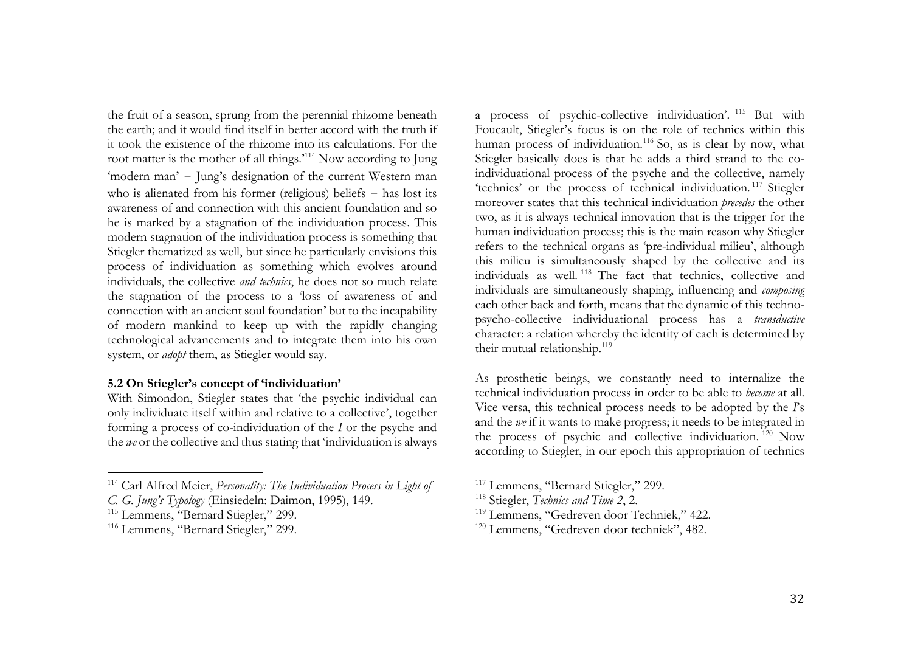the fruit of a season, sprung from the perennial rhizome beneath the earth; and it would find itself in better accord with the truth if it took the existence of the rhizome into its calculations. For the root matter is the mother of all things.'[114] Now according to Jung 'modern man' – Jung's designation of the current Western man who is alienated from his former (religious) beliefs – has lost its awareness of and connection with this ancient foundation and so he is marked by a stagnation of the individuation process. This modern stagnation of the individuation process is something that Stiegler thematized as well, but since he particularly envisions this process of individuation as something which evolves around individuals, the collective *and technics*, he does not so much relate the stagnation of the process to a 'loss of awareness of and connection with an ancient soul foundation' but to the incapability of modern mankind to keep up with the rapidly changing technological advancements and to integrate them into his own system, or *adopt* them, as Stiegler would say.

### 5.2 On Stiegler's concept of 'individuation'

With Simondon, Stiegler states that 'the psychic individual can only individuate itself within and relative to a collective', together forming a process of co-individuation of the *I* or the psyche and the *we* or the collective and thus stating that 'individuation is always a process of psychic-collective individuation'.[115] But with Foucault, Stiegler's focus is on the role of technics within this human process of individuation.[116] So, as is clear by now, what Stiegler basically does is that he adds a third strand to the co-individuational process of the psyche and the collective, namely 'technics' or the process of technical individuation.[117] Stiegler moreover states that this technical individuation *precedes* the other two, as it is always technical innovation that is the trigger for the human individuation process; this is the main reason why Stiegler refers to the technical organs as 'pre-individual milieu', although this milieu is simultaneously shaped by the collective and its individuals as well.[118] The fact that technics, collective and individuals are simultaneously shaping, influencing and *composing* each other back and forth, means that the dynamic of this techno-psycho-collective individuational process has a *transductive* character: a relation whereby the identity of each is determined by their mutual relationship.[119]

As prosthetic beings, we constantly need to internalize the technical individuation process in order to be able to *become* at all. Vice versa, this technical process needs to be adopted by the *I*'s and the *we* if it wants to make progress; it needs to be integrated in the process of psychic and collective individuation.[120] Now according to Stiegler, in our epoch this appropriation of technics

---

[114] Carl Alfred Meier, *Personality: The Individuation Process in Light of C. G. Jung's Typology* (Einsiedeln: Daimon, 1995), 149.

[115] Lemmens, "Bernard Stiegler," 299.

[116] Lemmens, "Bernard Stiegler," 299.

[117] Lemmens, "Bernard Stiegler," 299.

[118] Stiegler, *Technics and Time 2*, 2.

[119] Lemmens, "Gedreven door Techniek," 422.

[120] Lemmens, "Gedreven door techniek", 482.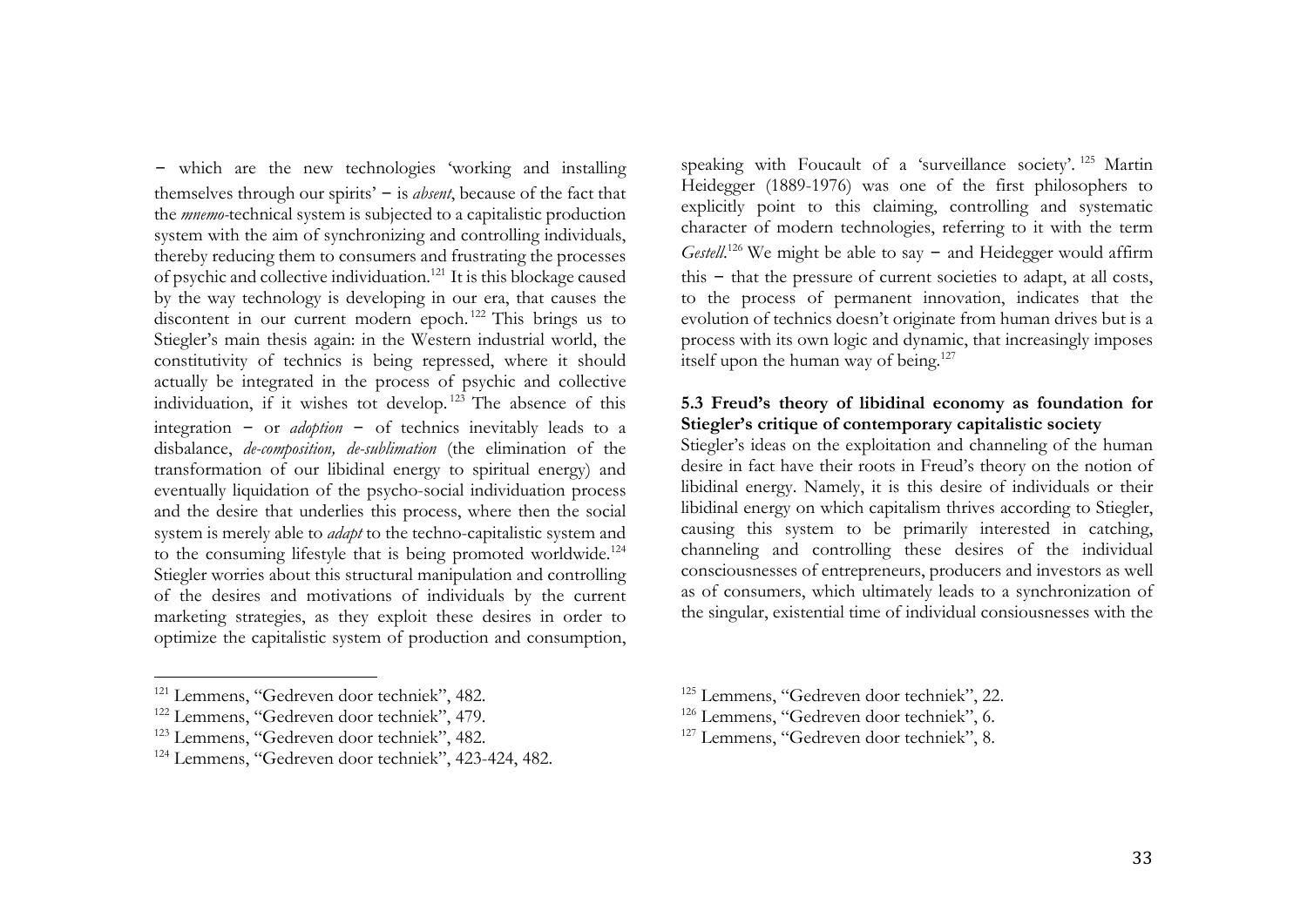− which are the new technologies 'working and installing themselves through our spirits' − is *absent*, because of the fact that the *mnemo*-technical system is subjected to a capitalistic production system with the aim of synchronizing and controlling individuals, thereby reducing them to consumers and frustrating the processes of psychic and collective individuation.[121] It is this blockage caused by the way technology is developing in our era, that causes the discontent in our current modern epoch.[122] This brings us to Stiegler's main thesis again: in the Western industrial world, the constitutivity of technics is being repressed, where it should actually be integrated in the process of psychic and collective individuation, if it wishes tot develop.[123] The absence of this integration − or *adoption* − of technics inevitably leads to a disbalance, *de-composition, de-sublimation* (the elimination of the transformation of our libidinal energy to spiritual energy) and eventually liquidation of the psycho-social individuation process and the desire that underlies this process, where then the social system is merely able to *adapt* to the techno-capitalistic system and to the consuming lifestyle that is being promoted worldwide.[124] Stiegler worries about this structural manipulation and controlling of the desires and motivations of individuals by the current marketing strategies, as they exploit these desires in order to optimize the capitalistic system of production and consumption, speaking with Foucault of a 'surveillance society'.[125] Martin Heidegger (1889-1976) was one of the first philosophers to explicitly point to this claiming, controlling and systematic character of modern technologies, referring to it with the term *Gestell*.[126] We might be able to say − and Heidegger would affirm this − that the pressure of current societies to adapt, at all costs, to the process of permanent innovation, indicates that the evolution of technics doesn't originate from human drives but is a process with its own logic and dynamic, that increasingly imposes itself upon the human way of being.[127]

### 5.3 Freud's theory of libidinal economy as foundation for Stiegler's critique of contemporary capitalistic society

Stiegler's ideas on the exploitation and channeling of the human desire in fact have their roots in Freud's theory on the notion of libidinal energy. Namely, it is this desire of individuals or their libidinal energy on which capitalism thrives according to Stiegler, causing this system to be primarily interested in catching, channeling and controlling these desires of the individual consciousnesses of entrepreneurs, producers and investors as well as of consumers, which ultimately leads to a synchronization of the singular, existential time of individual consiousnesses with the

---

[121] Lemmens, "Gedreven door techniek", 482.

[122] Lemmens, "Gedreven door techniek", 479.

[123] Lemmens, "Gedreven door techniek", 482.

[124] Lemmens, "Gedreven door techniek", 423-424, 482.

[125] Lemmens, "Gedreven door techniek", 22.

[126] Lemmens, "Gedreven door techniek", 6.

[127] Lemmens, "Gedreven door techniek", 8.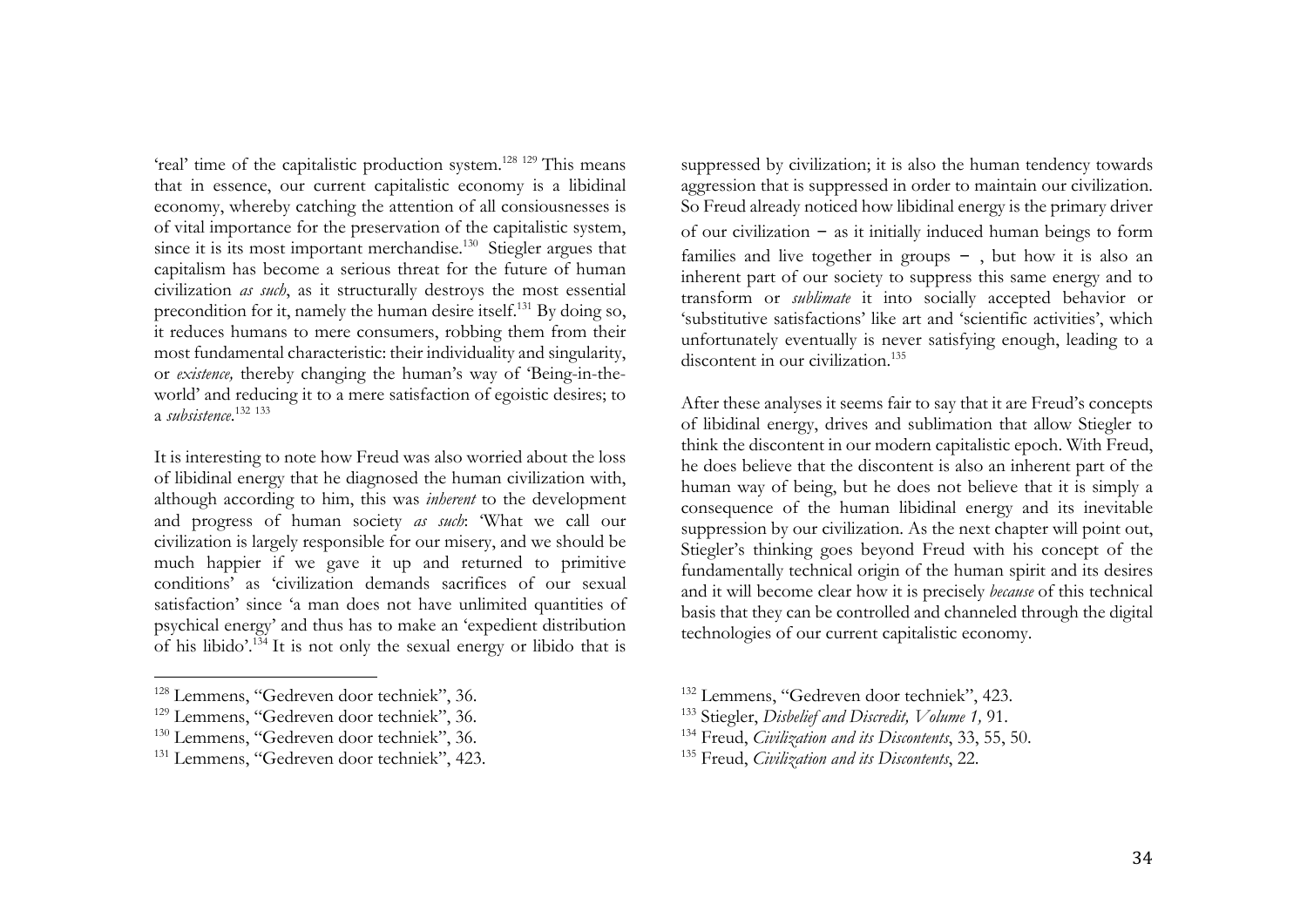'real' time of the capitalistic production system.[128] [129] This means that in essence, our current capitalistic economy is a libidinal economy, whereby catching the attention of all consiousnesses is of vital importance for the preservation of the capitalistic system, since it is its most important merchandise.[130] Stiegler argues that capitalism has become a serious threat for the future of human civilization *as such*, as it structurally destroys the most essential precondition for it, namely the human desire itself.[131] By doing so, it reduces humans to mere consumers, robbing them from their most fundamental characteristic: their individuality and singularity, or *existence,* thereby changing the human's way of 'Being-in-the-world' and reducing it to a mere satisfaction of egoistic desires; to a *subsistence*.[132] [133]

It is interesting to note how Freud was also worried about the loss of libidinal energy that he diagnosed the human civilization with, although according to him, this was *inherent* to the development and progress of human society *as such*: 'What we call our civilization is largely responsible for our misery, and we should be much happier if we gave it up and returned to primitive conditions' as 'civilization demands sacrifices of our sexual satisfaction' since 'a man does not have unlimited quantities of psychical energy' and thus has to make an 'expedient distribution of his libido'.[134] It is not only the sexual energy or libido that is suppressed by civilization; it is also the human tendency towards aggression that is suppressed in order to maintain our civilization. So Freud already noticed how libidinal energy is the primary driver of our civilization – as it initially induced human beings to form families and live together in groups – , but how it is also an inherent part of our society to suppress this same energy and to transform or *sublimate* it into socially accepted behavior or 'substitutive satisfactions' like art and 'scientific activities', which unfortunately eventually is never satisfying enough, leading to a discontent in our civilization.[135]

After these analyses it seems fair to say that it are Freud's concepts of libidinal energy, drives and sublimation that allow Stiegler to think the discontent in our modern capitalistic epoch. With Freud, he does believe that the discontent is also an inherent part of the human way of being, but he does not believe that it is simply a consequence of the human libidinal energy and its inevitable suppression by our civilization. As the next chapter will point out, Stiegler's thinking goes beyond Freud with his concept of the fundamentally technical origin of the human spirit and its desires and it will become clear how it is precisely *because* of this technical basis that they can be controlled and channeled through the digital technologies of our current capitalistic economy.

---

[128] Lemmens, "Gedreven door techniek", 36.

[129] Lemmens, "Gedreven door techniek", 36.

[130] Lemmens, "Gedreven door techniek", 36.

[131] Lemmens, "Gedreven door techniek", 423.

[132] Lemmens, "Gedreven door techniek", 423.

[133] Stiegler, *Disbelief and Discredit, Volume 1,* 91.

[134] Freud, *Civilization and its Discontents*, 33, 55, 50.

[135] Freud, *Civilization and its Discontents*, 22.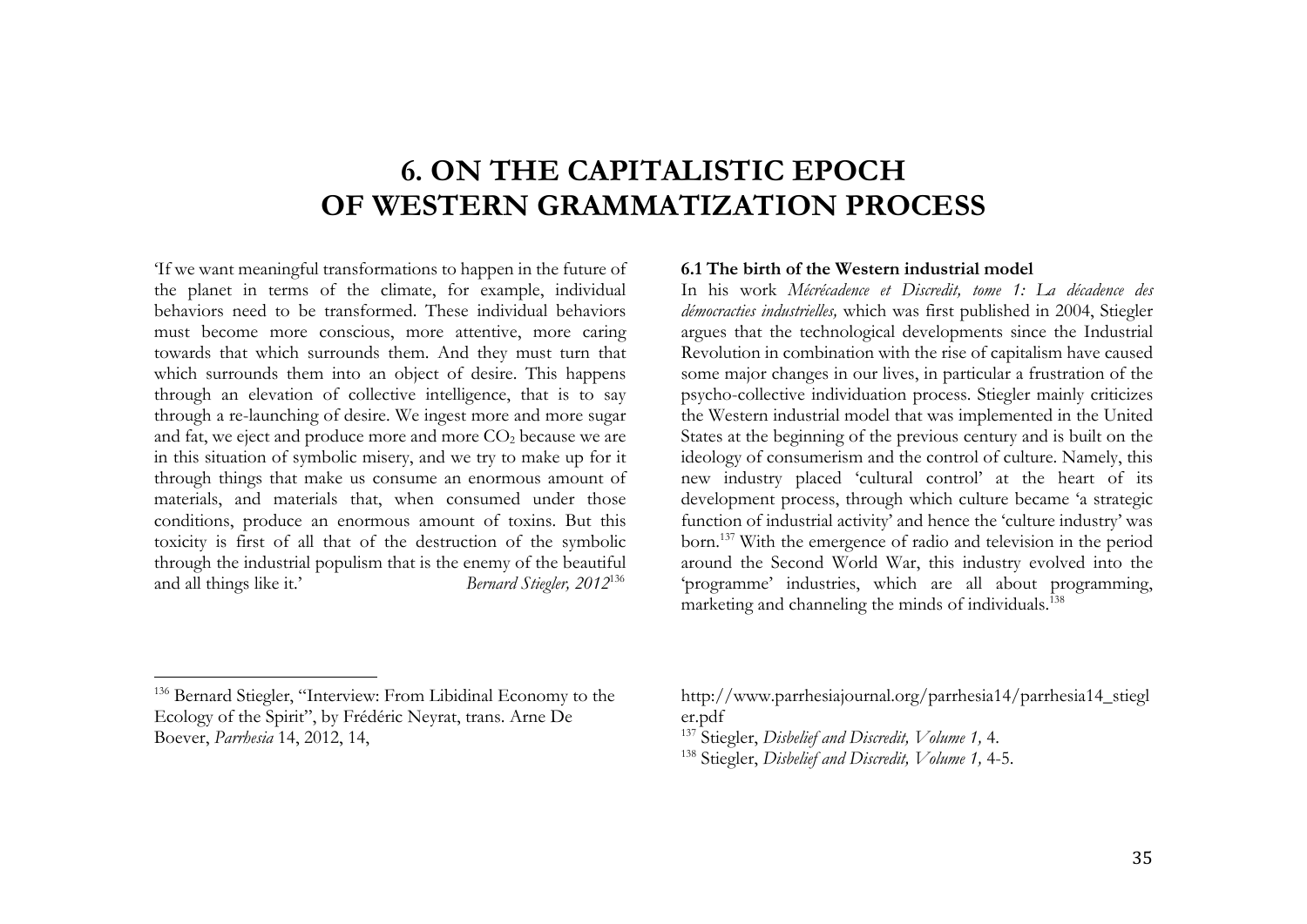# 6. ON THE CAPITALISTIC EPOCH OF WESTERN GRAMMATIZATION PROCESS

'If we want meaningful transformations to happen in the future of the planet in terms of the climate, for example, individual behaviors need to be transformed. These individual behaviors must become more conscious, more attentive, more caring towards that which surrounds them. And they must turn that which surrounds them into an object of desire. This happens through an elevation of collective intelligence, that is to say through a re-launching of desire. We ingest more and more sugar and fat, we eject and produce more and more $CO_2$ because we are in this situation of symbolic misery, and we try to make up for it through things that make us consume an enormous amount of materials, and materials that, when consumed under those conditions, produce an enormous amount of toxins. But this toxicity is first of all that of the destruction of the symbolic through the industrial populism that is the enemy of the beautiful and all things like it.' *Bernard Stiegler, 2012*[136]

### 6.1 The birth of the Western industrial model

In his work *Mécrécadence et Discredit, tome 1: La décadence des démocracties industrielles,* which was first published in 2004, Stiegler argues that the technological developments since the Industrial Revolution in combination with the rise of capitalism have caused some major changes in our lives, in particular a frustration of the psycho-collective individuation process. Stiegler mainly criticizes the Western industrial model that was implemented in the United States at the beginning of the previous century and is built on the ideology of consumerism and the control of culture. Namely, this new industry placed 'cultural control' at the heart of its development process, through which culture became 'a strategic function of industrial activity' and hence the 'culture industry' was born.[137] With the emergence of radio and television in the period around the Second World War, this industry evolved into the 'programme' industries, which are all about programming, marketing and channeling the minds of individuals.[138]

---

[136] Bernard Stiegler, "Interview: From Libidinal Economy to the Ecology of the Spirit", by Frédéric Neyrat, trans. Arne De Boever, *Parrhesia* 14, 2012, 14, http://www.parrhesiajournal.org/parrhesia14/parrhesia14_stiegler.pdf

[137] Stiegler, *Disbelief and Discredit, Volume 1,* 4.

[138] Stiegler, *Disbelief and Discredit, Volume 1,* 4-5.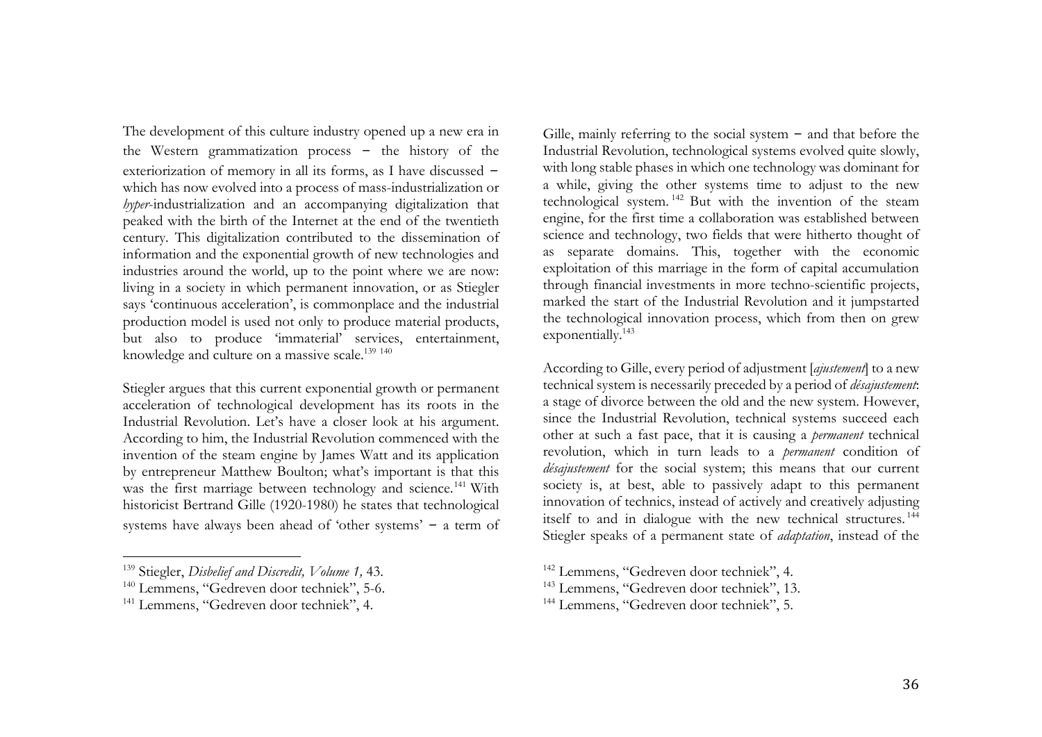The development of this culture industry opened up a new era in the Western grammatization process − the history of the exteriorization of memory in all its forms, as I have discussed − which has now evolved into a process of mass-industrialization or *hyper*-industrialization and an accompanying digitalization that peaked with the birth of the Internet at the end of the twentieth century. This digitalization contributed to the dissemination of information and the exponential growth of new technologies and industries around the world, up to the point where we are now: living in a society in which permanent innovation, or as Stiegler says 'continuous acceleration', is commonplace and the industrial production model is used not only to produce material products, but also to produce 'immaterial' services, entertainment, knowledge and culture on a massive scale.[139] [140]

Stiegler argues that this current exponential growth or permanent acceleration of technological development has its roots in the Industrial Revolution. Let's have a closer look at his argument. According to him, the Industrial Revolution commenced with the invention of the steam engine by James Watt and its application by entrepreneur Matthew Boulton; what's important is that this was the first marriage between technology and science.[141] With historicist Bertrand Gille (1920-1980) he states that technological systems have always been ahead of 'other systems' − a term of Gille, mainly referring to the social system − and that before the Industrial Revolution, technological systems evolved quite slowly, with long stable phases in which one technology was dominant for a while, giving the other systems time to adjust to the new technological system.[142] But with the invention of the steam engine, for the first time a collaboration was established between science and technology, two fields that were hitherto thought of as separate domains. This, together with the economic exploitation of this marriage in the form of capital accumulation through financial investments in more techno-scientific projects, marked the start of the Industrial Revolution and it jumpstarted the technological innovation process, which from then on grew exponentially.[143]

According to Gille, every period of adjustment [*ajustement*] to a new technical system is necessarily preceded by a period of *désajustement*: a stage of divorce between the old and the new system. However, since the Industrial Revolution, technical systems succeed each other at such a fast pace, that it is causing a *permanent* technical revolution, which in turn leads to a *permanent* condition of *désajustement* for the social system; this means that our current society is, at best, able to passively adapt to this permanent innovation of technics, instead of actively and creatively adjusting itself to and in dialogue with the new technical structures.[144] Stiegler speaks of a permanent state of *adaptation*, instead of the

---

[139] Stiegler, *Disbelief and Discredit, Volume 1,* 43.

[140] Lemmens, "Gedreven door techniek", 5-6.

[141] Lemmens, "Gedreven door techniek", 4.

[142] Lemmens, "Gedreven door techniek", 4.

[143] Lemmens, "Gedreven door techniek", 13.

[144] Lemmens, "Gedreven door techniek", 5.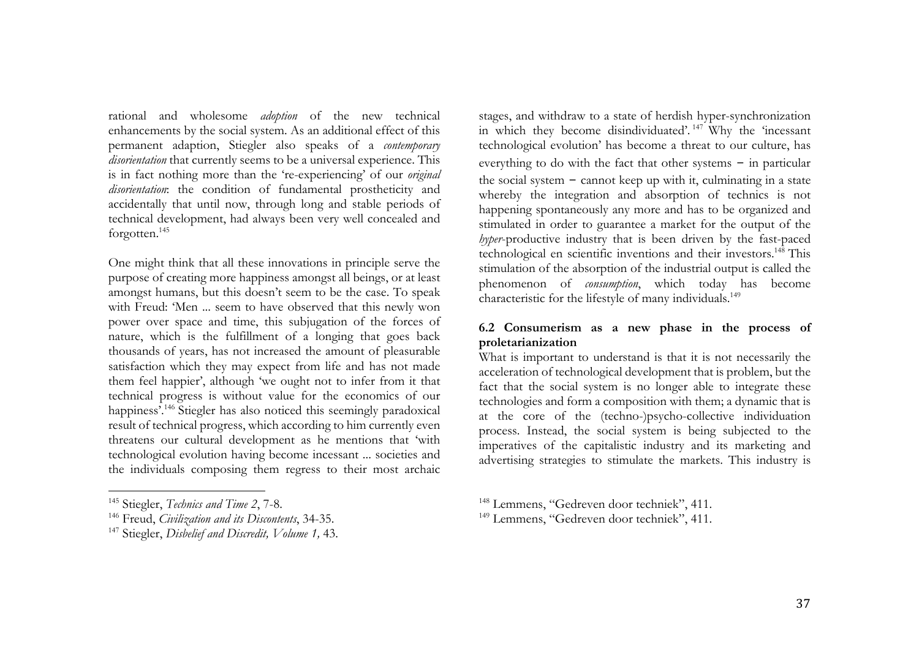rational and wholesome *adoption* of the new technical enhancements by the social system. As an additional effect of this permanent adaption, Stiegler also speaks of a *contemporary disorientation* that currently seems to be a universal experience. This is in fact nothing more than the 're-experiencing' of our *original disorientation*: the condition of fundamental prostheticity and accidentally that until now, through long and stable periods of technical development, had always been very well concealed and forgotten.[145]

One might think that all these innovations in principle serve the purpose of creating more happiness amongst all beings, or at least amongst humans, but this doesn't seem to be the case. To speak with Freud: 'Men ... seem to have observed that this newly won power over space and time, this subjugation of the forces of nature, which is the fulfillment of a longing that goes back thousands of years, has not increased the amount of pleasurable satisfaction which they may expect from life and has not made them feel happier', although 'we ought not to infer from it that technical progress is without value for the economics of our happiness'.[146] Stiegler has also noticed this seemingly paradoxical result of technical progress, which according to him currently even threatens our cultural development as he mentions that 'with technological evolution having become incessant ... societies and the individuals composing them regress to their most archaic stages, and withdraw to a state of herdish hyper-synchronization in which they become disindividuated'.[147] Why the 'incessant technological evolution' has become a threat to our culture, has everything to do with the fact that other systems – in particular the social system – cannot keep up with it, culminating in a state whereby the integration and absorption of technics is not happening spontaneously any more and has to be organized and stimulated in order to guarantee a market for the output of the *hyper*-productive industry that is been driven by the fast-paced technological en scientific inventions and their investors.[148] This stimulation of the absorption of the industrial output is called the phenomenon of *consumption*, which today has become characteristic for the lifestyle of many individuals.[149]

### 6.2 Consumerism as a new phase in the process of proletarianization

What is important to understand is that it is not necessarily the acceleration of technological development that is problem, but the fact that the social system is no longer able to integrate these technologies and form a composition with them; a dynamic that is at the core of the (techno-)psycho-collective individuation process. Instead, the social system is being subjected to the imperatives of the capitalistic industry and its marketing and advertising strategies to stimulate the markets. This industry is

---

[145] Stiegler, *Technics and Time 2*, 7-8.

[146] Freud, *Civilization and its Discontents*, 34-35.

[147] Stiegler, *Disbelief and Discredit, Volume 1,* 43.

[148] Lemmens, "Gedreven door techniek", 411.

[149] Lemmens, "Gedreven door techniek", 411.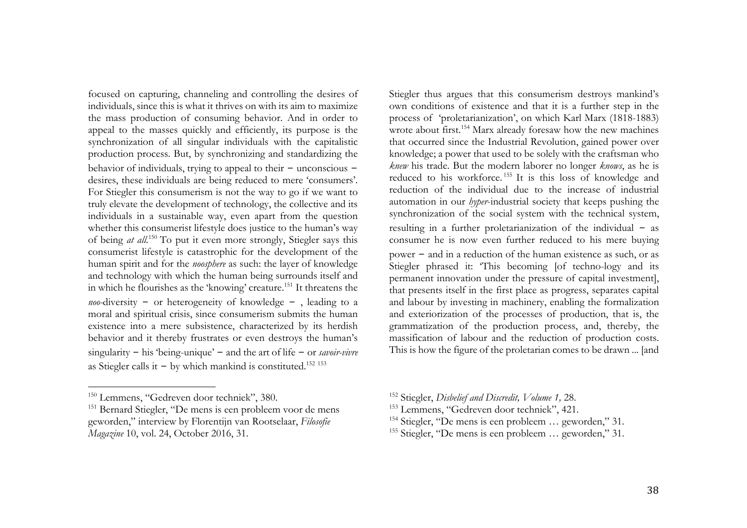focused on capturing, channeling and controlling the desires of individuals, since this is what it thrives on with its aim to maximize the mass production of consuming behavior. And in order to appeal to the masses quickly and efficiently, its purpose is the synchronization of all singular individuals with the capitalistic production process. But, by synchronizing and standardizing the behavior of individuals, trying to appeal to their – unconscious – desires, these individuals are being reduced to mere 'consumers'. For Stiegler this consumerism is not the way to go if we want to truly elevate the development of technology, the collective and its individuals in a sustainable way, even apart from the question whether this consumerist lifestyle does justice to the human's way of being *at all*.[150] To put it even more strongly, Stiegler says this consumerist lifestyle is catastrophic for the development of the human spirit and for the *noosphere* as such: the layer of knowledge and technology with which the human being surrounds itself and in which he flourishes as the 'knowing' creature.[151] It threatens the *noo*-diversity – or heterogeneity of knowledge – , leading to a moral and spiritual crisis, since consumerism submits the human existence into a mere subsistence, characterized by its herdish behavior and it thereby frustrates or even destroys the human's singularity – his 'being-unique' – and the art of life – or *savoir-vivre* as Stiegler calls it – by which mankind is constituted.[152] [153]

Stiegler thus argues that this consumerism destroys mankind's own conditions of existence and that it is a further step in the process of 'proletarianization', on which Karl Marx (1818-1883) wrote about first.[154] Marx already foresaw how the new machines that occurred since the Industrial Revolution, gained power over knowledge; a power that used to be solely with the craftsman who *knew* his trade. But the modern laborer no longer *knows*, as he is reduced to his workforce.[155] It is this loss of knowledge and reduction of the individual due to the increase of industrial automation in our *hyper*-industrial society that keeps pushing the synchronization of the social system with the technical system, resulting in a further proletarianization of the individual – as consumer he is now even further reduced to his mere buying power – and in a reduction of the human existence as such, or as Stiegler phrased it: 'This becoming [of techno-logy and its permanent innovation under the pressure of capital investment], that presents itself in the first place as progress, separates capital and labour by investing in machinery, enabling the formalization and exteriorization of the processes of production, that is, the grammatization of the production process, and, thereby, the massification of labour and the reduction of production costs. This is how the figure of the proletarian comes to be drawn ... [and

---

150 Lemmens, "Gedreven door techniek", 380.

151 Bernard Stiegler, "De mens is een probleem voor de mens geworden," interview by Florentijn van Rootselaar, *Filosofie Magazine* 10, vol. 24, October 2016, 31.

152 Stiegler, *Disbelief and Discredit, Volume 1,* 28.

153 Lemmens, "Gedreven door techniek", 421.

154 Stiegler, "De mens is een probleem … geworden," 31.

155 Stiegler, "De mens is een probleem … geworden," 31.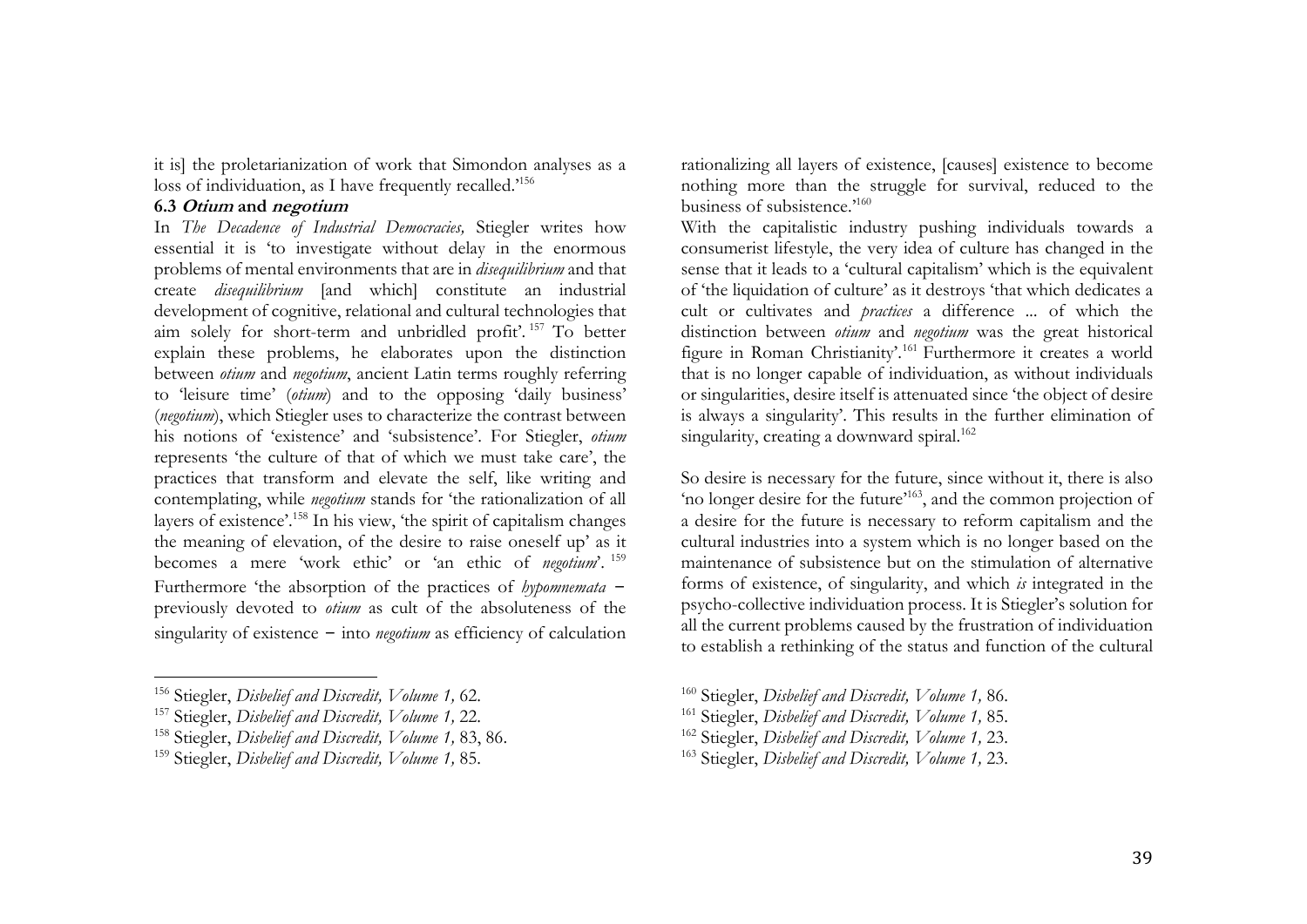it is] the proletarianization of work that Simondon analyses as a loss of individuation, as I have frequently recalled.'[156]

### 6.3 *Otium* and *negotium*

In *The Decadence of Industrial Democracies,* Stiegler writes how essential it is 'to investigate without delay in the enormous problems of mental environments that are in *disequilibrium* and that create *disequilibrium* [and which] constitute an industrial development of cognitive, relational and cultural technologies that aim solely for short-term and unbridled profit'.[157] To better explain these problems, he elaborates upon the distinction between *otium* and *negotium*, ancient Latin terms roughly referring to 'leisure time' (*otium*) and to the opposing 'daily business' (*negotium*), which Stiegler uses to characterize the contrast between his notions of 'existence' and 'subsistence'. For Stiegler, *otium* represents 'the culture of that of which we must take care', the practices that transform and elevate the self, like writing and contemplating, while *negotium* stands for 'the rationalization of all layers of existence'.[158] In his view, 'the spirit of capitalism changes the meaning of elevation, of the desire to raise oneself up' as it becomes a mere 'work ethic' or 'an ethic of *negotium*'.[159] Furthermore 'the absorption of the practices of *hypomnemata* – previously devoted to *otium* as cult of the absoluteness of the singularity of existence – into *negotium* as efficiency of calculation rationalizing all layers of existence, [causes] existence to become nothing more than the struggle for survival, reduced to the business of subsistence.'[160]

With the capitalistic industry pushing individuals towards a consumerist lifestyle, the very idea of culture has changed in the sense that it leads to a 'cultural capitalism' which is the equivalent of 'the liquidation of culture' as it destroys 'that which dedicates a cult or cultivates and *practices* a difference ... of which the distinction between *otium* and *negotium* was the great historical figure in Roman Christianity'.[161] Furthermore it creates a world that is no longer capable of individuation, as without individuals or singularities, desire itself is attenuated since 'the object of desire is always a singularity'. This results in the further elimination of singularity, creating a downward spiral.[162]

So desire is necessary for the future, since without it, there is also 'no longer desire for the future'[163], and the common projection of a desire for the future is necessary to reform capitalism and the cultural industries into a system which is no longer based on the maintenance of subsistence but on the stimulation of alternative forms of existence, of singularity, and which *is* integrated in the psycho-collective individuation process. It is Stiegler's solution for all the current problems caused by the frustration of individuation to establish a rethinking of the status and function of the cultural

---

[156] Stiegler, *Disbelief and Discredit, Volume 1,* 62.
[157] Stiegler, *Disbelief and Discredit, Volume 1,* 22.
[158] Stiegler, *Disbelief and Discredit, Volume 1,* 83, 86.
[159] Stiegler, *Disbelief and Discredit, Volume 1,* 85.
[160] Stiegler, *Disbelief and Discredit, Volume 1,* 86.
[161] Stiegler, *Disbelief and Discredit, Volume 1,* 85.
[162] Stiegler, *Disbelief and Discredit, Volume 1,* 23.
[163] Stiegler, *Disbelief and Discredit, Volume 1,* 23.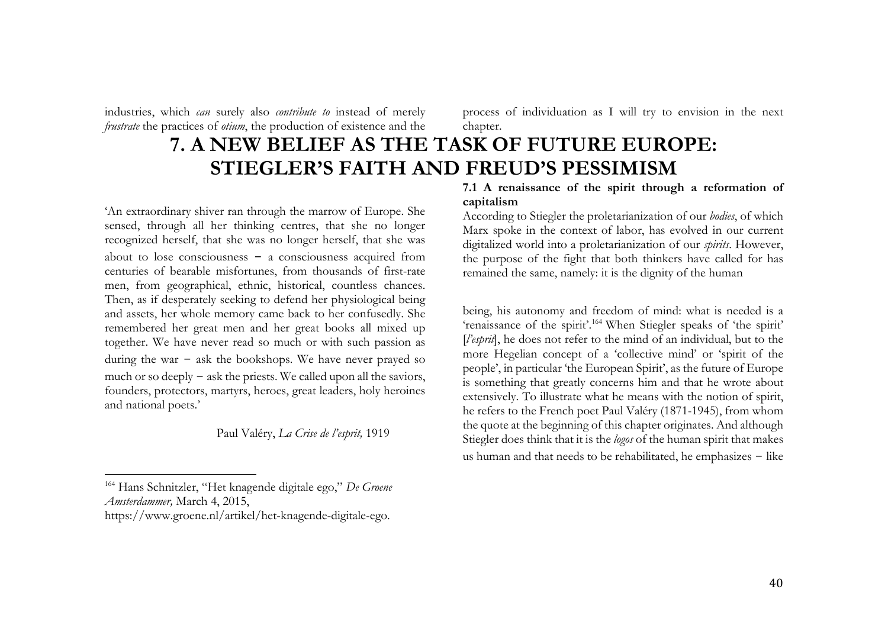industries, which *can* surely also *contribute to* instead of merely *frustrate* the practices of *otium*, the production of existence and the process of individuation as I will try to envision in the next chapter.

# 7. A NEW BELIEF AS THE TASK OF FUTURE EUROPE: STIEGLER'S FAITH AND FREUD'S PESSIMISM

'An extraordinary shiver ran through the marrow of Europe. She sensed, through all her thinking centres, that she no longer recognized herself, that she was no longer herself, that she was about to lose consciousness – a consciousness acquired from centuries of bearable misfortunes, from thousands of first-rate men, from geographical, ethnic, historical, countless chances. Then, as if desperately seeking to defend her physiological being and assets, her whole memory came back to her confusedly. She remembered her great men and her great books all mixed up together. We have never read so much or with such passion as during the war – ask the bookshops. We have never prayed so much or so deeply – ask the priests. We called upon all the saviors, founders, protectors, martyrs, heroes, great leaders, holy heroines and national poets.'

Paul Valéry, *La Crise de l'esprit,* 1919

### 7.1 A renaissance of the spirit through a reformation of capitalism

According to Stiegler the proletarianization of our *bodies*, of which Marx spoke in the context of labor, has evolved in our current digitalized world into a proletarianization of our *spirits*. However, the purpose of the fight that both thinkers have called for has remained the same, namely: it is the dignity of the human being, his autonomy and freedom of mind: what is needed is a 'renaissance of the spirit'.[164] When Stiegler speaks of 'the spirit' [*l'esprit*], he does not refer to the mind of an individual, but to the more Hegelian concept of a 'collective mind' or 'spirit of the people', in particular 'the European Spirit', as the future of Europe is something that greatly concerns him and that he wrote about extensively. To illustrate what he means with the notion of spirit, he refers to the French poet Paul Valéry (1871-1945), from whom the quote at the beginning of this chapter originates. And although Stiegler does think that it is the *logos* of the human spirit that makes us human and that needs to be rehabilitated, he emphasizes – like

[164] Hans Schnitzler, "Het knagende digitale ego," *De Groene Amsterdammer,* March 4, 2015, https://www.groene.nl/artikel/het-knagende-digitale-ego.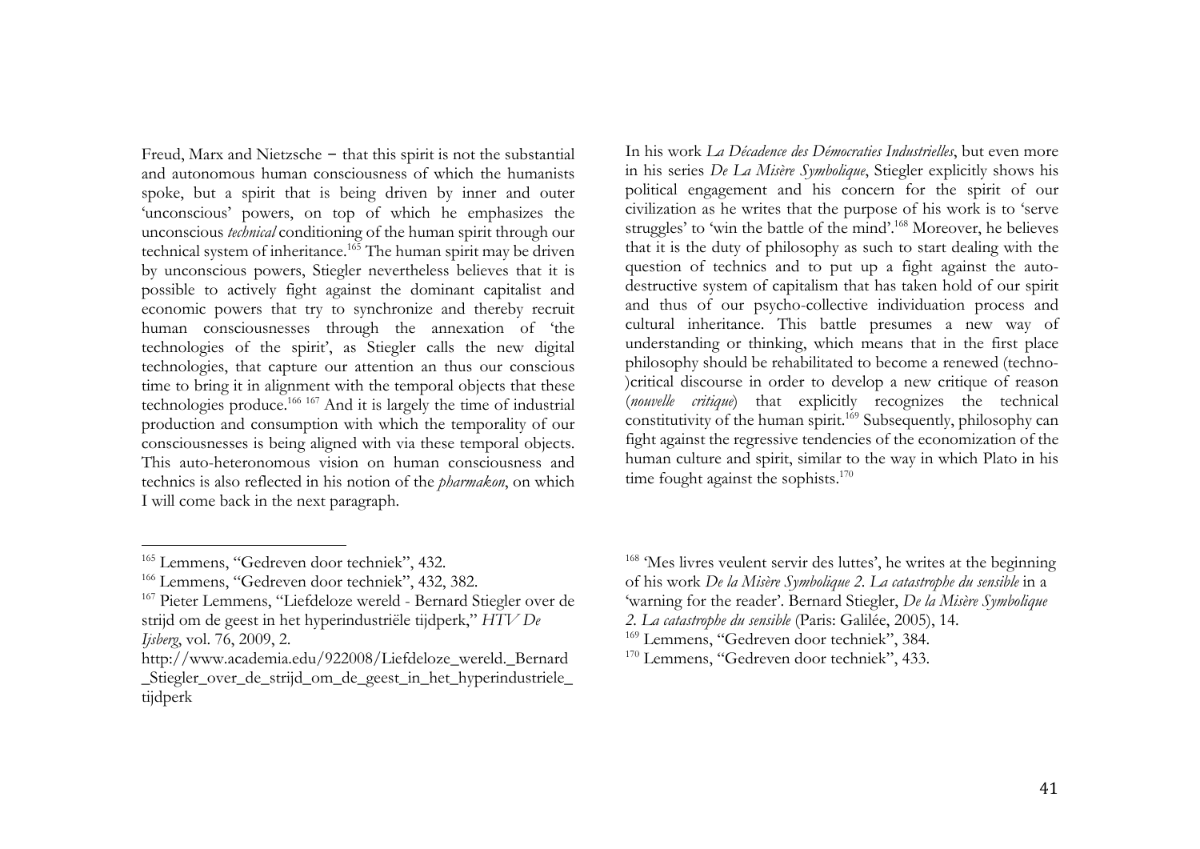Freud, Marx and Nietzsche – that this spirit is not the substantial and autonomous human consciousness of which the humanists spoke, but a spirit that is being driven by inner and outer 'unconscious' powers, on top of which he emphasizes the unconscious *technical* conditioning of the human spirit through our technical system of inheritance.[165] The human spirit may be driven by unconscious powers, Stiegler nevertheless believes that it is possible to actively fight against the dominant capitalist and economic powers that try to synchronize and thereby recruit human consciousnesses through the annexation of 'the technologies of the spirit', as Stiegler calls the new digital technologies, that capture our attention an thus our conscious time to bring it in alignment with the temporal objects that these technologies produce.[166] [167] And it is largely the time of industrial production and consumption with which the temporality of our consciousnesses is being aligned with via these temporal objects. This auto-heteronomous vision on human consciousness and technics is also reflected in his notion of the *pharmakon*, on which I will come back in the next paragraph.

In his work *La Décadence des Démocraties Industrielles*, but even more in his series *De La Misère Symbolique*, Stiegler explicitly shows his political engagement and his concern for the spirit of our civilization as he writes that the purpose of his work is to 'serve struggles' to 'win the battle of the mind'.[168] Moreover, he believes that it is the duty of philosophy as such to start dealing with the question of technics and to put up a fight against the auto-destructive system of capitalism that has taken hold of our spirit and thus of our psycho-collective individuation process and cultural inheritance. This battle presumes a new way of understanding or thinking, which means that in the first place philosophy should be rehabilitated to become a renewed (techno-)critical discourse in order to develop a new critique of reason (*nouvelle critique*) that explicitly recognizes the technical constitutivity of the human spirit.[169] Subsequently, philosophy can fight against the regressive tendencies of the economization of the human culture and spirit, similar to the way in which Plato in his time fought against the sophists.[170]

---

[165] Lemmens, "Gedreven door techniek", 432.

[166] Lemmens, "Gedreven door techniek", 432, 382.

[167] Pieter Lemmens, "Liefdeloze wereld - Bernard Stiegler over de strijd om de geest in het hyperindustriële tijdperk," *HTV De Ijsberg*, vol. 76, 2009, 2. http://www.academia.edu/922008/Liefdeloze_wereld._Bernard_Stiegler_over_de_strijd_om_de_geest_in_het_hyperindustriele_tijdperk

[168] 'Mes livres veulent servir des luttes', he writes at the beginning of his work *De la Misère Symbolique 2. La catastrophe du sensible* in a 'warning for the reader'. Bernard Stiegler, *De la Misère Symbolique 2. La catastrophe du sensible* (Paris: Galilée, 2005), 14.

[169] Lemmens, "Gedreven door techniek", 384.

[170] Lemmens, "Gedreven door techniek", 433.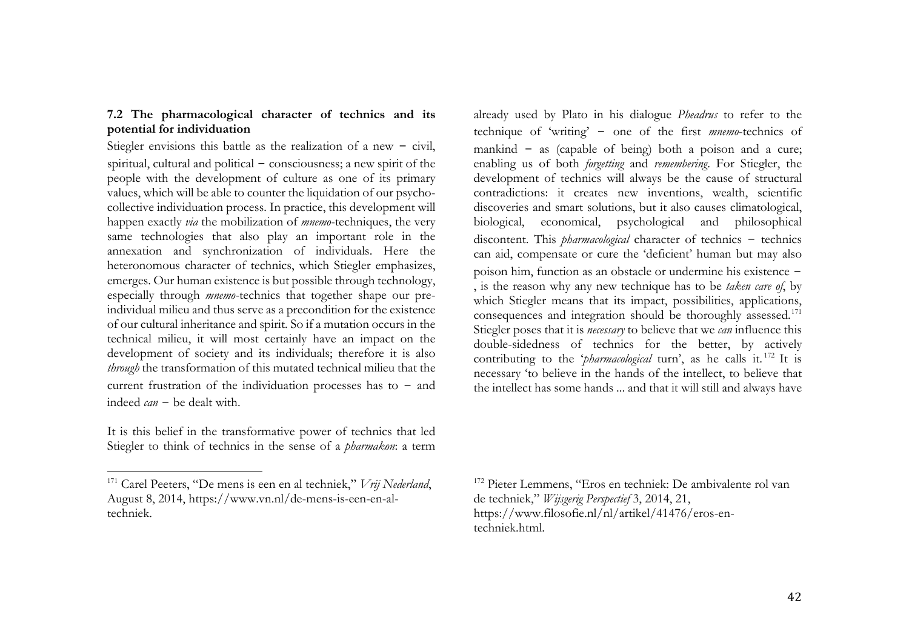### 7.2 The pharmacological character of technics and its potential for individuation

Stiegler envisions this battle as the realization of a new − civil, spiritual, cultural and political − consciousness; a new spirit of the people with the development of culture as one of its primary values, which will be able to counter the liquidation of our psycho-collective individuation process. In practice, this development will happen exactly *via* the mobilization of *mnemo*-techniques, the very same technologies that also play an important role in the annexation and synchronization of individuals. Here the heteronomous character of technics, which Stiegler emphasizes, emerges. Our human existence is but possible through technology, especially through *mnemo*-technics that together shape our pre-individual milieu and thus serve as a precondition for the existence of our cultural inheritance and spirit. So if a mutation occurs in the technical milieu, it will most certainly have an impact on the development of society and its individuals; therefore it is also *through* the transformation of this mutated technical milieu that the current frustration of the individuation processes has to − and indeed *can* − be dealt with.

It is this belief in the transformative power of technics that led Stiegler to think of technics in the sense of a *pharmakon*: a term already used by Plato in his dialogue *Pheadrus* to refer to the technique of 'writing' − one of the first *mnemo*-technics of mankind − as (capable of being) both a poison and a cure; enabling us of both *forgetting* and *remembering*. For Stiegler, the development of technics will always be the cause of structural contradictions: it creates new inventions, wealth, scientific discoveries and smart solutions, but it also causes climatological, biological, economical, psychological and philosophical discontent. This *pharmacological* character of technics − technics can aid, compensate or cure the 'deficient' human but may also poison him, function as an obstacle or undermine his existence − , is the reason why any new technique has to be *taken care of*, by which Stiegler means that its impact, possibilities, applications, consequences and integration should be thoroughly assessed.[171] Stiegler poses that it is *necessary* to believe that we *can* influence this double-sidedness of technics for the better, by actively contributing to the '*pharmacological* turn', as he calls it.[172] It is necessary 'to believe in the hands of the intellect, to believe that the intellect has some hands ... and that it will still and always have

---

[171] Carel Peeters, "De mens is een en al techniek," *Vrij Nederland*, August 8, 2014, https://www.vn.nl/de-mens-is-een-en-al-techniek.

[172] Pieter Lemmens, "Eros en techniek: De ambivalente rol van de techniek," *Wijsgerig Perspectief* 3, 2014, 21, https://www.filosofie.nl/nl/artikel/41476/eros-en-techniek.html.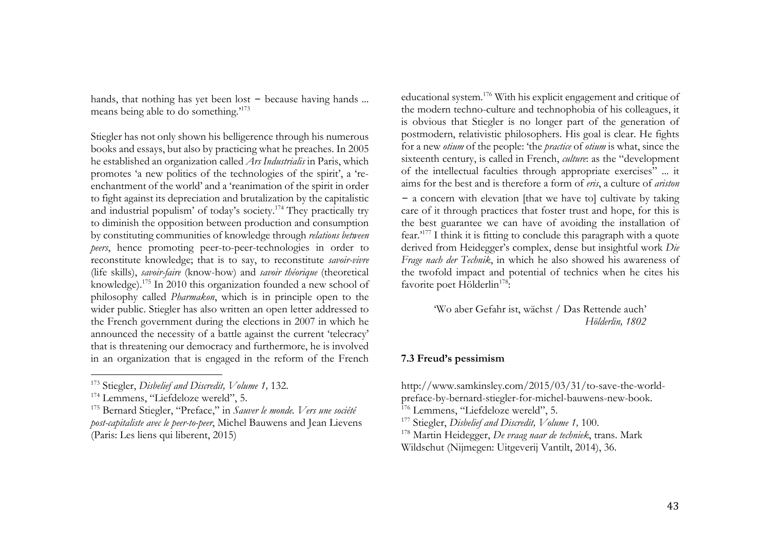hands, that nothing has yet been lost − because having hands ... means being able to do something.'[173]

Stiegler has not only shown his belligerence through his numerous books and essays, but also by practicing what he preaches. In 2005 he established an organization called *Ars Industrialis* in Paris, which promotes 'a new politics of the technologies of the spirit', a 're-enchantment of the world' and a 'reanimation of the spirit in order to fight against its depreciation and brutalization by the capitalistic and industrial populism' of today's society.[174] They practically try to diminish the opposition between production and consumption by constituting communities of knowledge through *relations between peers*, hence promoting peer-to-peer-technologies in order to reconstitute knowledge; that is to say, to reconstitute *savoir-vivre* (life skills), *savoir-faire* (know-how) and *savoir théorique* (theoretical knowledge).[175] In 2010 this organization founded a new school of philosophy called *Pharmakon*, which is in principle open to the wider public. Stiegler has also written an open letter addressed to the French government during the elections in 2007 in which he announced the necessity of a battle against the current 'telecracy' that is threatening our democracy and furthermore, he is involved in an organization that is engaged in the reform of the French educational system.[176] With his explicit engagement and critique of the modern techno-culture and technophobia of his colleagues, it is obvious that Stiegler is no longer part of the generation of postmodern, relativistic philosophers. His goal is clear. He fights for a new *otium* of the people: 'the *practice* of *otium* is what, since the sixteenth century, is called in French, *culture*: as the "development of the intellectual faculties through appropriate exercises" ... it aims for the best and is therefore a form of *eris*, a culture of *ariston* − a concern with elevation [that we have to] cultivate by taking care of it through practices that foster trust and hope, for this is the best guarantee we can have of avoiding the installation of fear.'[177] I think it is fitting to conclude this paragraph with a quote derived from Heidegger's complex, dense but insightful work *Die Frage nach der Technik*, in which he also showed his awareness of the twofold impact and potential of technics when he cites his favorite poet Hölderlin[178]:

> 'Wo aber Gefahr ist, wächst / Das Rettende auch'
> *Hölderlin, 1802*

### 7.3 Freud's pessimism

---

[173] Stiegler, *Disbelief and Discredit, Volume 1,* 132.

[174] Lemmens, "Liefdeloze wereld", 5.

[175] Bernard Stiegler, "Preface," in *Sauver le monde. Vers une société post-capitaliste avec le peer-to-peer*, Michel Bauwens and Jean Lievens (Paris: Les liens qui liberent, 2015) http://www.samkinsley.com/2015/03/31/to-save-the-world-preface-by-bernard-stiegler-for-michel-bauwens-new-book.

[176] Lemmens, "Liefdeloze wereld", 5.

[177] Stiegler, *Disbelief and Discredit, Volume 1,* 100.

[178] Martin Heidegger, *De vraag naar de techniek*, trans. Mark Wildschut (Nijmegen: Uitgeverij Vantilt, 2014), 36.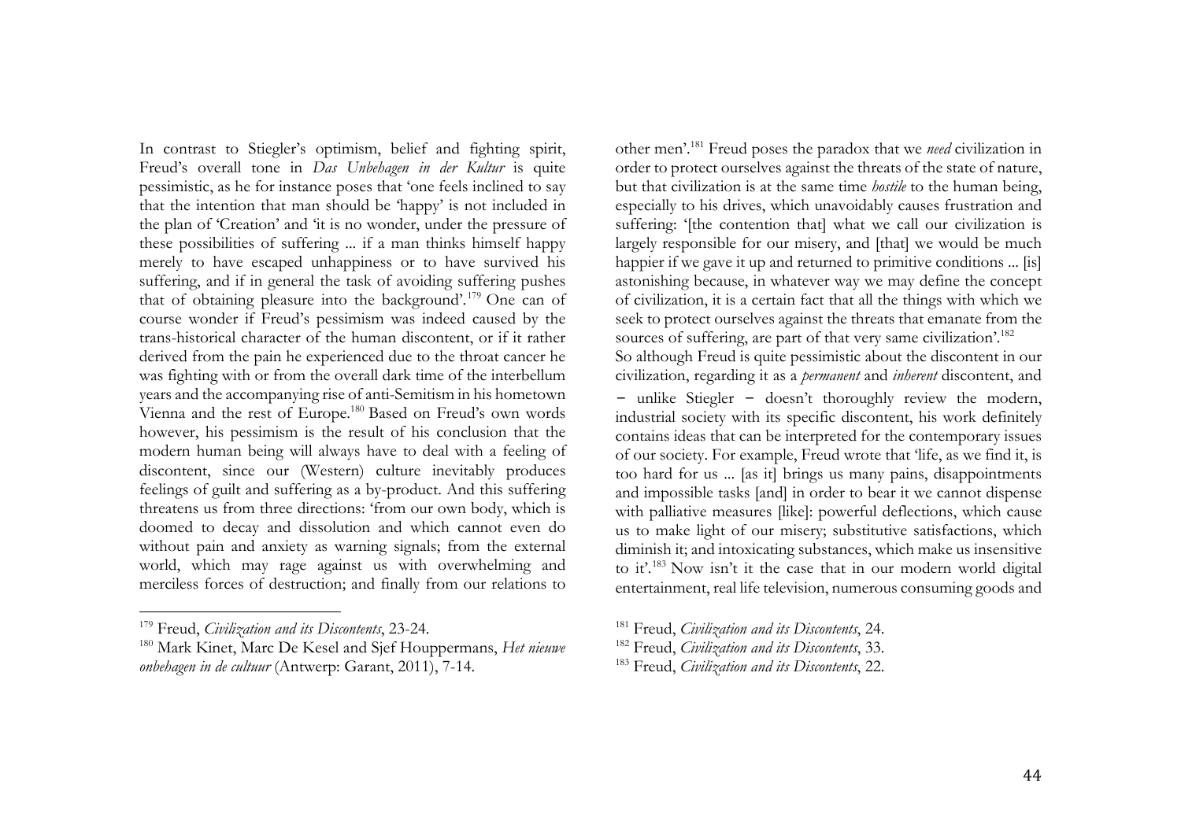In contrast to Stiegler's optimism, belief and fighting spirit, Freud's overall tone in *Das Unbehagen in der Kultur* is quite pessimistic, as he for instance poses that 'one feels inclined to say that the intention that man should be 'happy' is not included in the plan of 'Creation' and 'it is no wonder, under the pressure of these possibilities of suffering ... if a man thinks himself happy merely to have escaped unhappiness or to have survived his suffering, and if in general the task of avoiding suffering pushes that of obtaining pleasure into the background'.[179] One can of course wonder if Freud's pessimism was indeed caused by the trans-historical character of the human discontent, or if it rather derived from the pain he experienced due to the throat cancer he was fighting with or from the overall dark time of the interbellum years and the accompanying rise of anti-Semitism in his hometown Vienna and the rest of Europe.[180] Based on Freud's own words however, his pessimism is the result of his conclusion that the modern human being will always have to deal with a feeling of discontent, since our (Western) culture inevitably produces feelings of guilt and suffering as a by-product. And this suffering threatens us from three directions: 'from our own body, which is doomed to decay and dissolution and which cannot even do without pain and anxiety as warning signals; from the external world, which may rage against us with overwhelming and merciless forces of destruction; and finally from our relations to other men'.[181] Freud poses the paradox that we *need* civilization in order to protect ourselves against the threats of the state of nature, but that civilization is at the same time *hostile* to the human being, especially to his drives, which unavoidably causes frustration and suffering: '[the contention that] what we call our civilization is largely responsible for our misery, and [that] we would be much happier if we gave it up and returned to primitive conditions ... [is] astonishing because, in whatever way we may define the concept of civilization, it is a certain fact that all the things with which we seek to protect ourselves against the threats that emanate from the sources of suffering, are part of that very same civilization'.[182]

So although Freud is quite pessimistic about the discontent in our civilization, regarding it as a *permanent* and *inherent* discontent, and – unlike Stiegler – doesn't thoroughly review the modern, industrial society with its specific discontent, his work definitely contains ideas that can be interpreted for the contemporary issues of our society. For example, Freud wrote that 'life, as we find it, is too hard for us ... [as it] brings us many pains, disappointments and impossible tasks [and] in order to bear it we cannot dispense with palliative measures [like]: powerful deflections, which cause us to make light of our misery; substitutive satisfactions, which diminish it; and intoxicating substances, which make us insensitive to it'.[183] Now isn't it the case that in our modern world digital entertainment, real life television, numerous consuming goods and

---

[179] Freud, *Civilization and its Discontents*, 23-24.

[180] Mark Kinet, Marc De Kesel and Sjef Houppermans, *Het nieuwe onbehagen in de cultuur* (Antwerp: Garant, 2011), 7-14.

[181] Freud, *Civilization and its Discontents*, 24.

[182] Freud, *Civilization and its Discontents*, 33.

[183] Freud, *Civilization and its Discontents*, 22.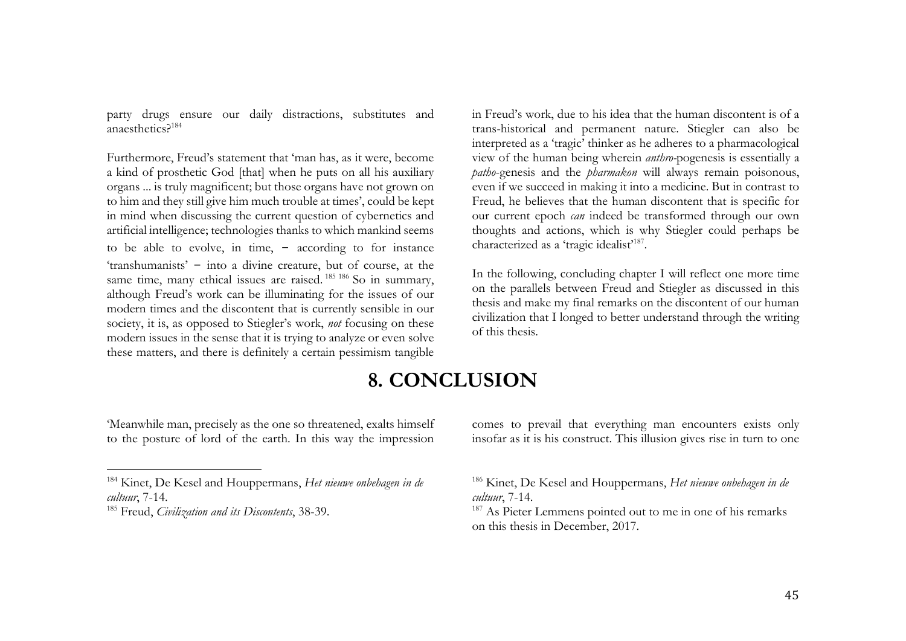party drugs ensure our daily distractions, substitutes and anaesthetics?[184]

Furthermore, Freud's statement that 'man has, as it were, become a kind of prosthetic God [that] when he puts on all his auxiliary organs ... is truly magnificent; but those organs have not grown on to him and they still give him much trouble at times', could be kept in mind when discussing the current question of cybernetics and artificial intelligence; technologies thanks to which mankind seems to be able to evolve, in time, – according to for instance 'transhumanists' – into a divine creature, but of course, at the same time, many ethical issues are raised.[185] [186] So in summary, although Freud's work can be illuminating for the issues of our modern times and the discontent that is currently sensible in our society, it is, as opposed to Stiegler's work, *not* focusing on these modern issues in the sense that it is trying to analyze or even solve these matters, and there is definitely a certain pessimism tangible in Freud's work, due to his idea that the human discontent is of a trans-historical and permanent nature. Stiegler can also be interpreted as a 'tragic' thinker as he adheres to a pharmacological view of the human being wherein *anthro*-pogenesis is essentially a *patho*-genesis and the *pharmakon* will always remain poisonous, even if we succeed in making it into a medicine. But in contrast to Freud, he believes that the human discontent that is specific for our current epoch *can* indeed be transformed through our own thoughts and actions, which is why Stiegler could perhaps be characterized as a 'tragic idealist'[187].

In the following, concluding chapter I will reflect one more time on the parallels between Freud and Stiegler as discussed in this thesis and make my final remarks on the discontent of our human civilization that I longed to better understand through the writing of this thesis.

# 8. CONCLUSION

'Meanwhile man, precisely as the one so threatened, exalts himself to the posture of lord of the earth. In this way the impression comes to prevail that everything man encounters exists only insofar as it is his construct. This illusion gives rise in turn to one

---

[184] Kinet, De Kesel and Houppermans, *Het nieuwe onbehagen in de cultuur*, 7-14.

[185] Freud, *Civilization and its Discontents*, 38-39.

[186] Kinet, De Kesel and Houppermans, *Het nieuwe onbehagen in de cultuur*, 7-14.

[187] As Pieter Lemmens pointed out to me in one of his remarks on this thesis in December, 2017.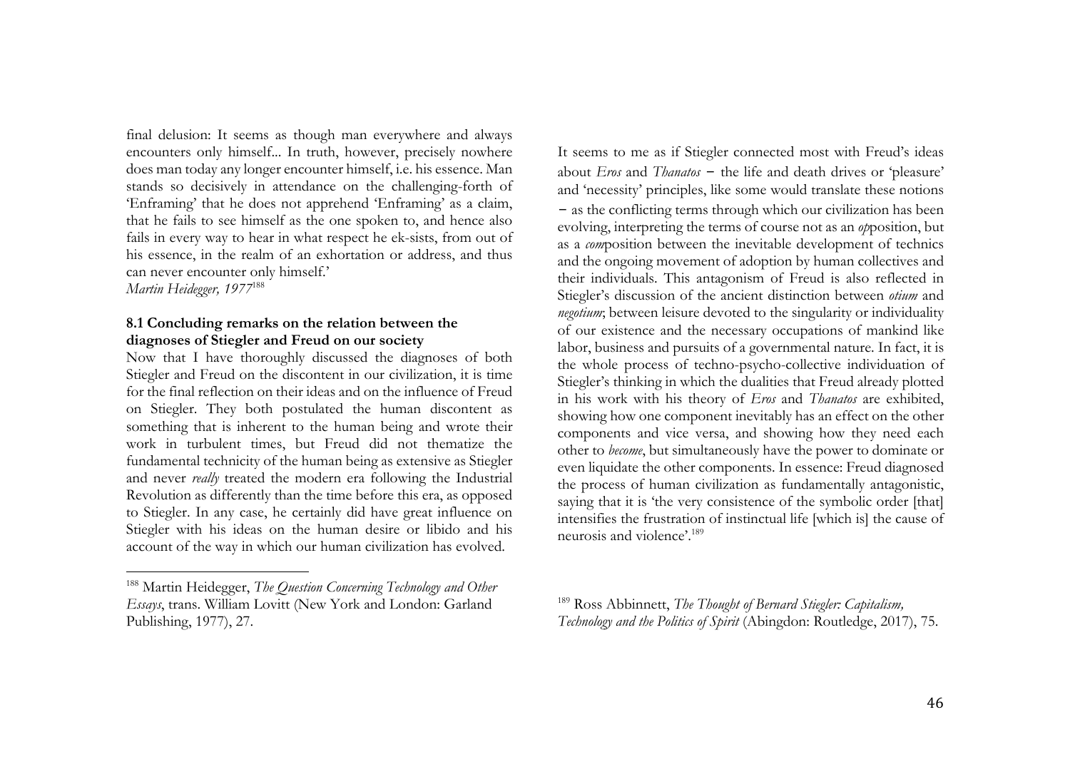final delusion: It seems as though man everywhere and always encounters only himself... In truth, however, precisely nowhere does man today any longer encounter himself, i.e. his essence. Man stands so decisively in attendance on the challenging-forth of 'Enframing' that he does not apprehend 'Enframing' as a claim, that he fails to see himself as the one spoken to, and hence also fails in every way to hear in what respect he ek-sists, from out of his essence, in the realm of an exhortation or address, and thus can never encounter only himself.'
*Martin Heidegger, 1977*[188]

### 8.1 Concluding remarks on the relation between the diagnoses of Stiegler and Freud on our society

Now that I have thoroughly discussed the diagnoses of both Stiegler and Freud on the discontent in our civilization, it is time for the final reflection on their ideas and on the influence of Freud on Stiegler. They both postulated the human discontent as something that is inherent to the human being and wrote their work in turbulent times, but Freud did not thematize the fundamental technicity of the human being as extensive as Stiegler and never *really* treated the modern era following the Industrial Revolution as differently than the time before this era, as opposed to Stiegler. In any case, he certainly did have great influence on Stiegler with his ideas on the human desire or libido and his account of the way in which our human civilization has evolved.

It seems to me as if Stiegler connected most with Freud's ideas about *Eros* and *Thanatos* − the life and death drives or 'pleasure' and 'necessity' principles, like some would translate these notions − as the conflicting terms through which our civilization has been evolving, interpreting the terms of course not as an *op*position, but as a *com*position between the inevitable development of technics and the ongoing movement of adoption by human collectives and their individuals. This antagonism of Freud is also reflected in Stiegler's discussion of the ancient distinction between *otium* and *negotium*; between leisure devoted to the singularity or individuality of our existence and the necessary occupations of mankind like labor, business and pursuits of a governmental nature. In fact, it is the whole process of techno-psycho-collective individuation of Stiegler's thinking in which the dualities that Freud already plotted in his work with his theory of *Eros* and *Thanatos* are exhibited, showing how one component inevitably has an effect on the other components and vice versa, and showing how they need each other to *become*, but simultaneously have the power to dominate or even liquidate the other components. In essence: Freud diagnosed the process of human civilization as fundamentally antagonistic, saying that it is 'the very consistence of the symbolic order [that] intensifies the frustration of instinctual life [which is] the cause of neurosis and violence'.[189]

---

[188] Martin Heidegger, *The Question Concerning Technology and Other Essays*, trans. William Lovitt (New York and London: Garland Publishing, 1977), 27.

[189] Ross Abbinnett, *The Thought of Bernard Stiegler: Capitalism, Technology and the Politics of Spirit* (Abingdon: Routledge, 2017), 75.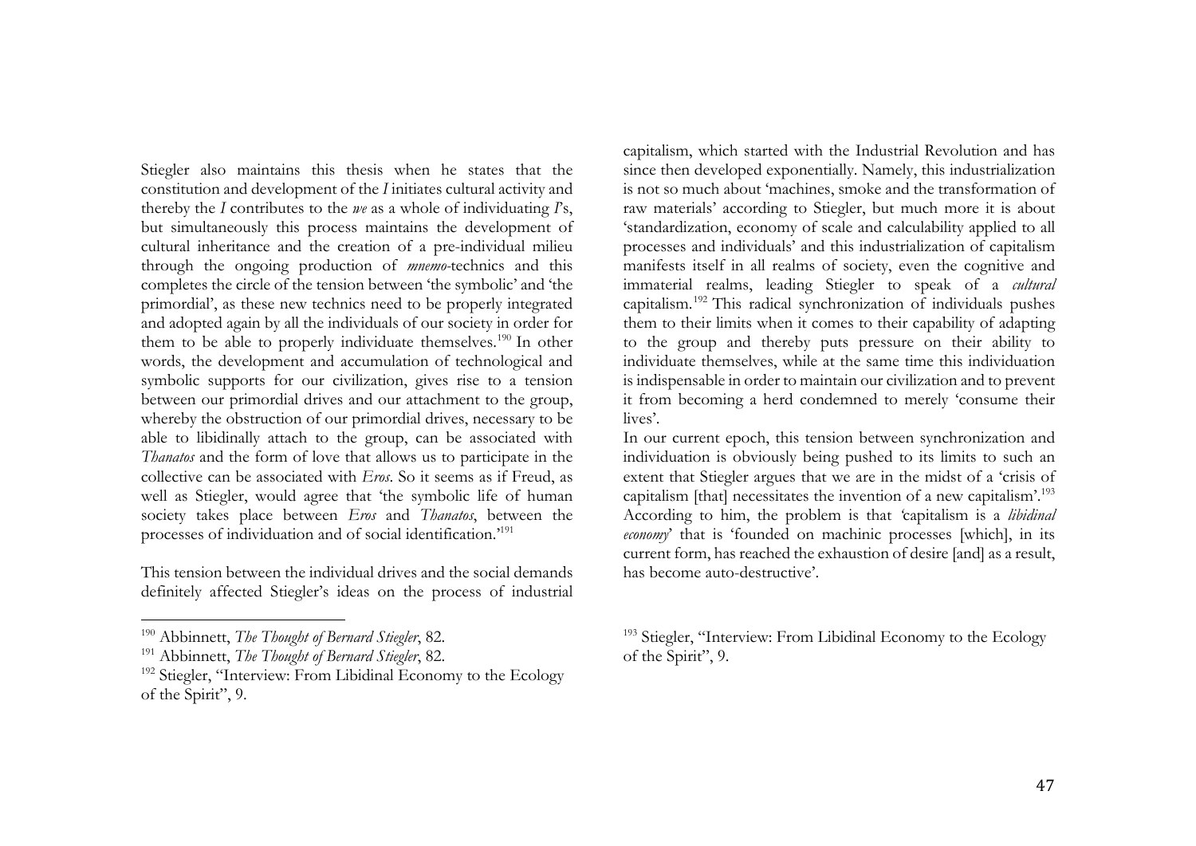Stiegler also maintains this thesis when he states that the constitution and development of the *I* initiates cultural activity and thereby the *I* contributes to the *we* as a whole of individuating *I*'s, but simultaneously this process maintains the development of cultural inheritance and the creation of a pre-individual milieu through the ongoing production of *mnemo*-technics and this completes the circle of the tension between 'the symbolic' and 'the primordial', as these new technics need to be properly integrated and adopted again by all the individuals of our society in order for them to be able to properly individuate themselves.[190] In other words, the development and accumulation of technological and symbolic supports for our civilization, gives rise to a tension between our primordial drives and our attachment to the group, whereby the obstruction of our primordial drives, necessary to be able to libidinally attach to the group, can be associated with *Thanatos* and the form of love that allows us to participate in the collective can be associated with *Eros*. So it seems as if Freud, as well as Stiegler, would agree that 'the symbolic life of human society takes place between *Eros* and *Thanatos*, between the processes of individuation and of social identification.'[191]

This tension between the individual drives and the social demands definitely affected Stiegler's ideas on the process of industrial capitalism, which started with the Industrial Revolution and has since then developed exponentially. Namely, this industrialization is not so much about 'machines, smoke and the transformation of raw materials' according to Stiegler, but much more it is about 'standardization, economy of scale and calculability applied to all processes and individuals' and this industrialization of capitalism manifests itself in all realms of society, even the cognitive and immaterial realms, leading Stiegler to speak of a *cultural* capitalism.[192] This radical synchronization of individuals pushes them to their limits when it comes to their capability of adapting to the group and thereby puts pressure on their ability to individuate themselves, while at the same time this individuation is indispensable in order to maintain our civilization and to prevent it from becoming a herd condemned to merely 'consume their lives'.

In our current epoch, this tension between synchronization and individuation is obviously being pushed to its limits to such an extent that Stiegler argues that we are in the midst of a 'crisis of capitalism [that] necessitates the invention of a new capitalism'.[193] According to him, the problem is that 'capitalism is a *libidinal economy*' that is 'founded on machinic processes [which], in its current form, has reached the exhaustion of desire [and] as a result, has become auto-destructive'.

---

[190] Abbinnett, *The Thought of Bernard Stiegler*, 82.

[191] Abbinnett, *The Thought of Bernard Stiegler*, 82.

[192] Stiegler, "Interview: From Libidinal Economy to the Ecology of the Spirit", 9.

[193] Stiegler, "Interview: From Libidinal Economy to the Ecology of the Spirit", 9.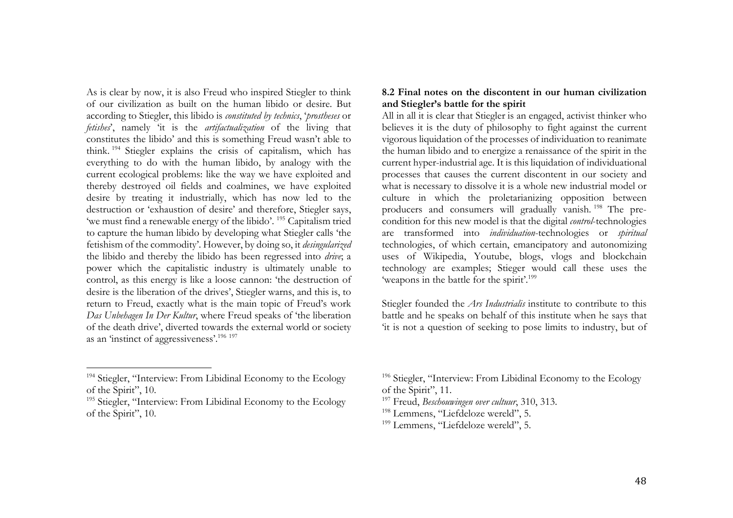As is clear by now, it is also Freud who inspired Stiegler to think of our civilization as built on the human libido or desire. But according to Stiegler, this libido is *constituted by technics*, '*prostheses* or *fetishes*', namely 'it is the *artifactualization* of the living that constitutes the libido' and this is something Freud wasn't able to think.[194] Stiegler explains the crisis of capitalism, which has everything to do with the human libido, by analogy with the current ecological problems: like the way we have exploited and thereby destroyed oil fields and coalmines, we have exploited desire by treating it industrially, which has now led to the destruction or 'exhaustion of desire' and therefore, Stiegler says, 'we must find a renewable energy of the libido'.[195] Capitalism tried to capture the human libido by developing what Stiegler calls 'the fetishism of the commodity'. However, by doing so, it *desingularized* the libido and thereby the libido has been regressed into *drive*; a power which the capitalistic industry is ultimately unable to control, as this energy is like a loose cannon: 'the destruction of desire is the liberation of the drives', Stiegler warns, and this is, to return to Freud, exactly what is the main topic of Freud's work *Das Unbehagen In Der Kultur*, where Freud speaks of 'the liberation of the death drive', diverted towards the external world or society as an 'instinct of aggressiveness'.[196] [197]

[194] Stiegler, "Interview: From Libidinal Economy to the Ecology of the Spirit", 10.

[195] Stiegler, "Interview: From Libidinal Economy to the Ecology of the Spirit", 10.

**8.2 Final notes on the discontent in our human civilization and Stiegler's battle for the spirit**

All in all it is clear that Stiegler is an engaged, activist thinker who believes it is the duty of philosophy to fight against the current vigorous liquidation of the processes of individuation to reanimate the human libido and to energize a renaissance of the spirit in the current hyper-industrial age. It is this liquidation of individuational processes that causes the current discontent in our society and what is necessary to dissolve it is a whole new industrial model or culture in which the proletarianizing opposition between producers and consumers will gradually vanish.[198] The pre-condition for this new model is that the digital *control*-technologies are transformed into *individuation*-technologies or *spiritual* technologies, of which certain, emancipatory and autonomizing uses of Wikipedia, Youtube, blogs, vlogs and blockchain technology are examples; Stieger would call these uses the 'weapons in the battle for the spirit'.[199]

Stiegler founded the *Ars Industrialis* institute to contribute to this battle and he speaks on behalf of this institute when he says that 'it is not a question of seeking to pose limits to industry, but of

[196] Stiegler, "Interview: From Libidinal Economy to the Ecology of the Spirit", 11.

[197] Freud, *Beschouwingen over cultuur*, 310, 313.

[198] Lemmens, "Liefdeloze wereld", 5.

[199] Lemmens, "Liefdeloze wereld", 5.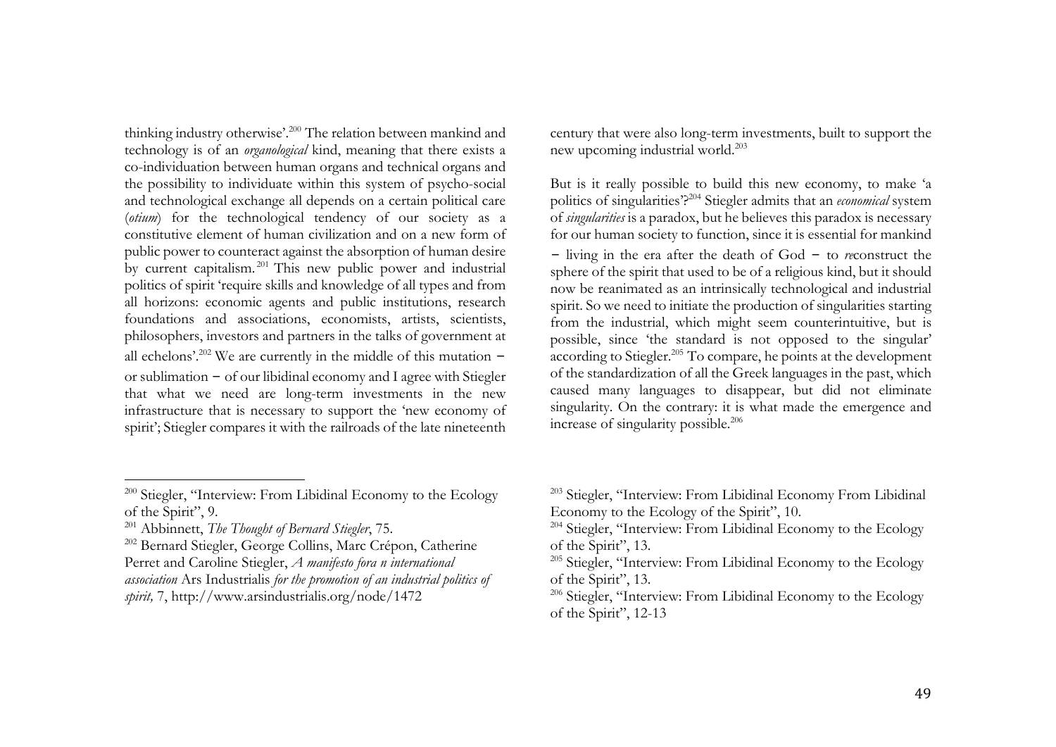thinking industry otherwise'.[200] The relation between mankind and technology is of an *organological* kind, meaning that there exists a co-individuation between human organs and technical organs and the possibility to individuate within this system of psycho-social and technological exchange all depends on a certain political care (*otium*) for the technological tendency of our society as a constitutive element of human civilization and on a new form of public power to counteract against the absorption of human desire by current capitalism.[201] This new public power and industrial politics of spirit 'require skills and knowledge of all types and from all horizons: economic agents and public institutions, research foundations and associations, economists, artists, scientists, philosophers, investors and partners in the talks of government at all echelons'.[202] We are currently in the middle of this mutation − or sublimation − of our libidinal economy and I agree with Stiegler that what we need are long-term investments in the new infrastructure that is necessary to support the 'new economy of spirit'; Stiegler compares it with the railroads of the late nineteenth century that were also long-term investments, built to support the new upcoming industrial world.[203]

But is it really possible to build this new economy, to make 'a politics of singularities'?[204] Stiegler admits that an *economical* system of *singularities* is a paradox, but he believes this paradox is necessary for our human society to function, since it is essential for mankind − living in the era after the death of God − to *re*construct the sphere of the spirit that used to be of a religious kind, but it should now be reanimated as an intrinsically technological and industrial spirit. So we need to initiate the production of singularities starting from the industrial, which might seem counterintuitive, but is possible, since 'the standard is not opposed to the singular' according to Stiegler.[205] To compare, he points at the development of the standardization of all the Greek languages in the past, which caused many languages to disappear, but did not eliminate singularity. On the contrary: it is what made the emergence and increase of singularity possible.[206]

---

[200] Stiegler, "Interview: From Libidinal Economy to the Ecology of the Spirit", 9.

[201] Abbinnett, *The Thought of Bernard Stiegler*, 75.

[202] Bernard Stiegler, George Collins, Marc Crépon, Catherine Perret and Caroline Stiegler, *A manifesto fora n international association* Ars Industrialis *for the promotion of an industrial politics of spirit,* 7, http://www.arsindustrialis.org/node/1472

[203] Stiegler, "Interview: From Libidinal Economy From Libidinal Economy to the Ecology of the Spirit", 10.

[204] Stiegler, "Interview: From Libidinal Economy to the Ecology of the Spirit", 13.

[205] Stiegler, "Interview: From Libidinal Economy to the Ecology of the Spirit", 13.

[206] Stiegler, "Interview: From Libidinal Economy to the Ecology of the Spirit", 12-13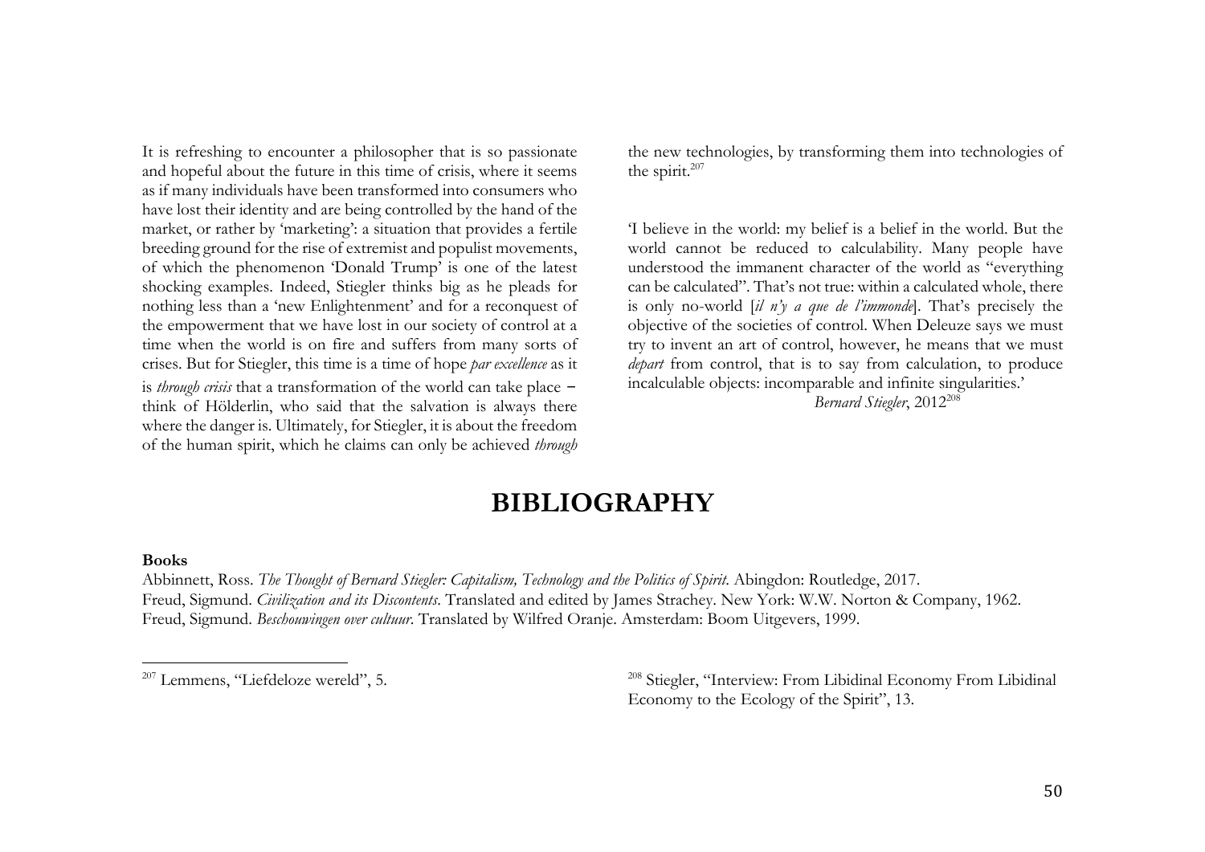It is refreshing to encounter a philosopher that is so passionate and hopeful about the future in this time of crisis, where it seems as if many individuals have been transformed into consumers who have lost their identity and are being controlled by the hand of the market, or rather by 'marketing': a situation that provides a fertile breeding ground for the rise of extremist and populist movements, of which the phenomenon 'Donald Trump' is one of the latest shocking examples. Indeed, Stiegler thinks big as he pleads for nothing less than a 'new Enlightenment' and for a reconquest of the empowerment that we have lost in our society of control at a time when the world is on fire and suffers from many sorts of crises. But for Stiegler, this time is a time of hope *par excellence* as it is *through crisis* that a transformation of the world can take place – think of Hölderlin, who said that the salvation is always there where the danger is. Ultimately, for Stiegler, it is about the freedom of the human spirit, which he claims can only be achieved *through* the new technologies, by transforming them into technologies of the spirit.[207]

'I believe in the world: my belief is a belief in the world. But the world cannot be reduced to calculability. Many people have understood the immanent character of the world as "everything can be calculated". That's not true: within a calculated whole, there is only no-world [*il n'y a que de l'immonde*]. That's precisely the objective of the societies of control. When Deleuze says we must try to invent an art of control, however, he means that we must *depart* from control, that is to say from calculation, to produce incalculable objects: incomparable and infinite singularities.'

*Bernard Stiegler*, 2012[208]

# BIBLIOGRAPHY

**Books**

Abbinnett, Ross. *The Thought of Bernard Stiegler: Capitalism, Technology and the Politics of Spirit*. Abingdon: Routledge, 2017.
Freud, Sigmund. *Civilization and its Discontents*. Translated and edited by James Strachey. New York: W.W. Norton & Company, 1962.
Freud, Sigmund. *Beschouwingen over cultuur*. Translated by Wilfred Oranje. Amsterdam: Boom Uitgevers, 1999.

---

[207] Lemmens, "Liefdeloze wereld", 5.

[208] Stiegler, "Interview: From Libidinal Economy From Libidinal Economy to the Ecology of the Spirit", 13.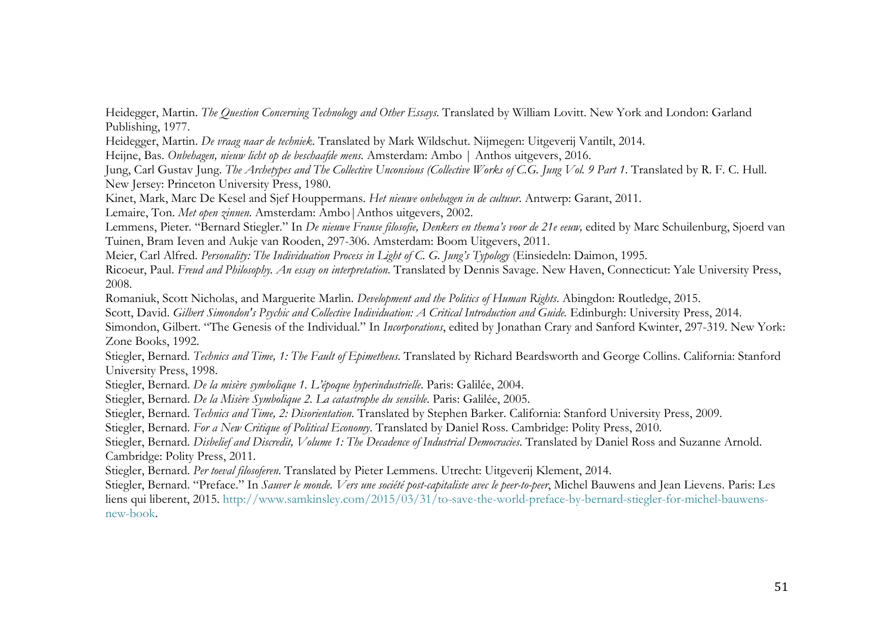Heidegger, Martin. *The Question Concerning Technology and Other Essays*. Translated by William Lovitt. New York and London: Garland Publishing, 1977.

Heidegger, Martin. *De vraag naar de techniek*. Translated by Mark Wildschut. Nijmegen: Uitgeverij Vantilt, 2014.

Heijne, Bas. *Onbehagen, nieuw licht op de beschaafde mens*. Amsterdam: Ambo | Anthos uitgevers, 2016.

Jung, Carl Gustav Jung. *The Archetypes and The Collective Unconsious (Collective Works of C.G. Jung Vol. 9 Part 1*. Translated by R. F. C. Hull. New Jersey: Princeton University Press, 1980.

Kinet, Mark, Marc De Kesel and Sjef Houppermans. *Het nieuwe onbehagen in de cultuur*. Antwerp: Garant, 2011.

Lemaire, Ton. *Met open zinnen*. Amsterdam: Ambo|Anthos uitgevers, 2002.

Lemmens, Pieter. "Bernard Stiegler." In *De nieuwe Franse filosofie, Denkers en thema's voor de 21e eeuw,* edited by Marc Schuilenburg, Sjoerd van Tuinen, Bram Ieven and Aukje van Rooden, 297-306. Amsterdam: Boom Uitgevers, 2011.

Meier, Carl Alfred. *Personality: The Individuation Process in Light of C. G. Jung's Typology* (Einsiedeln: Daimon, 1995.

Ricoeur, Paul. *Freud and Philosophy. An essay on interpretation*. Translated by Dennis Savage. New Haven, Connecticut: Yale University Press, 2008.

Romaniuk, Scott Nicholas, and Marguerite Marlin. *Development and the Politics of Human Rights*. Abingdon: Routledge, 2015.

Scott, David. *Gilbert Simondon's Psychic and Collective Individuation: A Critical Introduction and Guide.* Edinburgh: University Press, 2014.

Simondon, Gilbert. "The Genesis of the Individual." In *Incorporations*, edited by Jonathan Crary and Sanford Kwinter, 297-319. New York: Zone Books, 1992.

Stiegler, Bernard. *Technics and Time, 1: The Fault of Epimetheus*. Translated by Richard Beardsworth and George Collins. California: Stanford University Press, 1998.

Stiegler, Bernard. *De la misère symbolique 1. L'époque hyperindustrielle*. Paris: Galilée, 2004.

Stiegler, Bernard. *De la Misère Symbolique 2. La catastrophe du sensible*. Paris: Galilée, 2005.

Stiegler, Bernard. *Technics and Time, 2: Disorientation*. Translated by Stephen Barker. California: Stanford University Press, 2009.

Stiegler, Bernard. *For a New Critique of Political Economy*. Translated by Daniel Ross. Cambridge: Polity Press, 2010.

Stiegler, Bernard. *Disbelief and Discredit, Volume 1: The Decadence of Industrial Democracies*. Translated by Daniel Ross and Suzanne Arnold. Cambridge: Polity Press, 2011.

Stiegler, Bernard. *Per toeval filosoferen*. Translated by Pieter Lemmens. Utrecht: Uitgeverij Klement, 2014.

Stiegler, Bernard. "Preface." In *Sauver le monde. Vers une société post-capitaliste avec le peer-to-peer*, Michel Bauwens and Jean Lievens. Paris: Les liens qui liberent, 2015. http://www.samkinsley.com/2015/03/31/to-save-the-world-preface-by-bernard-stiegler-for-michel-bauwens-new-book.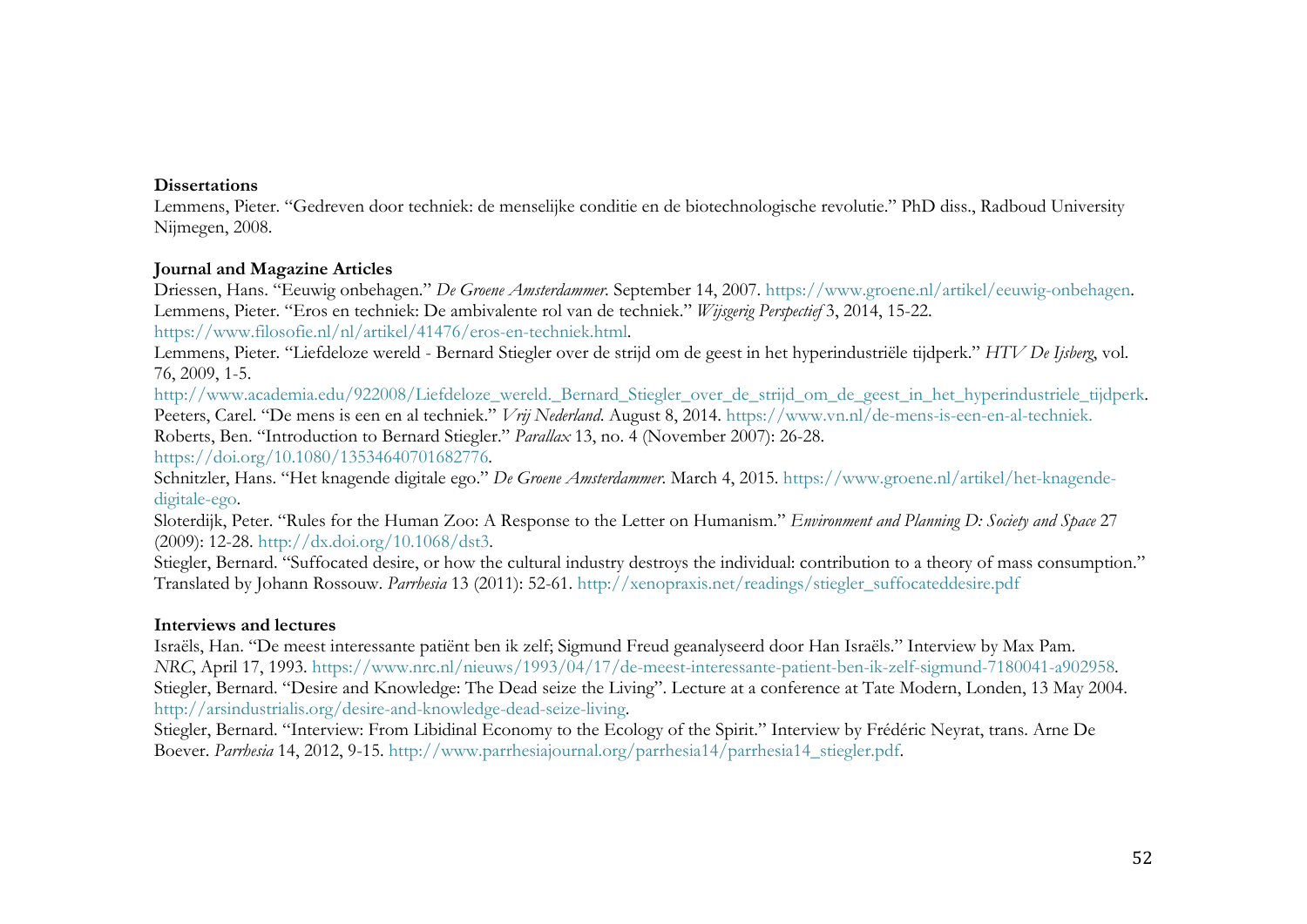**Dissertations**

Lemmens, Pieter. "Gedreven door techniek: de menselijke conditie en de biotechnologische revolutie." PhD diss., Radboud University Nijmegen, 2008.

**Journal and Magazine Articles**

Driessen, Hans. "Eeuwig onbehagen." *De Groene Amsterdammer*. September 14, 2007. https://www.groene.nl/artikel/eeuwig-onbehagen.

Lemmens, Pieter. "Eros en techniek: De ambivalente rol van de techniek." *Wijsgerig Perspectief* 3, 2014, 15-22. https://www.filosofie.nl/nl/artikel/41476/eros-en-techniek.html.

Lemmens, Pieter. "Liefdeloze wereld - Bernard Stiegler over de strijd om de geest in het hyperindustriële tijdperk." *HTV De Ijsberg*, vol. 76, 2009, 1-5. http://www.academia.edu/922008/Liefdeloze_wereld._Bernard_Stiegler_over_de_strijd_om_de_geest_in_het_hyperindustriele_tijdperk.

Peeters, Carel. "De mens is een en al techniek." *Vrij Nederland*. August 8, 2014. https://www.vn.nl/de-mens-is-een-en-al-techniek.

Roberts, Ben. "Introduction to Bernard Stiegler." *Parallax* 13, no. 4 (November 2007): 26-28. https://doi.org/10.1080/13534640701682776.

Schnitzler, Hans. "Het knagende digitale ego." *De Groene Amsterdammer*. March 4, 2015. https://www.groene.nl/artikel/het-knagende-digitale-ego.

Sloterdijk, Peter. "Rules for the Human Zoo: A Response to the Letter on Humanism." *Environment and Planning D: Society and Space* 27 (2009): 12-28. http://dx.doi.org/10.1068/dst3.

Stiegler, Bernard. "Suffocated desire, or how the cultural industry destroys the individual: contribution to a theory of mass consumption." Translated by Johann Rossouw. *Parrhesia* 13 (2011): 52-61. http://xenopraxis.net/readings/stiegler_suffocateddesire.pdf

**Interviews and lectures**

Israëls, Han. "De meest interessante patiënt ben ik zelf; Sigmund Freud geanalyseerd door Han Israëls." Interview by Max Pam. *NRC*, April 17, 1993. https://www.nrc.nl/nieuws/1993/04/17/de-meest-interessante-patient-ben-ik-zelf-sigmund-7180041-a902958.

Stiegler, Bernard. "Desire and Knowledge: The Dead seize the Living". Lecture at a conference at Tate Modern, Londen, 13 May 2004. http://arsindustrialis.org/desire-and-knowledge-dead-seize-living.

Stiegler, Bernard. "Interview: From Libidinal Economy to the Ecology of the Spirit." Interview by Frédéric Neyrat, trans. Arne De Boever. *Parrhesia* 14, 2012, 9-15. http://www.parrhesiajournal.org/parrhesia14/parrhesia14_stiegler.pdf.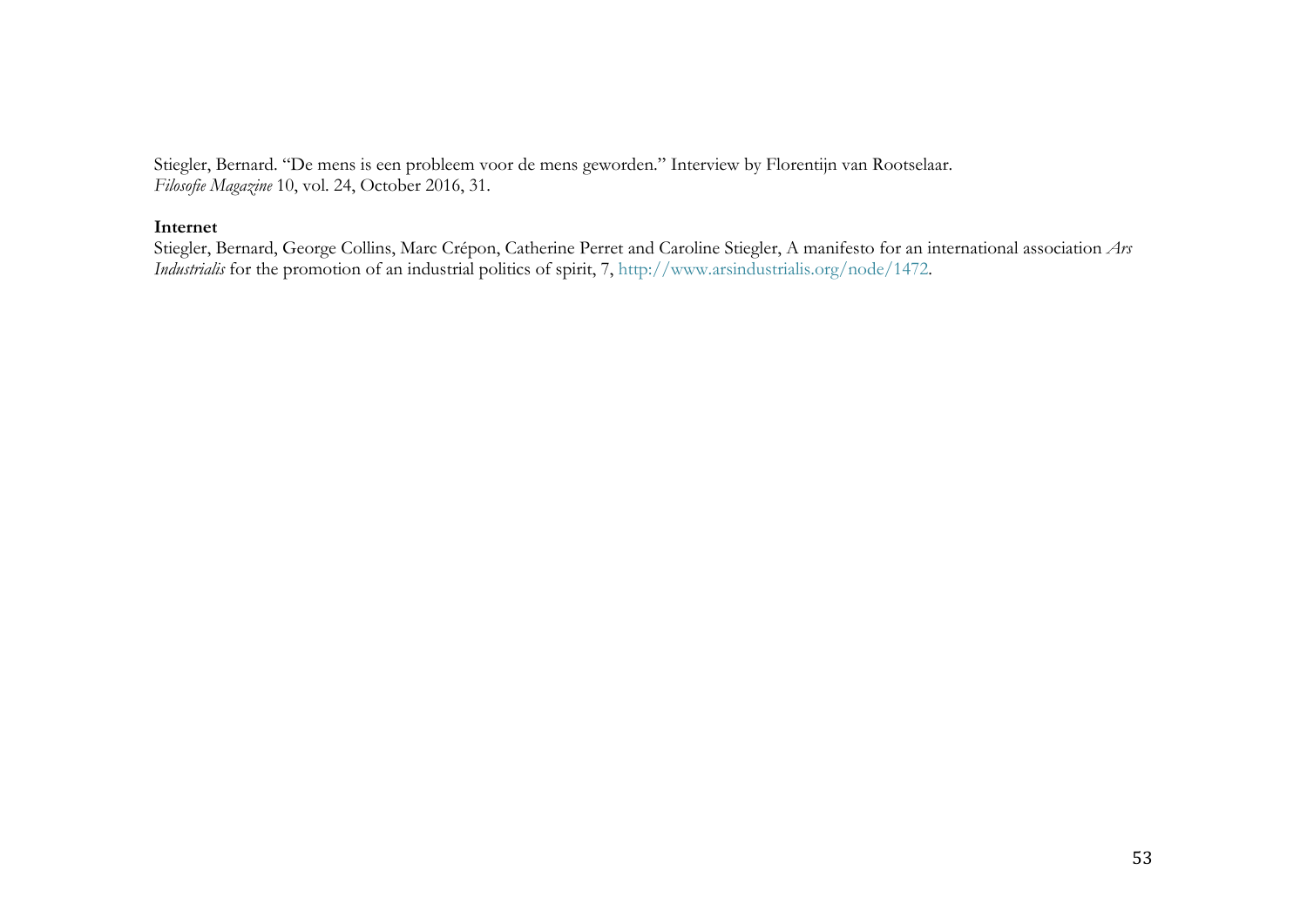Stiegler, Bernard. "De mens is een probleem voor de mens geworden." Interview by Florentijn van Rootselaar. *Filosofie Magazine* 10, vol. 24, October 2016, 31.

**Internet**

Stiegler, Bernard, George Collins, Marc Crépon, Catherine Perret and Caroline Stiegler, A manifesto for an international association *Ars Industrialis* for the promotion of an industrial politics of spirit, 7, http://www.arsindustrialis.org/node/1472.